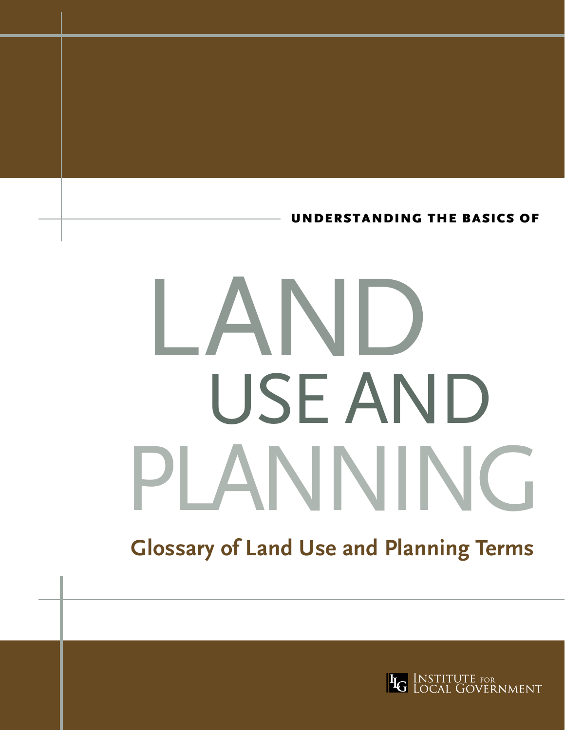UNDERSTANDING THE BASICS OF

# LAND USE AND PLANNING

## Glossary of Land Use and Planning Terms

INSTITUTE FOR LOCAL GOVERNMENT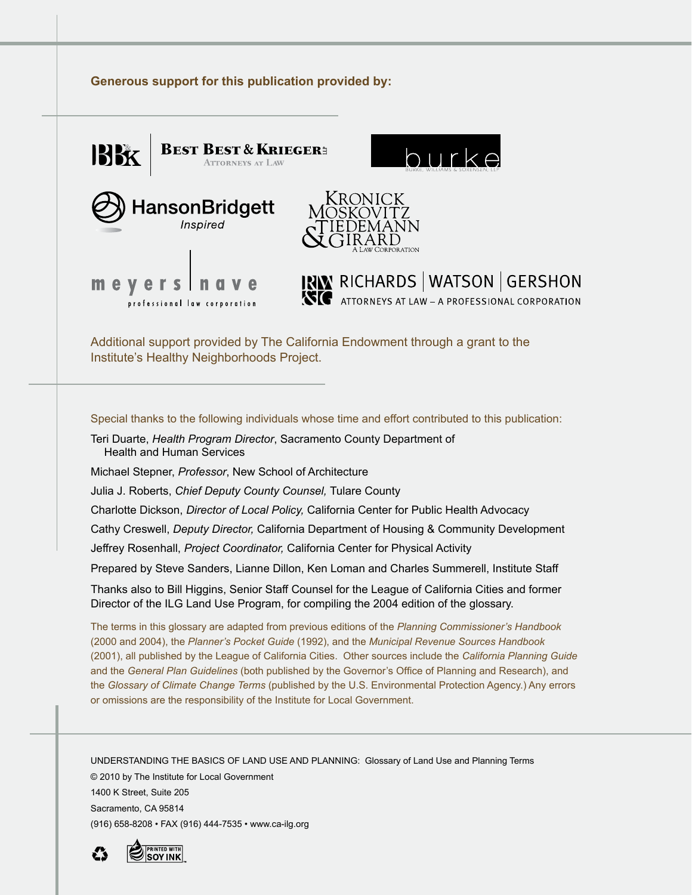**Generous support for this publication provided by:**

Best Best & Krieger LLP — Attorneys at Law

burke — Burke, Williams & Sorensen, LLP

HansonBridgett — Inspired

Kronick Moskovitz Tiedemann & Girard — A Law Corporation

meyers | nave — professional law corporation

Richards | Watson | Gershon — Attorneys at Law – A Professional Corporation

Additional support provided by The California Endowment through a grant to the Institute's Healthy Neighborhoods Project.

Special thanks to the following individuals whose time and effort contributed to this publication:

Teri Duarte, *Health Program Director*, Sacramento County Department of Health and Human Services

Michael Stepner, *Professor*, New School of Architecture

Julia J. Roberts, *Chief Deputy County Counsel,* Tulare County

Charlotte Dickson, *Director of Local Policy,* California Center for Public Health Advocacy

Cathy Creswell, *Deputy Director,* California Department of Housing & Community Development

Jeffrey Rosenhall, *Project Coordinator,* California Center for Physical Activity

Prepared by Steve Sanders, Lianne Dillon, Ken Loman and Charles Summerell, Institute Staff

Thanks also to Bill Higgins, Senior Staff Counsel for the League of California Cities and former Director of the ILG Land Use Program, for compiling the 2004 edition of the glossary.

The terms in this glossary are adapted from previous editions of the *Planning Commissioner's Handbook* (2000 and 2004), the *Planner's Pocket Guide* (1992), and the *Municipal Revenue Sources Handbook* (2001), all published by the League of California Cities. Other sources include the *California Planning Guide* and the *General Plan Guidelines* (both published by the Governor's Office of Planning and Research), and the *Glossary of Climate Change Terms* (published by the U.S. Environmental Protection Agency.) Any errors or omissions are the responsibility of the Institute for Local Government.

UNDERSTANDING THE BASICS OF LAND USE AND PLANNING: Glossary of Land Use and Planning Terms

© 2010 by The Institute for Local Government

1400 K Street, Suite 205

Sacramento, CA 95814

(916) 658-8208 • FAX (916) 444-7535 • www.ca-ilg.org

PRINTED WITH SOY INK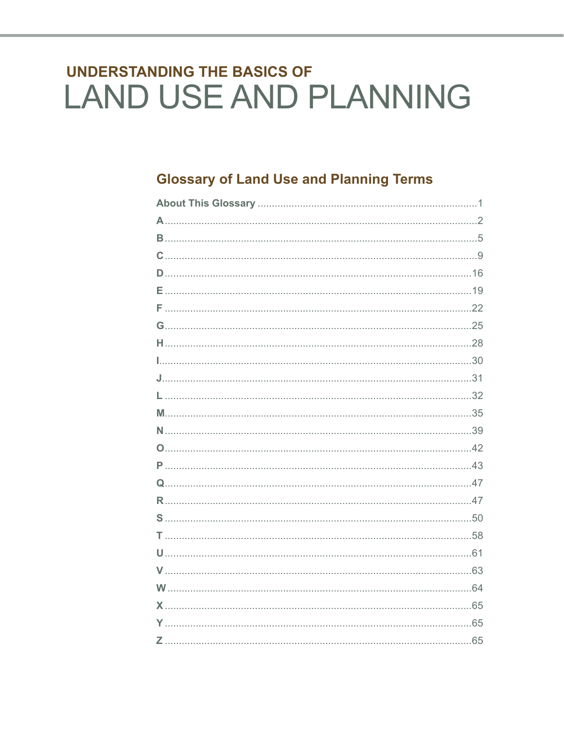## UNDERSTANDING THE BASICS OF

# LAND USE AND PLANNING

## Glossary of Land Use and Planning Terms

About This Glossary ....................................................................1
A............................................................................................2
B............................................................................................5
C............................................................................................9
D..........................................................................................16
E..........................................................................................19
F..........................................................................................22
G..........................................................................................25
H..........................................................................................28
I...........................................................................................30
J...........................................................................................31
L..........................................................................................32
M.........................................................................................35
N..........................................................................................39
O..........................................................................................42
P..........................................................................................43
Q..........................................................................................47
R..........................................................................................47
S..........................................................................................50
T..........................................................................................58
U..........................................................................................61
V..........................................................................................63
W.........................................................................................64
X..........................................................................................65
Y..........................................................................................65
Z..........................................................................................65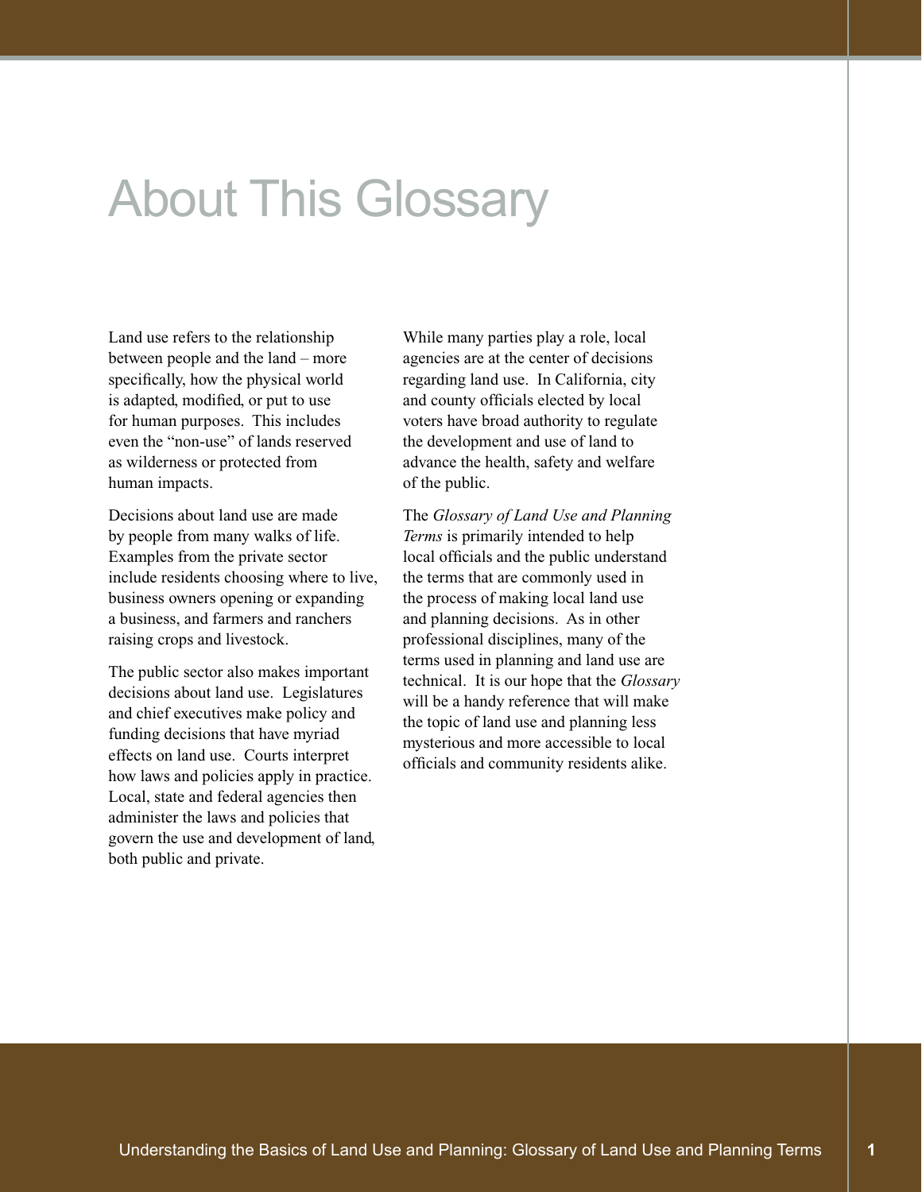# About This Glossary

Land use refers to the relationship between people and the land – more specifically, how the physical world is adapted, modified, or put to use for human purposes. This includes even the "non-use" of lands reserved as wilderness or protected from human impacts.

Decisions about land use are made by people from many walks of life. Examples from the private sector include residents choosing where to live, business owners opening or expanding a business, and farmers and ranchers raising crops and livestock.

The public sector also makes important decisions about land use. Legislatures and chief executives make policy and funding decisions that have myriad effects on land use. Courts interpret how laws and policies apply in practice. Local, state and federal agencies then administer the laws and policies that govern the use and development of land, both public and private.

While many parties play a role, local agencies are at the center of decisions regarding land use. In California, city and county officials elected by local voters have broad authority to regulate the development and use of land to advance the health, safety and welfare of the public.

The *Glossary of Land Use and Planning Terms* is primarily intended to help local officials and the public understand the terms that are commonly used in the process of making local land use and planning decisions. As in other professional disciplines, many of the terms used in planning and land use are technical. It is our hope that the *Glossary* will be a handy reference that will make the topic of land use and planning less mysterious and more accessible to local officials and community residents alike.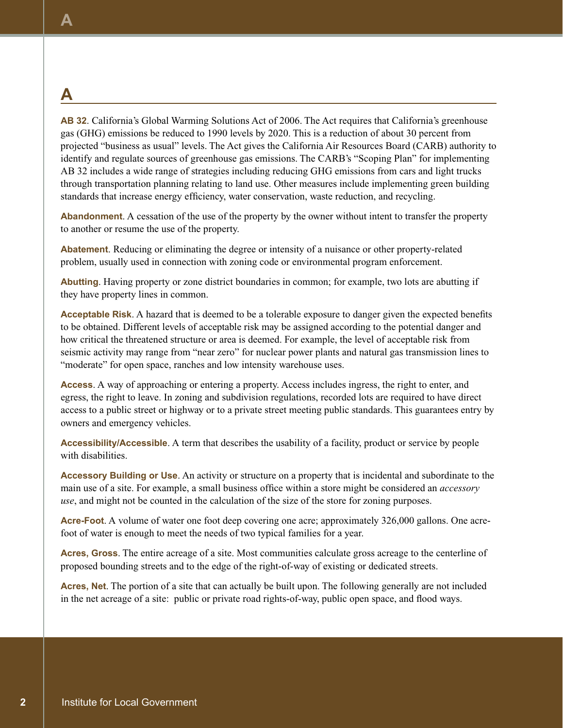# A

**AB 32**. California's Global Warming Solutions Act of 2006. The Act requires that California's greenhouse gas (GHG) emissions be reduced to 1990 levels by 2020. This is a reduction of about 30 percent from projected "business as usual" levels. The Act gives the California Air Resources Board (CARB) authority to identify and regulate sources of greenhouse gas emissions. The CARB's "Scoping Plan" for implementing AB 32 includes a wide range of strategies including reducing GHG emissions from cars and light trucks through transportation planning relating to land use. Other measures include implementing green building standards that increase energy efficiency, water conservation, waste reduction, and recycling.

**Abandonment**. A cessation of the use of the property by the owner without intent to transfer the property to another or resume the use of the property.

**Abatement**. Reducing or eliminating the degree or intensity of a nuisance or other property-related problem, usually used in connection with zoning code or environmental program enforcement.

**Abutting**. Having property or zone district boundaries in common; for example, two lots are abutting if they have property lines in common.

**Acceptable Risk**. A hazard that is deemed to be a tolerable exposure to danger given the expected benefits to be obtained. Different levels of acceptable risk may be assigned according to the potential danger and how critical the threatened structure or area is deemed. For example, the level of acceptable risk from seismic activity may range from "near zero" for nuclear power plants and natural gas transmission lines to "moderate" for open space, ranches and low intensity warehouse uses.

**Access**. A way of approaching or entering a property. Access includes ingress, the right to enter, and egress, the right to leave. In zoning and subdivision regulations, recorded lots are required to have direct access to a public street or highway or to a private street meeting public standards. This guarantees entry by owners and emergency vehicles.

**Accessibility/Accessible**. A term that describes the usability of a facility, product or service by people with disabilities.

**Accessory Building or Use**. An activity or structure on a property that is incidental and subordinate to the main use of a site. For example, a small business office within a store might be considered an *accessory use*, and might not be counted in the calculation of the size of the store for zoning purposes.

**Acre-Foot**. A volume of water one foot deep covering one acre; approximately 326,000 gallons. One acre-foot of water is enough to meet the needs of two typical families for a year.

**Acres, Gross**. The entire acreage of a site. Most communities calculate gross acreage to the centerline of proposed bounding streets and to the edge of the right-of-way of existing or dedicated streets.

**Acres, Net**. The portion of a site that can actually be built upon. The following generally are not included in the net acreage of a site: public or private road rights-of-way, public open space, and flood ways.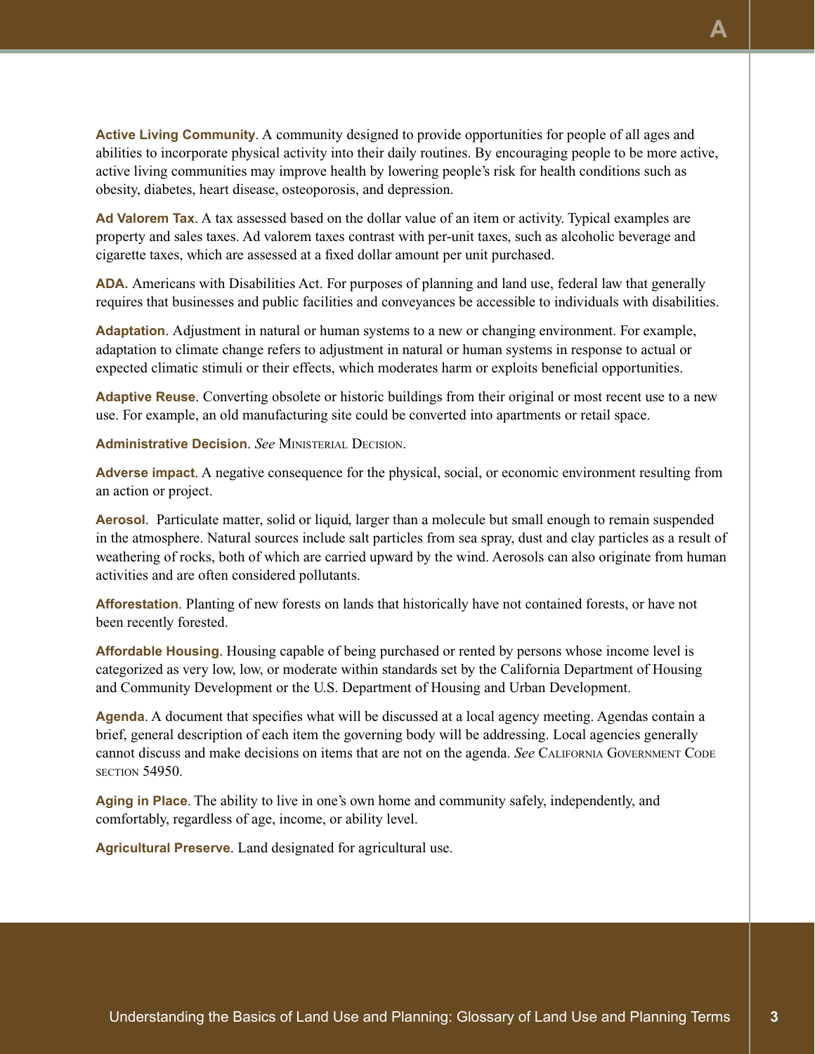**Active Living Community**. A community designed to provide opportunities for people of all ages and abilities to incorporate physical activity into their daily routines. By encouraging people to be more active, active living communities may improve health by lowering people's risk for health conditions such as obesity, diabetes, heart disease, osteoporosis, and depression.

**Ad Valorem Tax**. A tax assessed based on the dollar value of an item or activity. Typical examples are property and sales taxes. Ad valorem taxes contrast with per-unit taxes, such as alcoholic beverage and cigarette taxes, which are assessed at a fixed dollar amount per unit purchased.

**ADA.** Americans with Disabilities Act. For purposes of planning and land use, federal law that generally requires that businesses and public facilities and conveyances be accessible to individuals with disabilities.

**Adaptation**. Adjustment in natural or human systems to a new or changing environment. For example, adaptation to climate change refers to adjustment in natural or human systems in response to actual or expected climatic stimuli or their effects, which moderates harm or exploits beneficial opportunities.

**Adaptive Reuse**. Converting obsolete or historic buildings from their original or most recent use to a new use. For example, an old manufacturing site could be converted into apartments or retail space.

**Administrative Decision**. *See* Ministerial Decision.

**Adverse impact**. A negative consequence for the physical, social, or economic environment resulting from an action or project.

**Aerosol**. Particulate matter, solid or liquid, larger than a molecule but small enough to remain suspended in the atmosphere. Natural sources include salt particles from sea spray, dust and clay particles as a result of weathering of rocks, both of which are carried upward by the wind. Aerosols can also originate from human activities and are often considered pollutants.

**Afforestation**. Planting of new forests on lands that historically have not contained forests, or have not been recently forested.

**Affordable Housing**. Housing capable of being purchased or rented by persons whose income level is categorized as very low, low, or moderate within standards set by the California Department of Housing and Community Development or the U.S. Department of Housing and Urban Development.

**Agenda**. A document that specifies what will be discussed at a local agency meeting. Agendas contain a brief, general description of each item the governing body will be addressing. Local agencies generally cannot discuss and make decisions on items that are not on the agenda. *See* California Government Code section 54950.

**Aging in Place**. The ability to live in one's own home and community safely, independently, and comfortably, regardless of age, income, or ability level.

**Agricultural Preserve**. Land designated for agricultural use.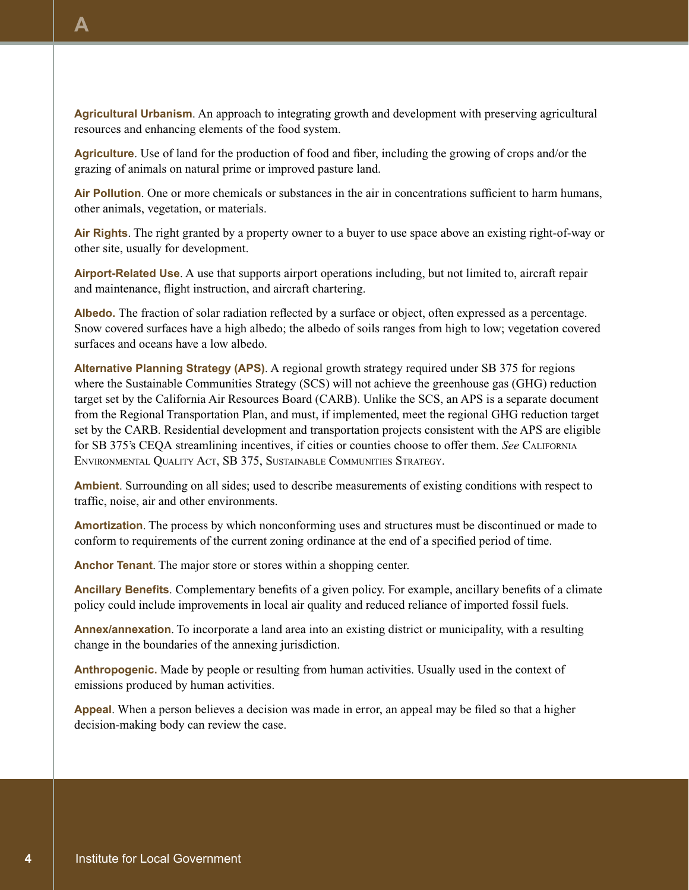# A

**Agricultural Urbanism**. An approach to integrating growth and development with preserving agricultural resources and enhancing elements of the food system.

**Agriculture**. Use of land for the production of food and fiber, including the growing of crops and/or the grazing of animals on natural prime or improved pasture land.

**Air Pollution**. One or more chemicals or substances in the air in concentrations sufficient to harm humans, other animals, vegetation, or materials.

**Air Rights**. The right granted by a property owner to a buyer to use space above an existing right-of-way or other site, usually for development.

**Airport-Related Use**. A use that supports airport operations including, but not limited to, aircraft repair and maintenance, flight instruction, and aircraft chartering.

**Albedo.** The fraction of solar radiation reflected by a surface or object, often expressed as a percentage. Snow covered surfaces have a high albedo; the albedo of soils ranges from high to low; vegetation covered surfaces and oceans have a low albedo.

**Alternative Planning Strategy (APS)**. A regional growth strategy required under SB 375 for regions where the Sustainable Communities Strategy (SCS) will not achieve the greenhouse gas (GHG) reduction target set by the California Air Resources Board (CARB). Unlike the SCS, an APS is a separate document from the Regional Transportation Plan, and must, if implemented, meet the regional GHG reduction target set by the CARB. Residential development and transportation projects consistent with the APS are eligible for SB 375's CEQA streamlining incentives, if cities or counties choose to offer them. *See* California Environmental Quality Act, SB 375, Sustainable Communities Strategy.

**Ambient**. Surrounding on all sides; used to describe measurements of existing conditions with respect to traffic, noise, air and other environments.

**Amortization**. The process by which nonconforming uses and structures must be discontinued or made to conform to requirements of the current zoning ordinance at the end of a specified period of time.

**Anchor Tenant**. The major store or stores within a shopping center.

**Ancillary Benefits**. Complementary benefits of a given policy. For example, ancillary benefits of a climate policy could include improvements in local air quality and reduced reliance of imported fossil fuels.

**Annex/annexation**. To incorporate a land area into an existing district or municipality, with a resulting change in the boundaries of the annexing jurisdiction.

**Anthropogenic.** Made by people or resulting from human activities. Usually used in the context of emissions produced by human activities.

**Appeal**. When a person believes a decision was made in error, an appeal may be filed so that a higher decision-making body can review the case.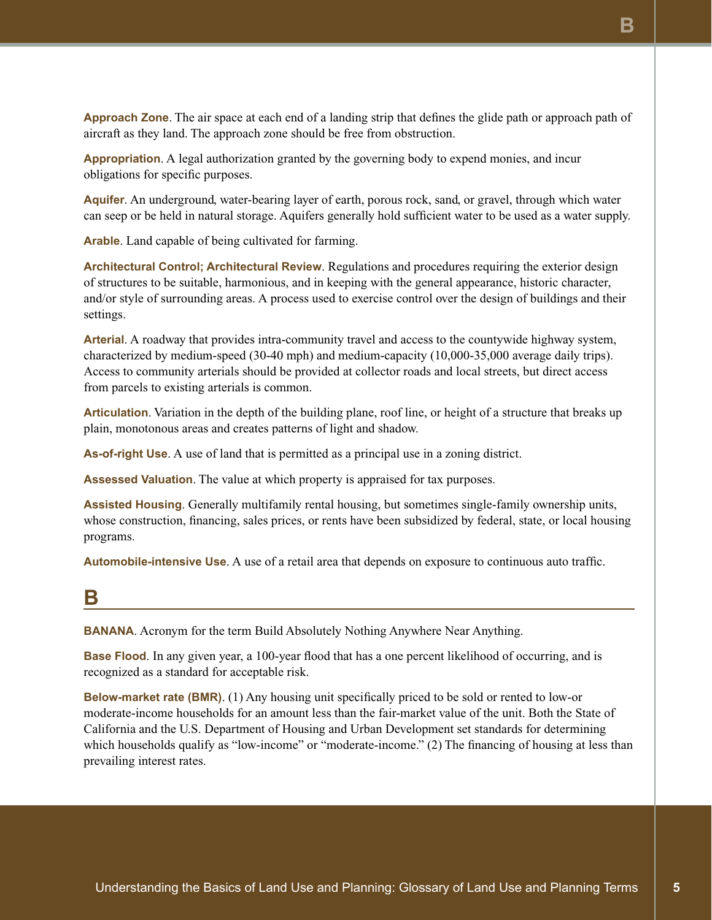**Approach Zone**. The air space at each end of a landing strip that defines the glide path or approach path of aircraft as they land. The approach zone should be free from obstruction.

**Appropriation**. A legal authorization granted by the governing body to expend monies, and incur obligations for specific purposes.

**Aquifer**. An underground, water-bearing layer of earth, porous rock, sand, or gravel, through which water can seep or be held in natural storage. Aquifers generally hold sufficient water to be used as a water supply.

**Arable**. Land capable of being cultivated for farming.

**Architectural Control; Architectural Review**. Regulations and procedures requiring the exterior design of structures to be suitable, harmonious, and in keeping with the general appearance, historic character, and/or style of surrounding areas. A process used to exercise control over the design of buildings and their settings.

**Arterial**. A roadway that provides intra-community travel and access to the countywide highway system, characterized by medium-speed (30-40 mph) and medium-capacity (10,000-35,000 average daily trips). Access to community arterials should be provided at collector roads and local streets, but direct access from parcels to existing arterials is common.

**Articulation**. Variation in the depth of the building plane, roof line, or height of a structure that breaks up plain, monotonous areas and creates patterns of light and shadow.

**As-of-right Use**. A use of land that is permitted as a principal use in a zoning district.

**Assessed Valuation**. The value at which property is appraised for tax purposes.

**Assisted Housing**. Generally multifamily rental housing, but sometimes single-family ownership units, whose construction, financing, sales prices, or rents have been subsidized by federal, state, or local housing programs.

**Automobile-intensive Use**. A use of a retail area that depends on exposure to continuous auto traffic.

## B

**BANANA**. Acronym for the term Build Absolutely Nothing Anywhere Near Anything.

**Base Flood**. In any given year, a 100-year flood that has a one percent likelihood of occurring, and is recognized as a standard for acceptable risk.

**Below-market rate (BMR)**. (1) Any housing unit specifically priced to be sold or rented to low-or moderate-income households for an amount less than the fair-market value of the unit. Both the State of California and the U.S. Department of Housing and Urban Development set standards for determining which households qualify as "low-income" or "moderate-income." (2) The financing of housing at less than prevailing interest rates.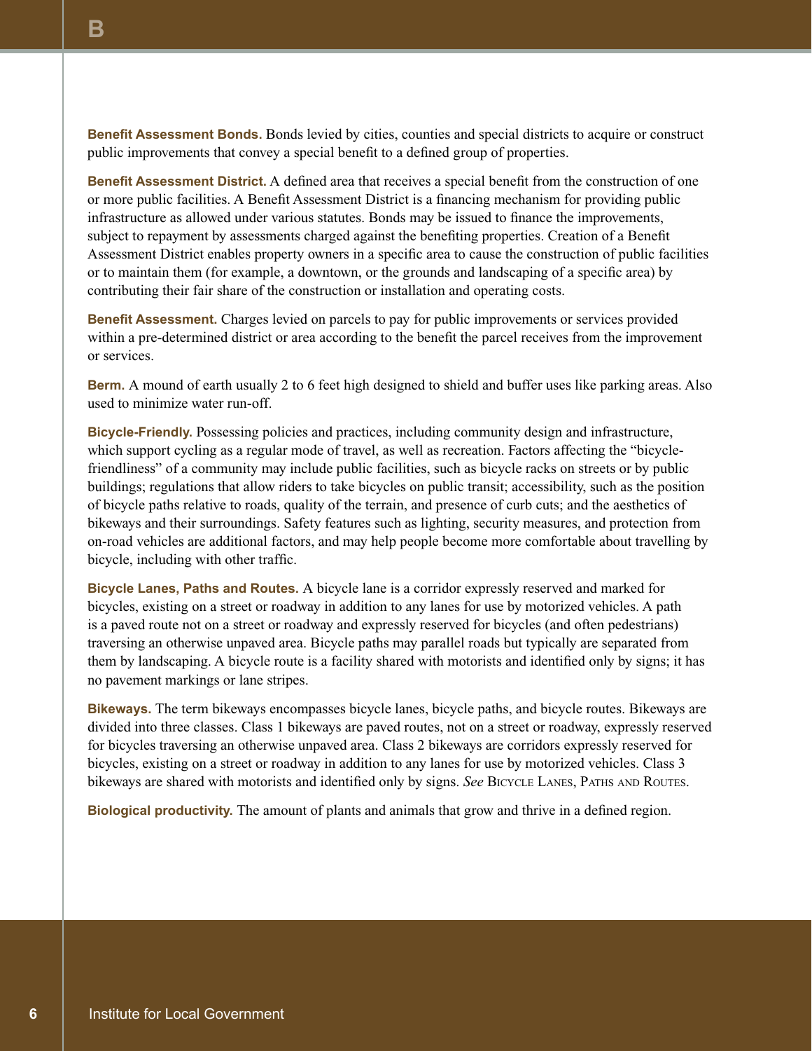**Benefit Assessment Bonds.** Bonds levied by cities, counties and special districts to acquire or construct public improvements that convey a special benefit to a defined group of properties.

**Benefit Assessment District.** A defined area that receives a special benefit from the construction of one or more public facilities. A Benefit Assessment District is a financing mechanism for providing public infrastructure as allowed under various statutes. Bonds may be issued to finance the improvements, subject to repayment by assessments charged against the benefiting properties. Creation of a Benefit Assessment District enables property owners in a specific area to cause the construction of public facilities or to maintain them (for example, a downtown, or the grounds and landscaping of a specific area) by contributing their fair share of the construction or installation and operating costs.

**Benefit Assessment.** Charges levied on parcels to pay for public improvements or services provided within a pre-determined district or area according to the benefit the parcel receives from the improvement or services.

**Berm.** A mound of earth usually 2 to 6 feet high designed to shield and buffer uses like parking areas. Also used to minimize water run-off.

**Bicycle-Friendly.** Possessing policies and practices, including community design and infrastructure, which support cycling as a regular mode of travel, as well as recreation. Factors affecting the "bicycle-friendliness" of a community may include public facilities, such as bicycle racks on streets or by public buildings; regulations that allow riders to take bicycles on public transit; accessibility, such as the position of bicycle paths relative to roads, quality of the terrain, and presence of curb cuts; and the aesthetics of bikeways and their surroundings. Safety features such as lighting, security measures, and protection from on-road vehicles are additional factors, and may help people become more comfortable about travelling by bicycle, including with other traffic.

**Bicycle Lanes, Paths and Routes.** A bicycle lane is a corridor expressly reserved and marked for bicycles, existing on a street or roadway in addition to any lanes for use by motorized vehicles. A path is a paved route not on a street or roadway and expressly reserved for bicycles (and often pedestrians) traversing an otherwise unpaved area. Bicycle paths may parallel roads but typically are separated from them by landscaping. A bicycle route is a facility shared with motorists and identified only by signs; it has no pavement markings or lane stripes.

**Bikeways.** The term bikeways encompasses bicycle lanes, bicycle paths, and bicycle routes. Bikeways are divided into three classes. Class 1 bikeways are paved routes, not on a street or roadway, expressly reserved for bicycles traversing an otherwise unpaved area. Class 2 bikeways are corridors expressly reserved for bicycles, existing on a street or roadway in addition to any lanes for use by motorized vehicles. Class 3 bikeways are shared with motorists and identified only by signs. *See* Bicycle Lanes, Paths and Routes.

**Biological productivity.** The amount of plants and animals that grow and thrive in a defined region.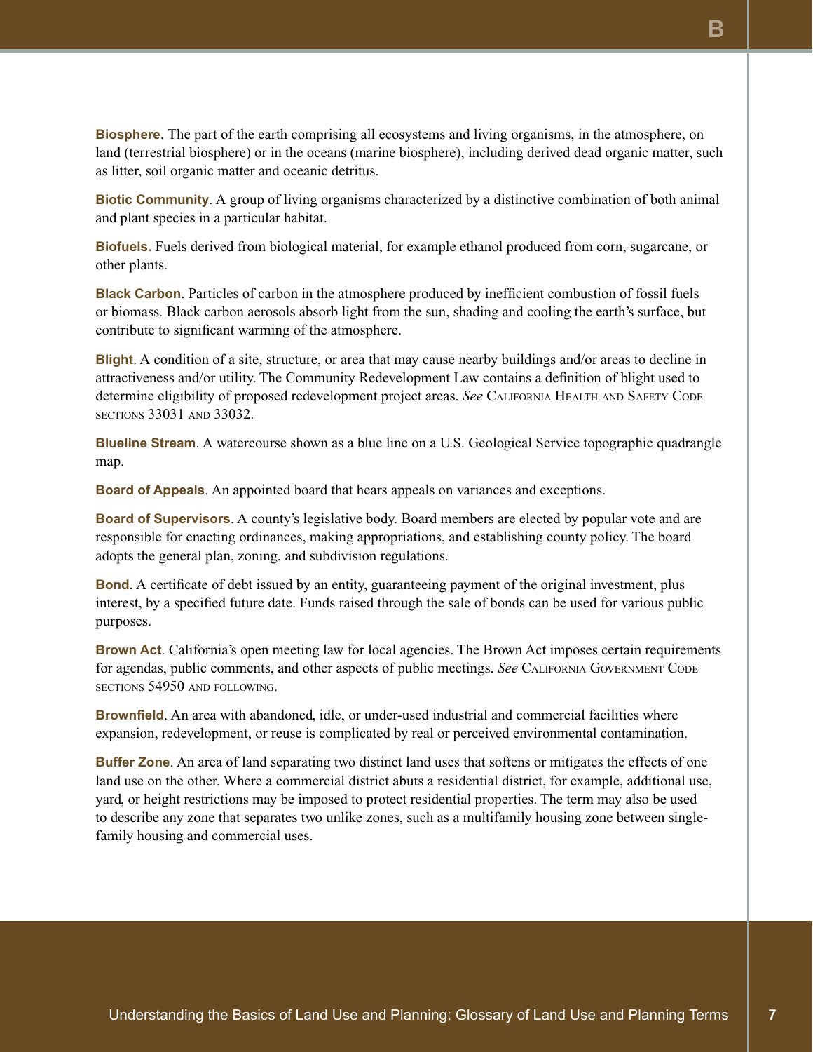**Biosphere**. The part of the earth comprising all ecosystems and living organisms, in the atmosphere, on land (terrestrial biosphere) or in the oceans (marine biosphere), including derived dead organic matter, such as litter, soil organic matter and oceanic detritus.

**Biotic Community**. A group of living organisms characterized by a distinctive combination of both animal and plant species in a particular habitat.

**Biofuels.** Fuels derived from biological material, for example ethanol produced from corn, sugarcane, or other plants.

**Black Carbon**. Particles of carbon in the atmosphere produced by inefficient combustion of fossil fuels or biomass. Black carbon aerosols absorb light from the sun, shading and cooling the earth's surface, but contribute to significant warming of the atmosphere.

**Blight**. A condition of a site, structure, or area that may cause nearby buildings and/or areas to decline in attractiveness and/or utility. The Community Redevelopment Law contains a definition of blight used to determine eligibility of proposed redevelopment project areas. *See* California Health and Safety Code sections 33031 and 33032.

**Blueline Stream**. A watercourse shown as a blue line on a U.S. Geological Service topographic quadrangle map.

**Board of Appeals**. An appointed board that hears appeals on variances and exceptions.

**Board of Supervisors**. A county's legislative body. Board members are elected by popular vote and are responsible for enacting ordinances, making appropriations, and establishing county policy. The board adopts the general plan, zoning, and subdivision regulations.

**Bond**. A certificate of debt issued by an entity, guaranteeing payment of the original investment, plus interest, by a specified future date. Funds raised through the sale of bonds can be used for various public purposes.

**Brown Act**. California's open meeting law for local agencies. The Brown Act imposes certain requirements for agendas, public comments, and other aspects of public meetings. *See* California Government Code sections 54950 and following.

**Brownfield**. An area with abandoned, idle, or under-used industrial and commercial facilities where expansion, redevelopment, or reuse is complicated by real or perceived environmental contamination.

**Buffer Zone**. An area of land separating two distinct land uses that softens or mitigates the effects of one land use on the other. Where a commercial district abuts a residential district, for example, additional use, yard, or height restrictions may be imposed to protect residential properties. The term may also be used to describe any zone that separates two unlike zones, such as a multifamily housing zone between single-family housing and commercial uses.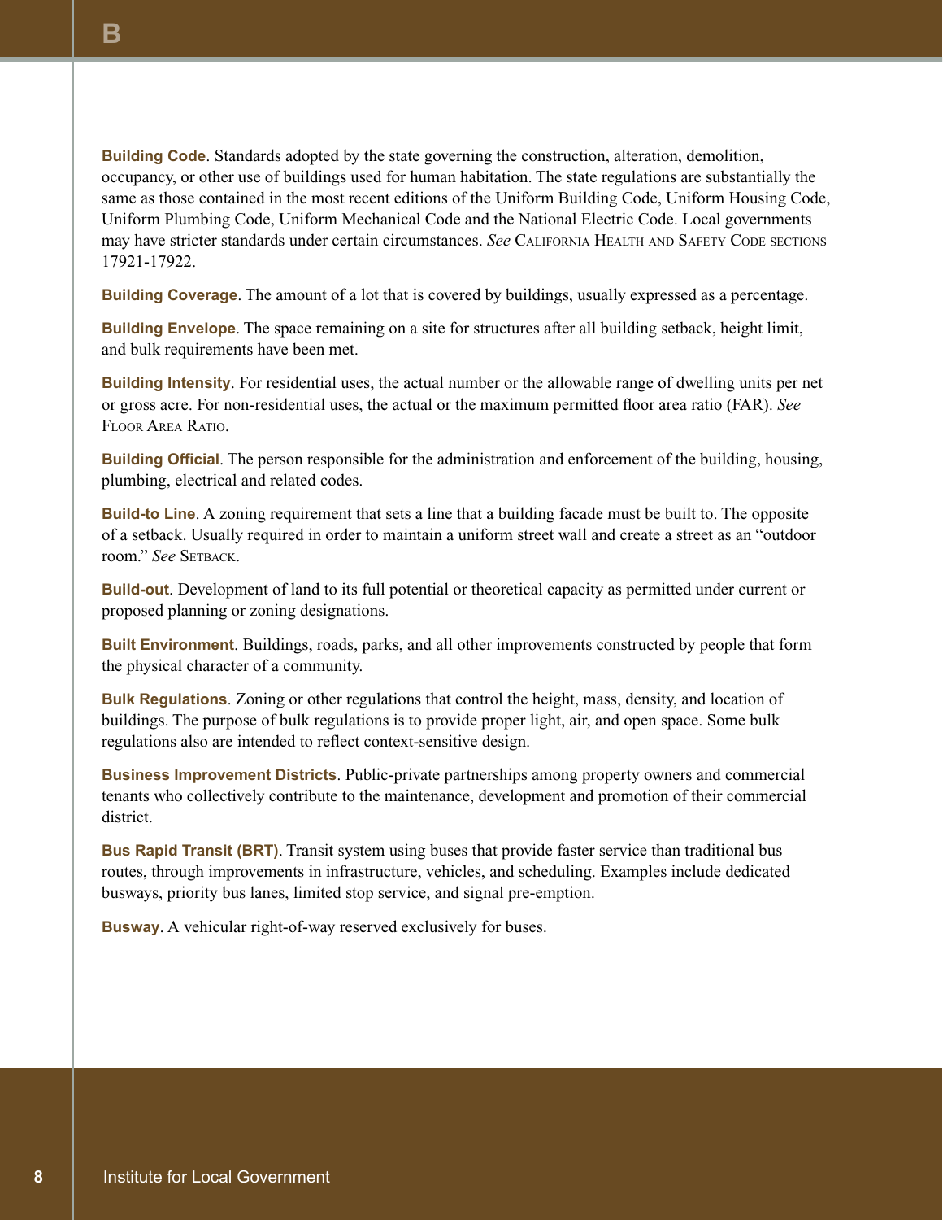**Building Code**. Standards adopted by the state governing the construction, alteration, demolition, occupancy, or other use of buildings used for human habitation. The state regulations are substantially the same as those contained in the most recent editions of the Uniform Building Code, Uniform Housing Code, Uniform Plumbing Code, Uniform Mechanical Code and the National Electric Code. Local governments may have stricter standards under certain circumstances. *See* California Health and Safety Code sections 17921-17922.

**Building Coverage**. The amount of a lot that is covered by buildings, usually expressed as a percentage.

**Building Envelope**. The space remaining on a site for structures after all building setback, height limit, and bulk requirements have been met.

**Building Intensity**. For residential uses, the actual number or the allowable range of dwelling units per net or gross acre. For non-residential uses, the actual or the maximum permitted floor area ratio (FAR). *See* Floor Area Ratio.

**Building Official**. The person responsible for the administration and enforcement of the building, housing, plumbing, electrical and related codes.

**Build-to Line**. A zoning requirement that sets a line that a building facade must be built to. The opposite of a setback. Usually required in order to maintain a uniform street wall and create a street as an "outdoor room." *See* Setback.

**Build-out**. Development of land to its full potential or theoretical capacity as permitted under current or proposed planning or zoning designations.

**Built Environment**. Buildings, roads, parks, and all other improvements constructed by people that form the physical character of a community.

**Bulk Regulations**. Zoning or other regulations that control the height, mass, density, and location of buildings. The purpose of bulk regulations is to provide proper light, air, and open space. Some bulk regulations also are intended to reflect context-sensitive design.

**Business Improvement Districts**. Public-private partnerships among property owners and commercial tenants who collectively contribute to the maintenance, development and promotion of their commercial district.

**Bus Rapid Transit (BRT)**. Transit system using buses that provide faster service than traditional bus routes, through improvements in infrastructure, vehicles, and scheduling. Examples include dedicated busways, priority bus lanes, limited stop service, and signal pre-emption.

**Busway**. A vehicular right-of-way reserved exclusively for buses.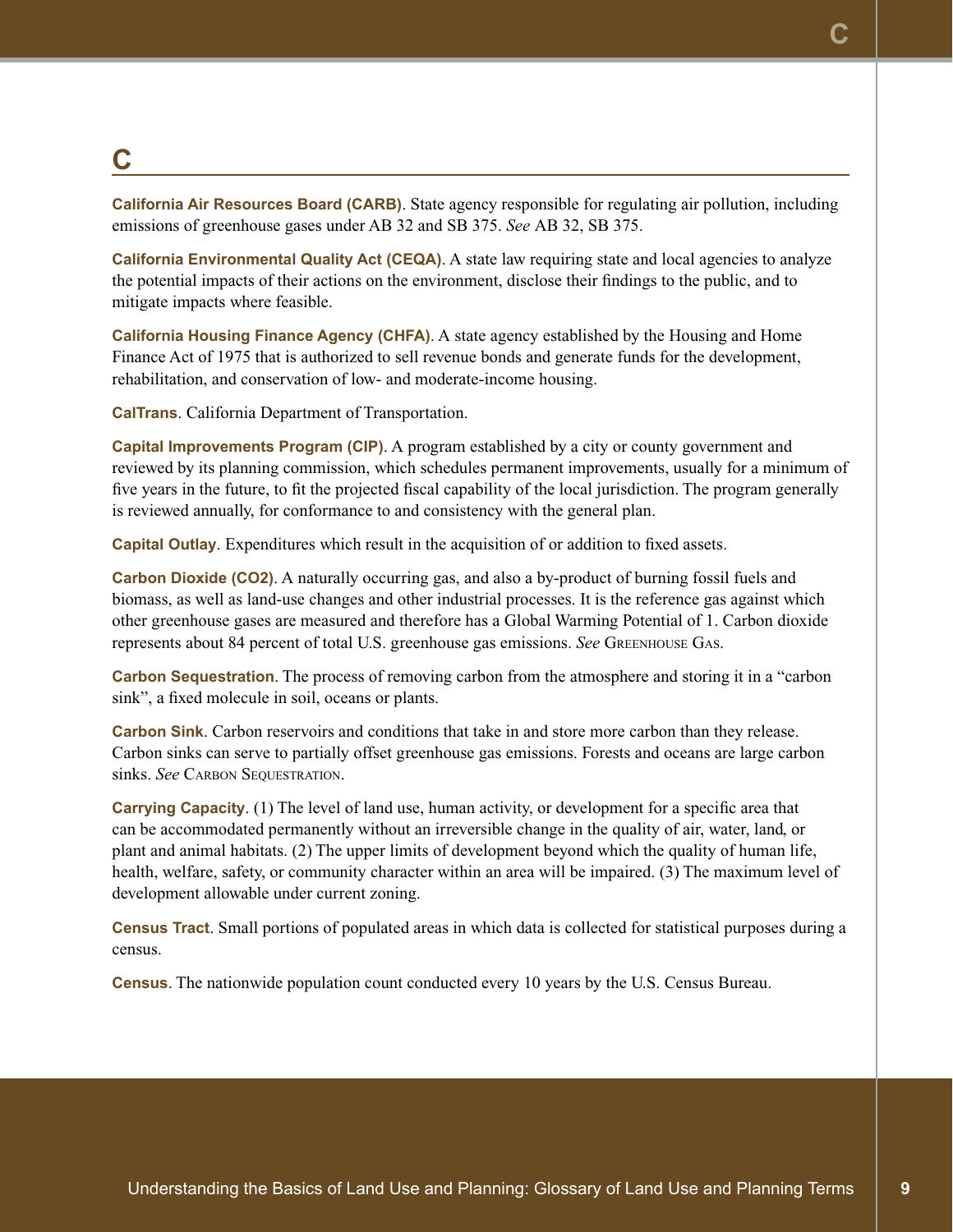## C

**California Air Resources Board (CARB)**. State agency responsible for regulating air pollution, including emissions of greenhouse gases under AB 32 and SB 375. *See* AB 32, SB 375.

**California Environmental Quality Act (CEQA)**. A state law requiring state and local agencies to analyze the potential impacts of their actions on the environment, disclose their findings to the public, and to mitigate impacts where feasible.

**California Housing Finance Agency (CHFA)**. A state agency established by the Housing and Home Finance Act of 1975 that is authorized to sell revenue bonds and generate funds for the development, rehabilitation, and conservation of low- and moderate-income housing.

**CalTrans**. California Department of Transportation.

**Capital Improvements Program (CIP)**. A program established by a city or county government and reviewed by its planning commission, which schedules permanent improvements, usually for a minimum of five years in the future, to fit the projected fiscal capability of the local jurisdiction. The program generally is reviewed annually, for conformance to and consistency with the general plan.

**Capital Outlay**. Expenditures which result in the acquisition of or addition to fixed assets.

**Carbon Dioxide ($CO_2$)**. A naturally occurring gas, and also a by-product of burning fossil fuels and biomass, as well as land-use changes and other industrial processes. It is the reference gas against which other greenhouse gases are measured and therefore has a Global Warming Potential of 1. Carbon dioxide represents about 84 percent of total U.S. greenhouse gas emissions. *See* Greenhouse Gas.

**Carbon Sequestration**. The process of removing carbon from the atmosphere and storing it in a "carbon sink", a fixed molecule in soil, oceans or plants.

**Carbon Sink**. Carbon reservoirs and conditions that take in and store more carbon than they release. Carbon sinks can serve to partially offset greenhouse gas emissions. Forests and oceans are large carbon sinks. *See* Carbon Sequestration.

**Carrying Capacity**. (1) The level of land use, human activity, or development for a specific area that can be accommodated permanently without an irreversible change in the quality of air, water, land, or plant and animal habitats. (2) The upper limits of development beyond which the quality of human life, health, welfare, safety, or community character within an area will be impaired. (3) The maximum level of development allowable under current zoning.

**Census Tract**. Small portions of populated areas in which data is collected for statistical purposes during a census.

**Census**. The nationwide population count conducted every 10 years by the U.S. Census Bureau.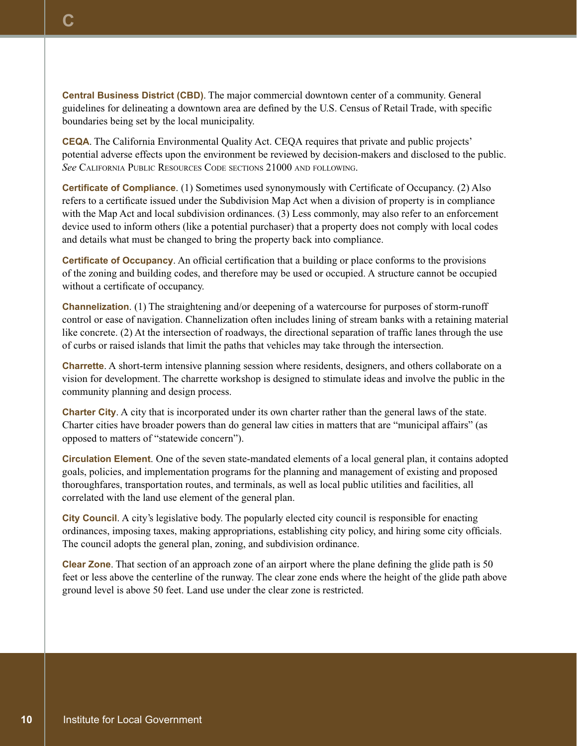**Central Business District (CBD)**. The major commercial downtown center of a community. General guidelines for delineating a downtown area are defined by the U.S. Census of Retail Trade, with specific boundaries being set by the local municipality.

**CEQA**. The California Environmental Quality Act. CEQA requires that private and public projects' potential adverse effects upon the environment be reviewed by decision-makers and disclosed to the public. *See* California Public Resources Code sections 21000 and following.

**Certificate of Compliance**. (1) Sometimes used synonymously with Certificate of Occupancy. (2) Also refers to a certificate issued under the Subdivision Map Act when a division of property is in compliance with the Map Act and local subdivision ordinances. (3) Less commonly, may also refer to an enforcement device used to inform others (like a potential purchaser) that a property does not comply with local codes and details what must be changed to bring the property back into compliance.

**Certificate of Occupancy**. An official certification that a building or place conforms to the provisions of the zoning and building codes, and therefore may be used or occupied. A structure cannot be occupied without a certificate of occupancy.

**Channelization**. (1) The straightening and/or deepening of a watercourse for purposes of storm-runoff control or ease of navigation. Channelization often includes lining of stream banks with a retaining material like concrete. (2) At the intersection of roadways, the directional separation of traffic lanes through the use of curbs or raised islands that limit the paths that vehicles may take through the intersection.

**Charrette**. A short-term intensive planning session where residents, designers, and others collaborate on a vision for development. The charrette workshop is designed to stimulate ideas and involve the public in the community planning and design process.

**Charter City**. A city that is incorporated under its own charter rather than the general laws of the state. Charter cities have broader powers than do general law cities in matters that are "municipal affairs" (as opposed to matters of "statewide concern").

**Circulation Element**. One of the seven state-mandated elements of a local general plan, it contains adopted goals, policies, and implementation programs for the planning and management of existing and proposed thoroughfares, transportation routes, and terminals, as well as local public utilities and facilities, all correlated with the land use element of the general plan.

**City Council**. A city's legislative body. The popularly elected city council is responsible for enacting ordinances, imposing taxes, making appropriations, establishing city policy, and hiring some city officials. The council adopts the general plan, zoning, and subdivision ordinance.

**Clear Zone**. That section of an approach zone of an airport where the plane defining the glide path is 50 feet or less above the centerline of the runway. The clear zone ends where the height of the glide path above ground level is above 50 feet. Land use under the clear zone is restricted.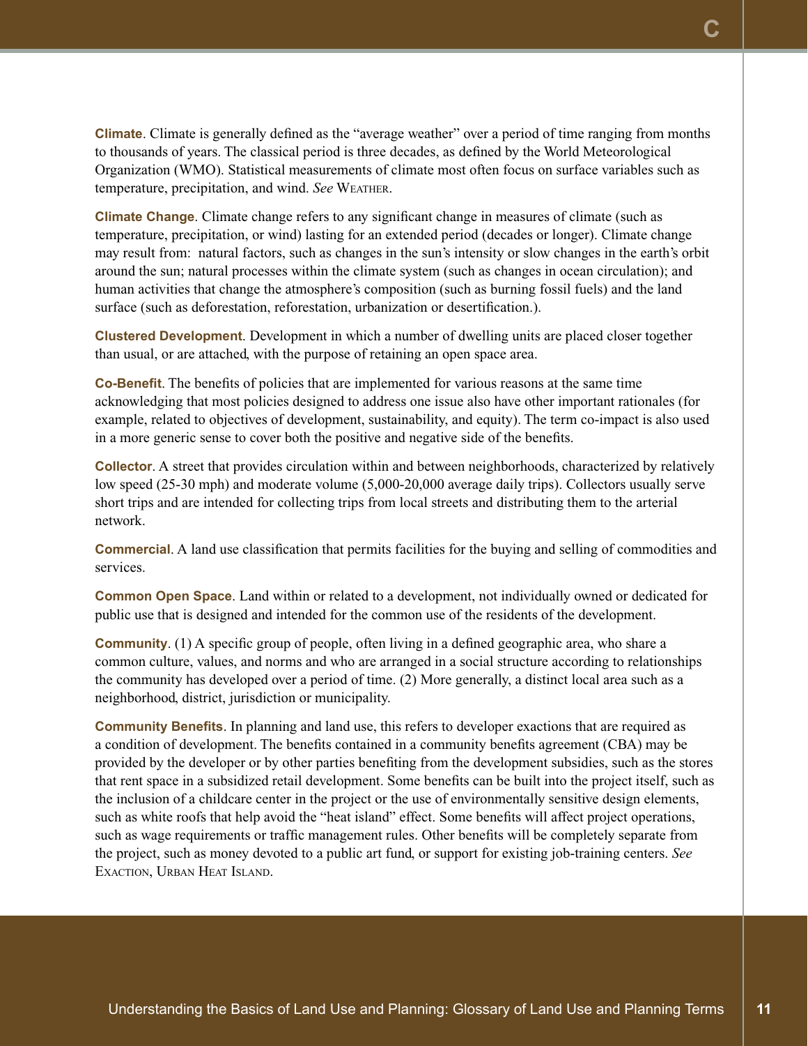**Climate**. Climate is generally defined as the "average weather" over a period of time ranging from months to thousands of years. The classical period is three decades, as defined by the World Meteorological Organization (WMO). Statistical measurements of climate most often focus on surface variables such as temperature, precipitation, and wind. *See* Weather.

**Climate Change**. Climate change refers to any significant change in measures of climate (such as temperature, precipitation, or wind) lasting for an extended period (decades or longer). Climate change may result from: natural factors, such as changes in the sun's intensity or slow changes in the earth's orbit around the sun; natural processes within the climate system (such as changes in ocean circulation); and human activities that change the atmosphere's composition (such as burning fossil fuels) and the land surface (such as deforestation, reforestation, urbanization or desertification.).

**Clustered Development**. Development in which a number of dwelling units are placed closer together than usual, or are attached, with the purpose of retaining an open space area.

**Co-Benefit**. The benefits of policies that are implemented for various reasons at the same time acknowledging that most policies designed to address one issue also have other important rationales (for example, related to objectives of development, sustainability, and equity). The term co-impact is also used in a more generic sense to cover both the positive and negative side of the benefits.

**Collector**. A street that provides circulation within and between neighborhoods, characterized by relatively low speed (25-30 mph) and moderate volume (5,000-20,000 average daily trips). Collectors usually serve short trips and are intended for collecting trips from local streets and distributing them to the arterial network.

**Commercial**. A land use classification that permits facilities for the buying and selling of commodities and services.

**Common Open Space**. Land within or related to a development, not individually owned or dedicated for public use that is designed and intended for the common use of the residents of the development.

**Community**. (1) A specific group of people, often living in a defined geographic area, who share a common culture, values, and norms and who are arranged in a social structure according to relationships the community has developed over a period of time. (2) More generally, a distinct local area such as a neighborhood, district, jurisdiction or municipality.

**Community Benefits**. In planning and land use, this refers to developer exactions that are required as a condition of development. The benefits contained in a community benefits agreement (CBA) may be provided by the developer or by other parties benefiting from the development subsidies, such as the stores that rent space in a subsidized retail development. Some benefits can be built into the project itself, such as the inclusion of a childcare center in the project or the use of environmentally sensitive design elements, such as white roofs that help avoid the "heat island" effect. Some benefits will affect project operations, such as wage requirements or traffic management rules. Other benefits will be completely separate from the project, such as money devoted to a public art fund, or support for existing job-training centers. *See* Exaction, Urban Heat Island.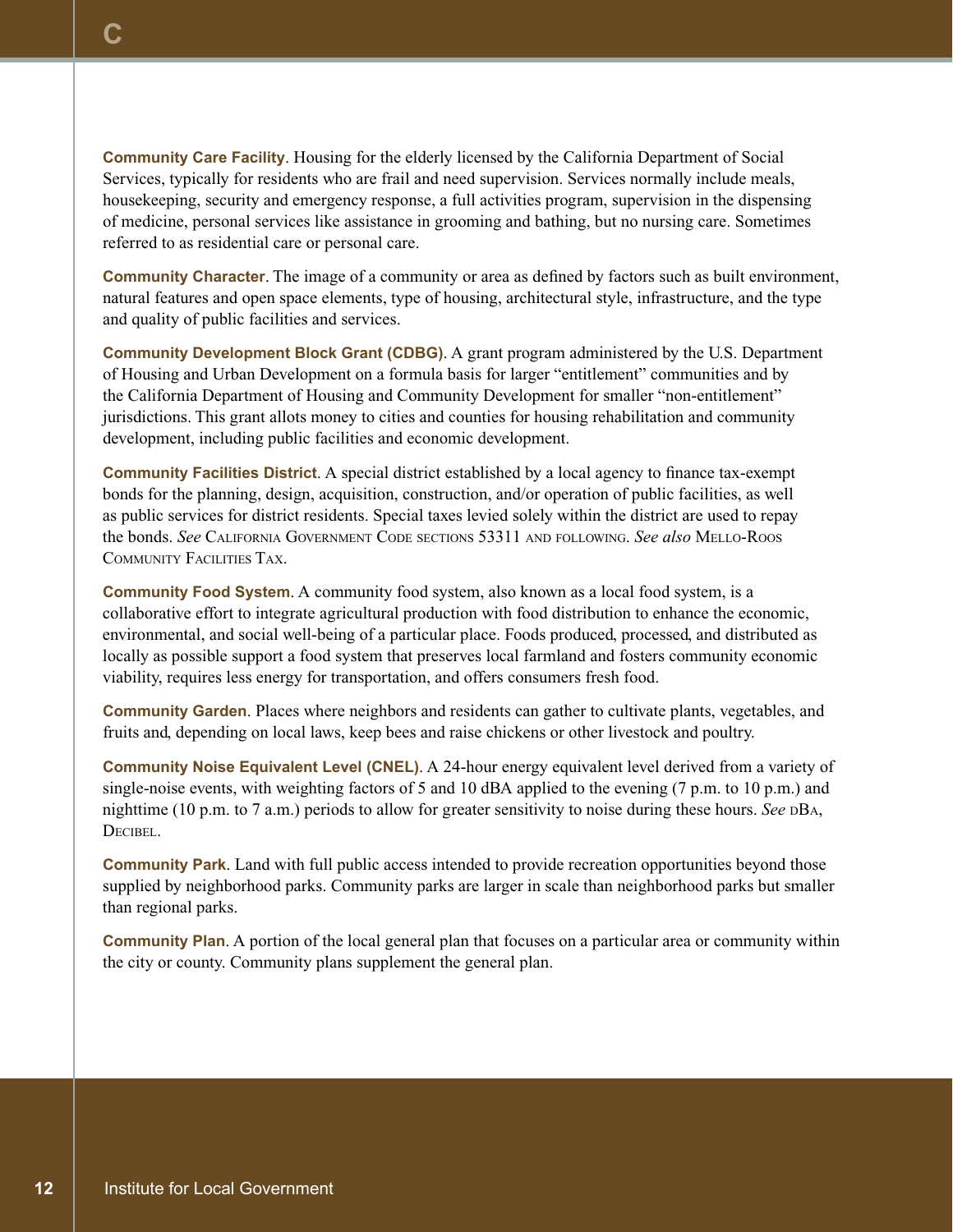**Community Care Facility**. Housing for the elderly licensed by the California Department of Social Services, typically for residents who are frail and need supervision. Services normally include meals, housekeeping, security and emergency response, a full activities program, supervision in the dispensing of medicine, personal services like assistance in grooming and bathing, but no nursing care. Sometimes referred to as residential care or personal care.

**Community Character**. The image of a community or area as defined by factors such as built environment, natural features and open space elements, type of housing, architectural style, infrastructure, and the type and quality of public facilities and services.

**Community Development Block Grant (CDBG)**. A grant program administered by the U.S. Department of Housing and Urban Development on a formula basis for larger "entitlement" communities and by the California Department of Housing and Community Development for smaller "non-entitlement" jurisdictions. This grant allots money to cities and counties for housing rehabilitation and community development, including public facilities and economic development.

**Community Facilities District**. A special district established by a local agency to finance tax-exempt bonds for the planning, design, acquisition, construction, and/or operation of public facilities, as well as public services for district residents. Special taxes levied solely within the district are used to repay the bonds. *See* California Government Code sections 53311 and following. *See also* Mello-Roos Community Facilities Tax.

**Community Food System**. A community food system, also known as a local food system, is a collaborative effort to integrate agricultural production with food distribution to enhance the economic, environmental, and social well-being of a particular place. Foods produced, processed, and distributed as locally as possible support a food system that preserves local farmland and fosters community economic viability, requires less energy for transportation, and offers consumers fresh food.

**Community Garden**. Places where neighbors and residents can gather to cultivate plants, vegetables, and fruits and, depending on local laws, keep bees and raise chickens or other livestock and poultry.

**Community Noise Equivalent Level (CNEL)**. A 24-hour energy equivalent level derived from a variety of single-noise events, with weighting factors of 5 and 10 dBA applied to the evening (7 p.m. to 10 p.m.) and nighttime (10 p.m. to 7 a.m.) periods to allow for greater sensitivity to noise during these hours. *See* dBA, Decibel.

**Community Park**. Land with full public access intended to provide recreation opportunities beyond those supplied by neighborhood parks. Community parks are larger in scale than neighborhood parks but smaller than regional parks.

**Community Plan**. A portion of the local general plan that focuses on a particular area or community within the city or county. Community plans supplement the general plan.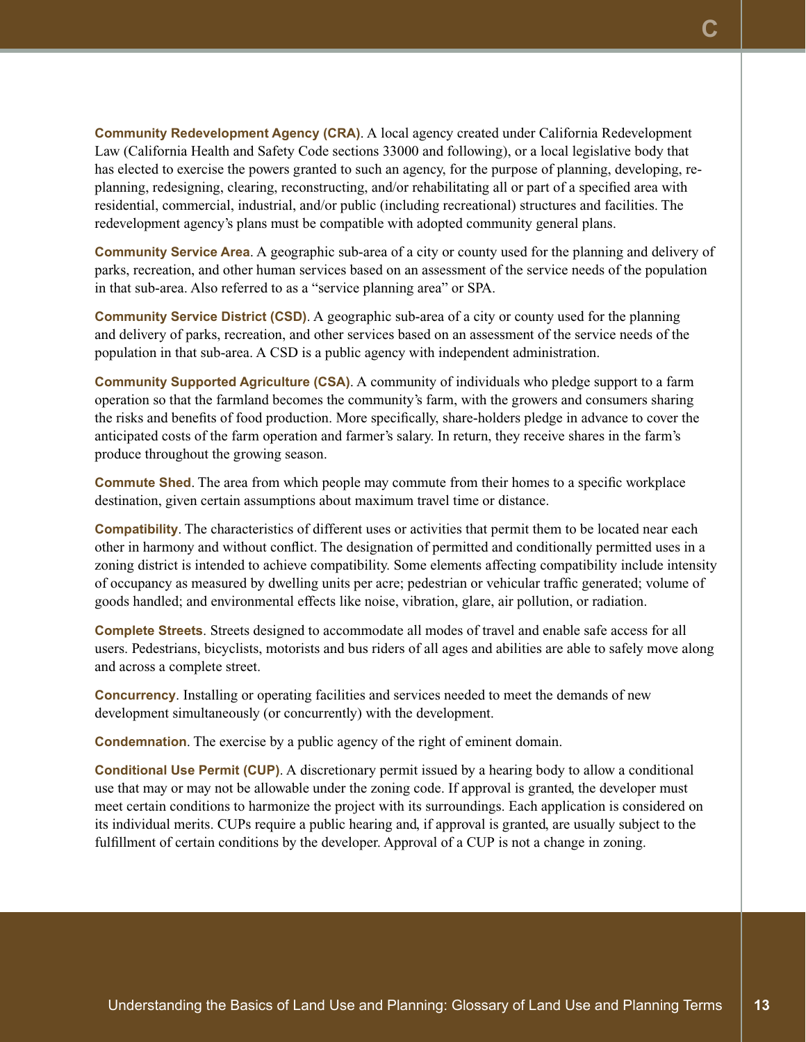**Community Redevelopment Agency (CRA)**. A local agency created under California Redevelopment Law (California Health and Safety Code sections 33000 and following), or a local legislative body that has elected to exercise the powers granted to such an agency, for the purpose of planning, developing, re-planning, redesigning, clearing, reconstructing, and/or rehabilitating all or part of a specified area with residential, commercial, industrial, and/or public (including recreational) structures and facilities. The redevelopment agency's plans must be compatible with adopted community general plans.

**Community Service Area**. A geographic sub-area of a city or county used for the planning and delivery of parks, recreation, and other human services based on an assessment of the service needs of the population in that sub-area. Also referred to as a "service planning area" or SPA.

**Community Service District (CSD)**. A geographic sub-area of a city or county used for the planning and delivery of parks, recreation, and other services based on an assessment of the service needs of the population in that sub-area. A CSD is a public agency with independent administration.

**Community Supported Agriculture (CSA)**. A community of individuals who pledge support to a farm operation so that the farmland becomes the community's farm, with the growers and consumers sharing the risks and benefits of food production. More specifically, share-holders pledge in advance to cover the anticipated costs of the farm operation and farmer's salary. In return, they receive shares in the farm's produce throughout the growing season.

**Commute Shed**. The area from which people may commute from their homes to a specific workplace destination, given certain assumptions about maximum travel time or distance.

**Compatibility**. The characteristics of different uses or activities that permit them to be located near each other in harmony and without conflict. The designation of permitted and conditionally permitted uses in a zoning district is intended to achieve compatibility. Some elements affecting compatibility include intensity of occupancy as measured by dwelling units per acre; pedestrian or vehicular traffic generated; volume of goods handled; and environmental effects like noise, vibration, glare, air pollution, or radiation.

**Complete Streets**. Streets designed to accommodate all modes of travel and enable safe access for all users. Pedestrians, bicyclists, motorists and bus riders of all ages and abilities are able to safely move along and across a complete street.

**Concurrency**. Installing or operating facilities and services needed to meet the demands of new development simultaneously (or concurrently) with the development.

**Condemnation**. The exercise by a public agency of the right of eminent domain.

**Conditional Use Permit (CUP)**. A discretionary permit issued by a hearing body to allow a conditional use that may or may not be allowable under the zoning code. If approval is granted, the developer must meet certain conditions to harmonize the project with its surroundings. Each application is considered on its individual merits. CUPs require a public hearing and, if approval is granted, are usually subject to the fulfillment of certain conditions by the developer. Approval of a CUP is not a change in zoning.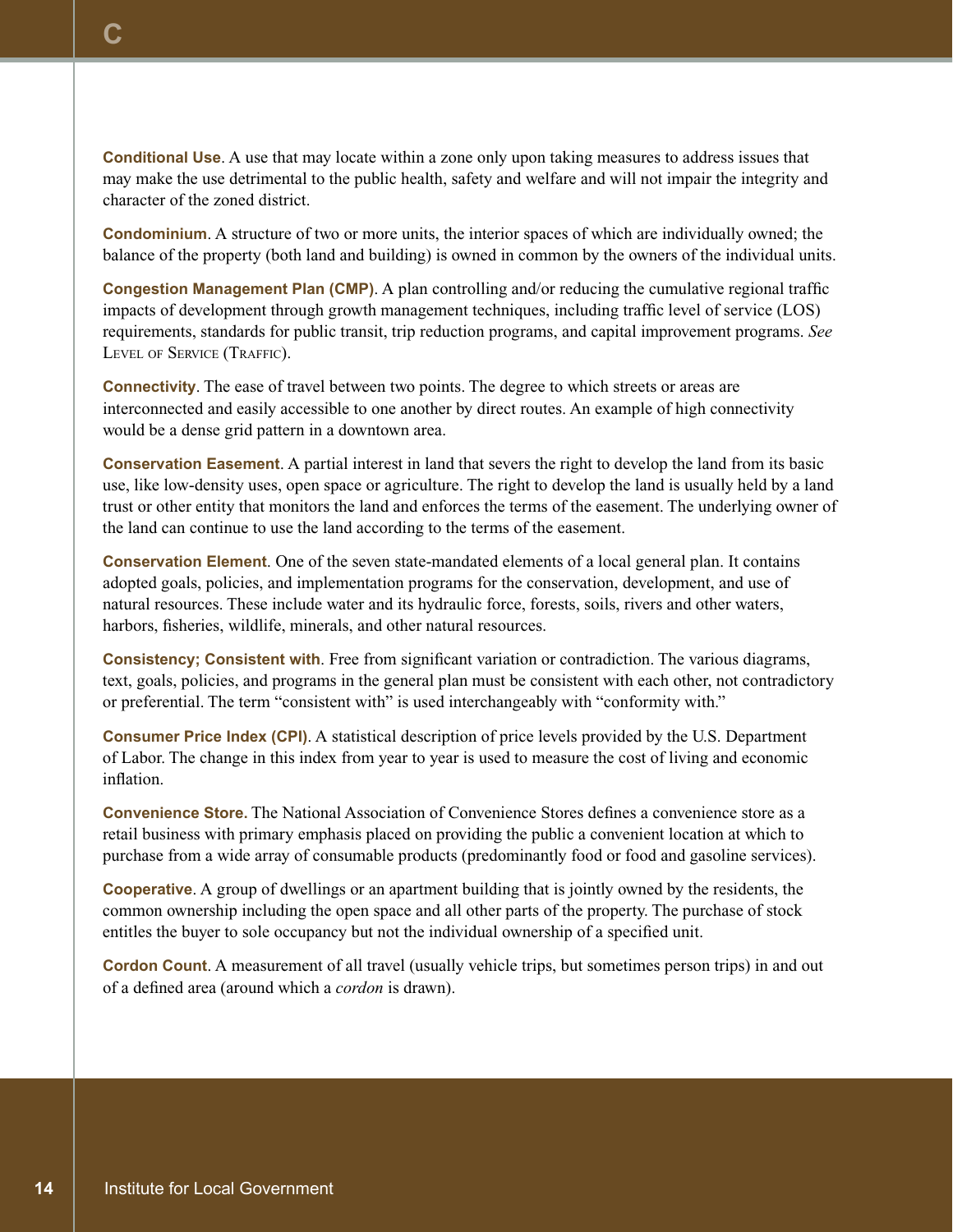**Conditional Use**. A use that may locate within a zone only upon taking measures to address issues that may make the use detrimental to the public health, safety and welfare and will not impair the integrity and character of the zoned district.

**Condominium**. A structure of two or more units, the interior spaces of which are individually owned; the balance of the property (both land and building) is owned in common by the owners of the individual units.

**Congestion Management Plan (CMP)**. A plan controlling and/or reducing the cumulative regional traffic impacts of development through growth management techniques, including traffic level of service (LOS) requirements, standards for public transit, trip reduction programs, and capital improvement programs. *See* Level of Service (Traffic).

**Connectivity**. The ease of travel between two points. The degree to which streets or areas are interconnected and easily accessible to one another by direct routes. An example of high connectivity would be a dense grid pattern in a downtown area.

**Conservation Easement**. A partial interest in land that severs the right to develop the land from its basic use, like low-density uses, open space or agriculture. The right to develop the land is usually held by a land trust or other entity that monitors the land and enforces the terms of the easement. The underlying owner of the land can continue to use the land according to the terms of the easement.

**Conservation Element**. One of the seven state-mandated elements of a local general plan. It contains adopted goals, policies, and implementation programs for the conservation, development, and use of natural resources. These include water and its hydraulic force, forests, soils, rivers and other waters, harbors, fisheries, wildlife, minerals, and other natural resources.

**Consistency; Consistent with**. Free from significant variation or contradiction. The various diagrams, text, goals, policies, and programs in the general plan must be consistent with each other, not contradictory or preferential. The term "consistent with" is used interchangeably with "conformity with."

**Consumer Price Index (CPI)**. A statistical description of price levels provided by the U.S. Department of Labor. The change in this index from year to year is used to measure the cost of living and economic inflation.

**Convenience Store.** The National Association of Convenience Stores defines a convenience store as a retail business with primary emphasis placed on providing the public a convenient location at which to purchase from a wide array of consumable products (predominantly food or food and gasoline services).

**Cooperative**. A group of dwellings or an apartment building that is jointly owned by the residents, the common ownership including the open space and all other parts of the property. The purchase of stock entitles the buyer to sole occupancy but not the individual ownership of a specified unit.

**Cordon Count**. A measurement of all travel (usually vehicle trips, but sometimes person trips) in and out of a defined area (around which a *cordon* is drawn).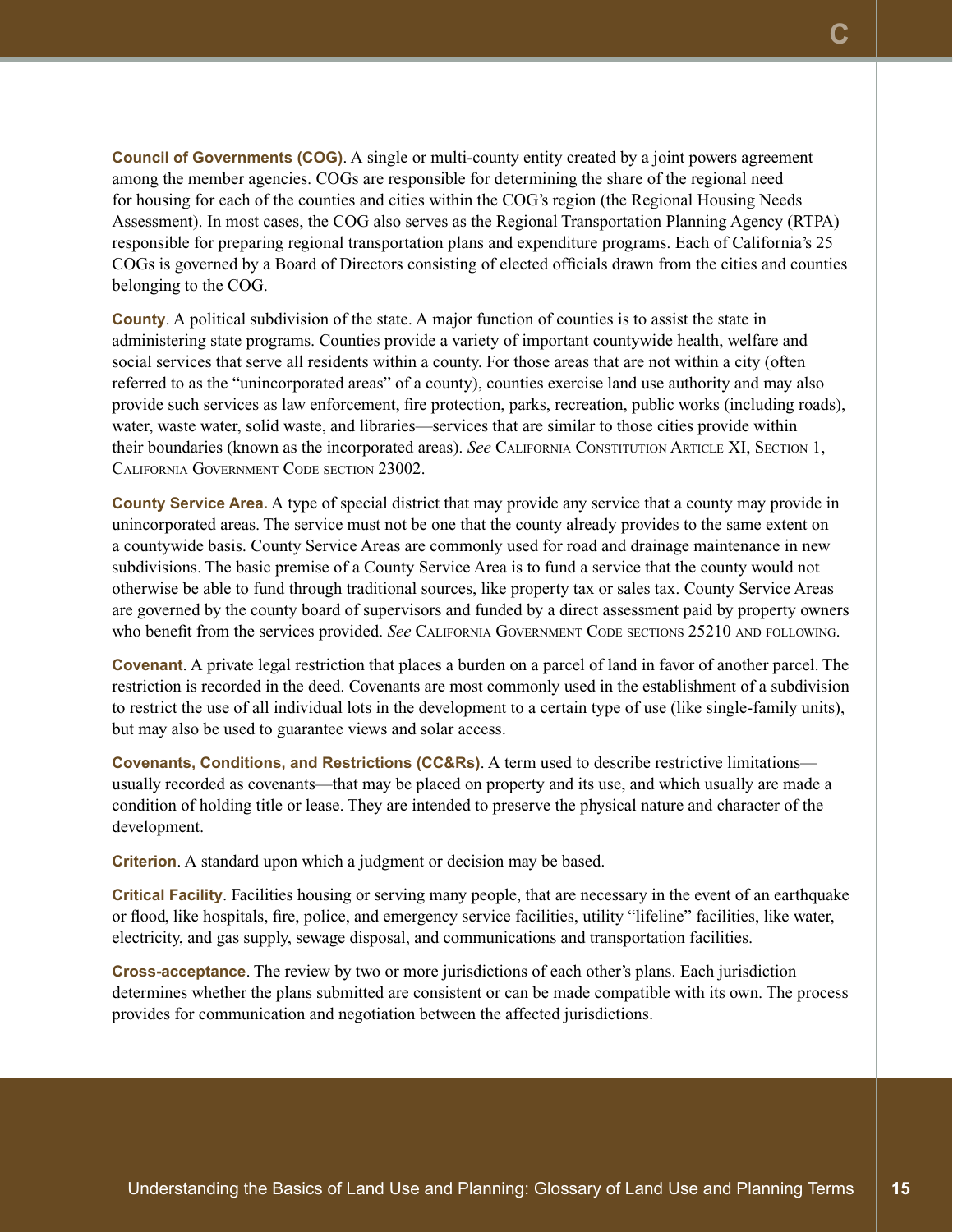**Council of Governments (COG)**. A single or multi-county entity created by a joint powers agreement among the member agencies. COGs are responsible for determining the share of the regional need for housing for each of the counties and cities within the COG's region (the Regional Housing Needs Assessment). In most cases, the COG also serves as the Regional Transportation Planning Agency (RTPA) responsible for preparing regional transportation plans and expenditure programs. Each of California's 25 COGs is governed by a Board of Directors consisting of elected officials drawn from the cities and counties belonging to the COG.

**County**. A political subdivision of the state. A major function of counties is to assist the state in administering state programs. Counties provide a variety of important countywide health, welfare and social services that serve all residents within a county. For those areas that are not within a city (often referred to as the "unincorporated areas" of a county), counties exercise land use authority and may also provide such services as law enforcement, fire protection, parks, recreation, public works (including roads), water, waste water, solid waste, and libraries—services that are similar to those cities provide within their boundaries (known as the incorporated areas). *See* California Constitution Article XI, Section 1, California Government Code section 23002.

**County Service Area.** A type of special district that may provide any service that a county may provide in unincorporated areas. The service must not be one that the county already provides to the same extent on a countywide basis. County Service Areas are commonly used for road and drainage maintenance in new subdivisions. The basic premise of a County Service Area is to fund a service that the county would not otherwise be able to fund through traditional sources, like property tax or sales tax. County Service Areas are governed by the county board of supervisors and funded by a direct assessment paid by property owners who benefit from the services provided. *See* California Government Code sections 25210 and following.

**Covenant**. A private legal restriction that places a burden on a parcel of land in favor of another parcel. The restriction is recorded in the deed. Covenants are most commonly used in the establishment of a subdivision to restrict the use of all individual lots in the development to a certain type of use (like single-family units), but may also be used to guarantee views and solar access.

**Covenants, Conditions, and Restrictions (CC&Rs)**. A term used to describe restrictive limitations—usually recorded as covenants—that may be placed on property and its use, and which usually are made a condition of holding title or lease. They are intended to preserve the physical nature and character of the development.

**Criterion**. A standard upon which a judgment or decision may be based.

**Critical Facility**. Facilities housing or serving many people, that are necessary in the event of an earthquake or flood, like hospitals, fire, police, and emergency service facilities, utility "lifeline" facilities, like water, electricity, and gas supply, sewage disposal, and communications and transportation facilities.

**Cross-acceptance**. The review by two or more jurisdictions of each other's plans. Each jurisdiction determines whether the plans submitted are consistent or can be made compatible with its own. The process provides for communication and negotiation between the affected jurisdictions.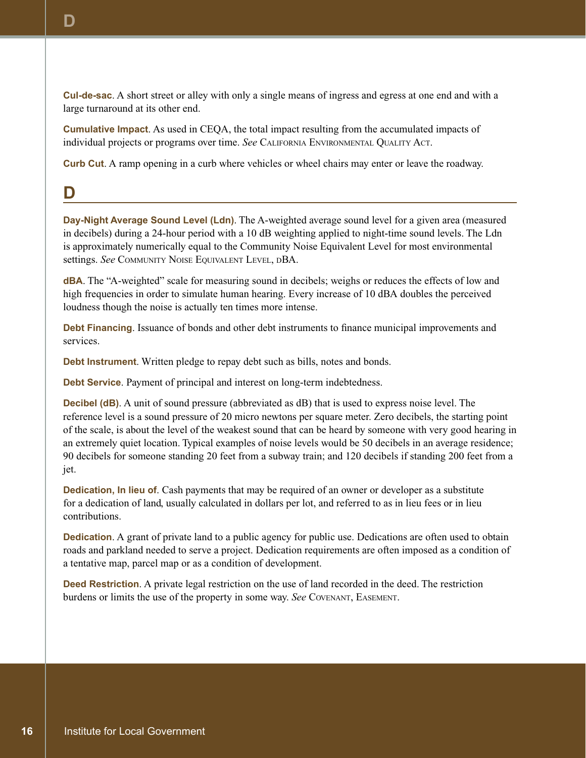**Cul-de-sac**. A short street or alley with only a single means of ingress and egress at one end and with a large turnaround at its other end.

**Cumulative Impact**. As used in CEQA, the total impact resulting from the accumulated impacts of individual projects or programs over time. *See* California Environmental Quality Act.

**Curb Cut**. A ramp opening in a curb where vehicles or wheel chairs may enter or leave the roadway.

## D

**Day-Night Average Sound Level (Ldn)**. The A-weighted average sound level for a given area (measured in decibels) during a 24-hour period with a 10 dB weighting applied to night-time sound levels. The Ldn is approximately numerically equal to the Community Noise Equivalent Level for most environmental settings. *See* Community Noise Equivalent Level, dBA.

**dBA**. The "A-weighted" scale for measuring sound in decibels; weighs or reduces the effects of low and high frequencies in order to simulate human hearing. Every increase of 10 dBA doubles the perceived loudness though the noise is actually ten times more intense.

**Debt Financing**. Issuance of bonds and other debt instruments to finance municipal improvements and services.

**Debt Instrument**. Written pledge to repay debt such as bills, notes and bonds.

**Debt Service**. Payment of principal and interest on long-term indebtedness.

**Decibel (dB)**. A unit of sound pressure (abbreviated as dB) that is used to express noise level. The reference level is a sound pressure of 20 micro newtons per square meter. Zero decibels, the starting point of the scale, is about the level of the weakest sound that can be heard by someone with very good hearing in an extremely quiet location. Typical examples of noise levels would be 50 decibels in an average residence; 90 decibels for someone standing 20 feet from a subway train; and 120 decibels if standing 200 feet from a jet.

**Dedication, In lieu of**. Cash payments that may be required of an owner or developer as a substitute for a dedication of land, usually calculated in dollars per lot, and referred to as in lieu fees or in lieu contributions.

**Dedication**. A grant of private land to a public agency for public use. Dedications are often used to obtain roads and parkland needed to serve a project. Dedication requirements are often imposed as a condition of a tentative map, parcel map or as a condition of development.

**Deed Restriction**. A private legal restriction on the use of land recorded in the deed. The restriction burdens or limits the use of the property in some way. *See* Covenant, Easement.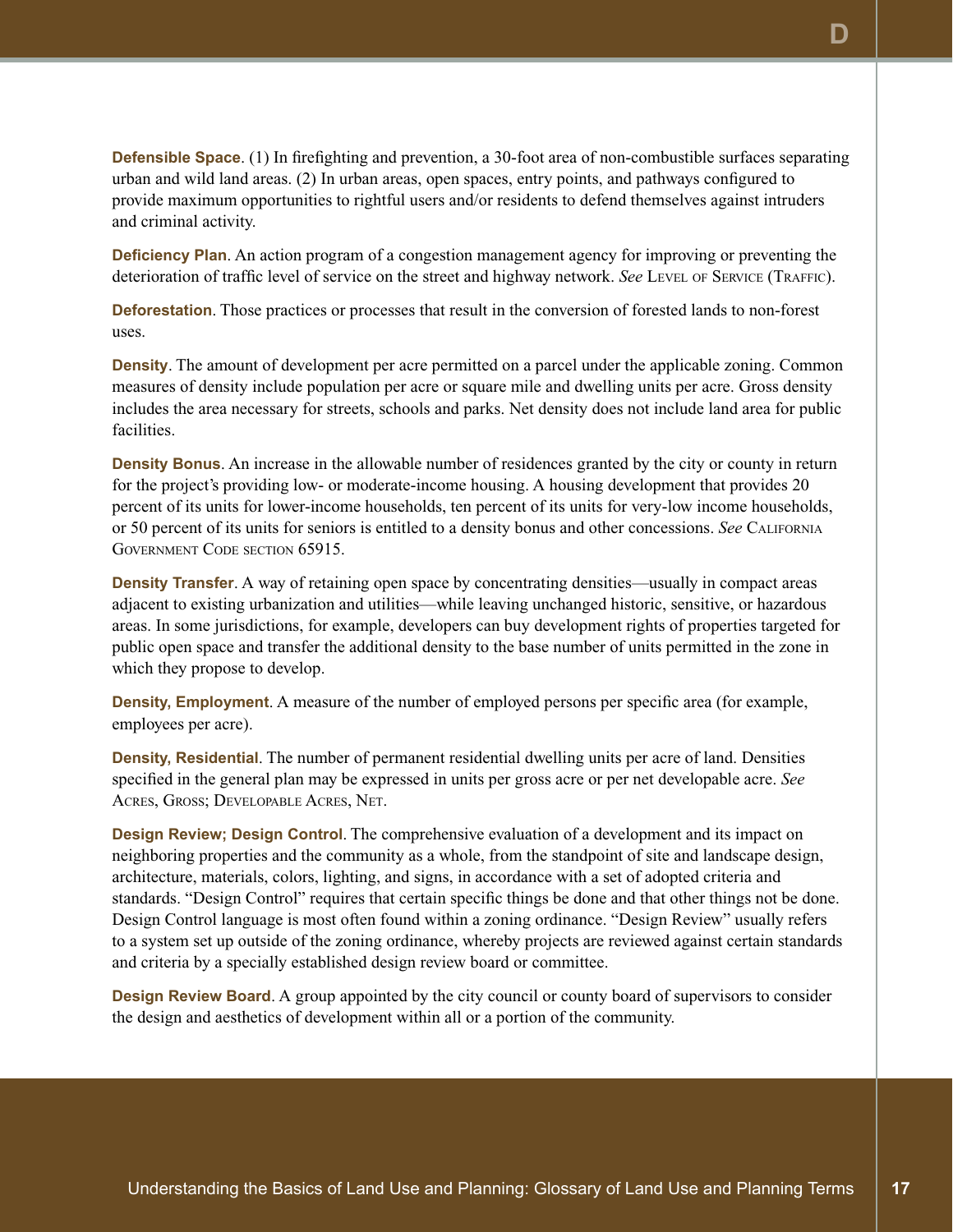**Defensible Space**. (1) In firefighting and prevention, a 30-foot area of non-combustible surfaces separating urban and wild land areas. (2) In urban areas, open spaces, entry points, and pathways configured to provide maximum opportunities to rightful users and/or residents to defend themselves against intruders and criminal activity.

**Deficiency Plan**. An action program of a congestion management agency for improving or preventing the deterioration of traffic level of service on the street and highway network. *See* Level of Service (Traffic).

**Deforestation**. Those practices or processes that result in the conversion of forested lands to non-forest uses.

**Density**. The amount of development per acre permitted on a parcel under the applicable zoning. Common measures of density include population per acre or square mile and dwelling units per acre. Gross density includes the area necessary for streets, schools and parks. Net density does not include land area for public facilities.

**Density Bonus**. An increase in the allowable number of residences granted by the city or county in return for the project's providing low- or moderate-income housing. A housing development that provides 20 percent of its units for lower-income households, ten percent of its units for very-low income households, or 50 percent of its units for seniors is entitled to a density bonus and other concessions. *See* California Government Code section 65915.

**Density Transfer**. A way of retaining open space by concentrating densities—usually in compact areas adjacent to existing urbanization and utilities—while leaving unchanged historic, sensitive, or hazardous areas. In some jurisdictions, for example, developers can buy development rights of properties targeted for public open space and transfer the additional density to the base number of units permitted in the zone in which they propose to develop.

**Density, Employment**. A measure of the number of employed persons per specific area (for example, employees per acre).

**Density, Residential**. The number of permanent residential dwelling units per acre of land. Densities specified in the general plan may be expressed in units per gross acre or per net developable acre. *See* Acres, Gross; Developable Acres, Net.

**Design Review; Design Control**. The comprehensive evaluation of a development and its impact on neighboring properties and the community as a whole, from the standpoint of site and landscape design, architecture, materials, colors, lighting, and signs, in accordance with a set of adopted criteria and standards. "Design Control" requires that certain specific things be done and that other things not be done. Design Control language is most often found within a zoning ordinance. "Design Review" usually refers to a system set up outside of the zoning ordinance, whereby projects are reviewed against certain standards and criteria by a specially established design review board or committee.

**Design Review Board**. A group appointed by the city council or county board of supervisors to consider the design and aesthetics of development within all or a portion of the community.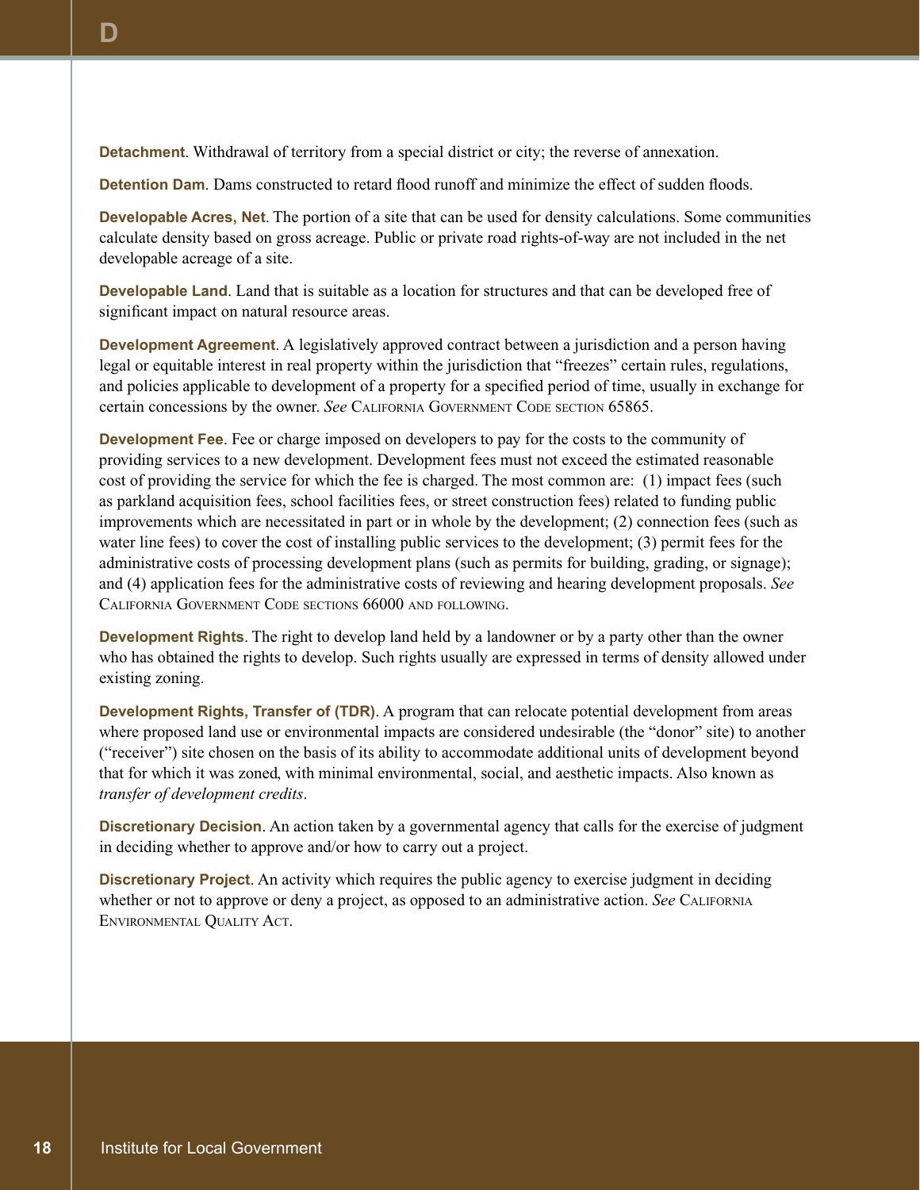**Detachment**. Withdrawal of territory from a special district or city; the reverse of annexation.

**Detention Dam**. Dams constructed to retard flood runoff and minimize the effect of sudden floods.

**Developable Acres, Net**. The portion of a site that can be used for density calculations. Some communities calculate density based on gross acreage. Public or private road rights-of-way are not included in the net developable acreage of a site.

**Developable Land**. Land that is suitable as a location for structures and that can be developed free of significant impact on natural resource areas.

**Development Agreement**. A legislatively approved contract between a jurisdiction and a person having legal or equitable interest in real property within the jurisdiction that "freezes" certain rules, regulations, and policies applicable to development of a property for a specified period of time, usually in exchange for certain concessions by the owner. *See* California Government Code section 65865.

**Development Fee**. Fee or charge imposed on developers to pay for the costs to the community of providing services to a new development. Development fees must not exceed the estimated reasonable cost of providing the service for which the fee is charged. The most common are: (1) impact fees (such as parkland acquisition fees, school facilities fees, or street construction fees) related to funding public improvements which are necessitated in part or in whole by the development; (2) connection fees (such as water line fees) to cover the cost of installing public services to the development; (3) permit fees for the administrative costs of processing development plans (such as permits for building, grading, or signage); and (4) application fees for the administrative costs of reviewing and hearing development proposals. *See* California Government Code sections 66000 and following.

**Development Rights**. The right to develop land held by a landowner or by a party other than the owner who has obtained the rights to develop. Such rights usually are expressed in terms of density allowed under existing zoning.

**Development Rights, Transfer of (TDR)**. A program that can relocate potential development from areas where proposed land use or environmental impacts are considered undesirable (the "donor" site) to another ("receiver") site chosen on the basis of its ability to accommodate additional units of development beyond that for which it was zoned, with minimal environmental, social, and aesthetic impacts. Also known as *transfer of development credits*.

**Discretionary Decision**. An action taken by a governmental agency that calls for the exercise of judgment in deciding whether to approve and/or how to carry out a project.

**Discretionary Project**. An activity which requires the public agency to exercise judgment in deciding whether or not to approve or deny a project, as opposed to an administrative action. *See* California Environmental Quality Act.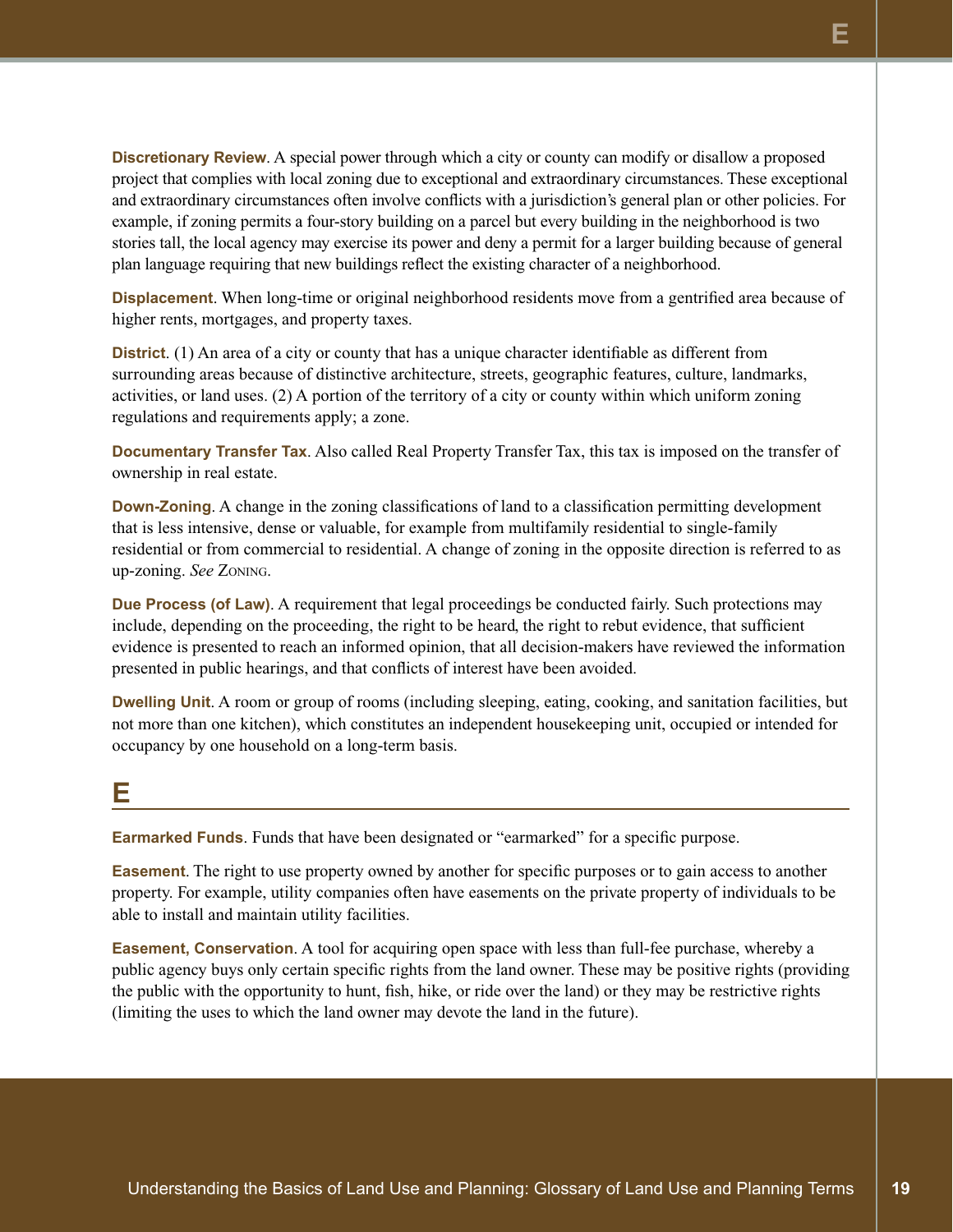**Discretionary Review**. A special power through which a city or county can modify or disallow a proposed project that complies with local zoning due to exceptional and extraordinary circumstances. These exceptional and extraordinary circumstances often involve conflicts with a jurisdiction's general plan or other policies. For example, if zoning permits a four-story building on a parcel but every building in the neighborhood is two stories tall, the local agency may exercise its power and deny a permit for a larger building because of general plan language requiring that new buildings reflect the existing character of a neighborhood.

**Displacement**. When long-time or original neighborhood residents move from a gentrified area because of higher rents, mortgages, and property taxes.

**District**. (1) An area of a city or county that has a unique character identifiable as different from surrounding areas because of distinctive architecture, streets, geographic features, culture, landmarks, activities, or land uses. (2) A portion of the territory of a city or county within which uniform zoning regulations and requirements apply; a zone.

**Documentary Transfer Tax**. Also called Real Property Transfer Tax, this tax is imposed on the transfer of ownership in real estate.

**Down-Zoning**. A change in the zoning classifications of land to a classification permitting development that is less intensive, dense or valuable, for example from multifamily residential to single-family residential or from commercial to residential. A change of zoning in the opposite direction is referred to as up-zoning. *See* Zoning.

**Due Process (of Law)**. A requirement that legal proceedings be conducted fairly. Such protections may include, depending on the proceeding, the right to be heard, the right to rebut evidence, that sufficient evidence is presented to reach an informed opinion, that all decision-makers have reviewed the information presented in public hearings, and that conflicts of interest have been avoided.

**Dwelling Unit**. A room or group of rooms (including sleeping, eating, cooking, and sanitation facilities, but not more than one kitchen), which constitutes an independent housekeeping unit, occupied or intended for occupancy by one household on a long-term basis.

# E

**Earmarked Funds**. Funds that have been designated or "earmarked" for a specific purpose.

**Easement**. The right to use property owned by another for specific purposes or to gain access to another property. For example, utility companies often have easements on the private property of individuals to be able to install and maintain utility facilities.

**Easement, Conservation**. A tool for acquiring open space with less than full-fee purchase, whereby a public agency buys only certain specific rights from the land owner. These may be positive rights (providing the public with the opportunity to hunt, fish, hike, or ride over the land) or they may be restrictive rights (limiting the uses to which the land owner may devote the land in the future).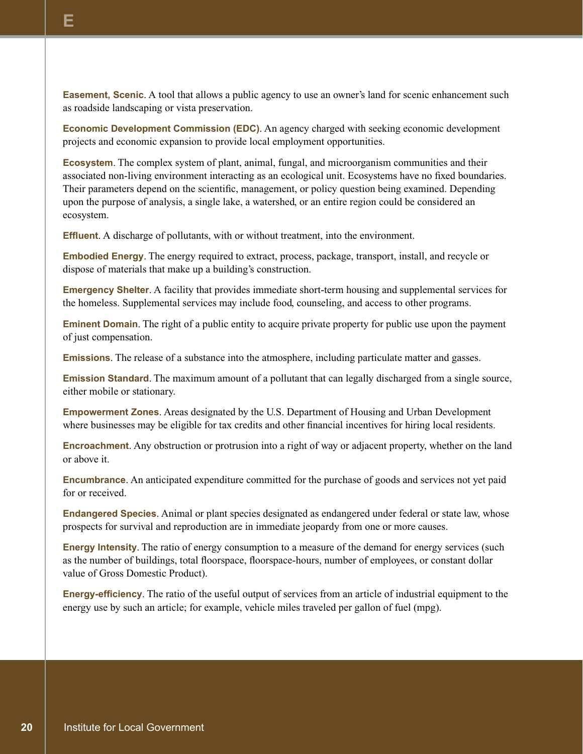**Easement, Scenic**. A tool that allows a public agency to use an owner's land for scenic enhancement such as roadside landscaping or vista preservation.

**Economic Development Commission (EDC)**. An agency charged with seeking economic development projects and economic expansion to provide local employment opportunities.

**Ecosystem**. The complex system of plant, animal, fungal, and microorganism communities and their associated non-living environment interacting as an ecological unit. Ecosystems have no fixed boundaries. Their parameters depend on the scientific, management, or policy question being examined. Depending upon the purpose of analysis, a single lake, a watershed, or an entire region could be considered an ecosystem.

**Effluent**. A discharge of pollutants, with or without treatment, into the environment.

**Embodied Energy**. The energy required to extract, process, package, transport, install, and recycle or dispose of materials that make up a building's construction.

**Emergency Shelter**. A facility that provides immediate short-term housing and supplemental services for the homeless. Supplemental services may include food, counseling, and access to other programs.

**Eminent Domain**. The right of a public entity to acquire private property for public use upon the payment of just compensation.

**Emissions**. The release of a substance into the atmosphere, including particulate matter and gasses.

**Emission Standard**. The maximum amount of a pollutant that can legally discharged from a single source, either mobile or stationary.

**Empowerment Zones**. Areas designated by the U.S. Department of Housing and Urban Development where businesses may be eligible for tax credits and other financial incentives for hiring local residents.

**Encroachment**. Any obstruction or protrusion into a right of way or adjacent property, whether on the land or above it.

**Encumbrance**. An anticipated expenditure committed for the purchase of goods and services not yet paid for or received.

**Endangered Species**. Animal or plant species designated as endangered under federal or state law, whose prospects for survival and reproduction are in immediate jeopardy from one or more causes.

**Energy Intensity**. The ratio of energy consumption to a measure of the demand for energy services (such as the number of buildings, total floorspace, floorspace-hours, number of employees, or constant dollar value of Gross Domestic Product).

**Energy-efficiency**. The ratio of the useful output of services from an article of industrial equipment to the energy use by such an article; for example, vehicle miles traveled per gallon of fuel (mpg).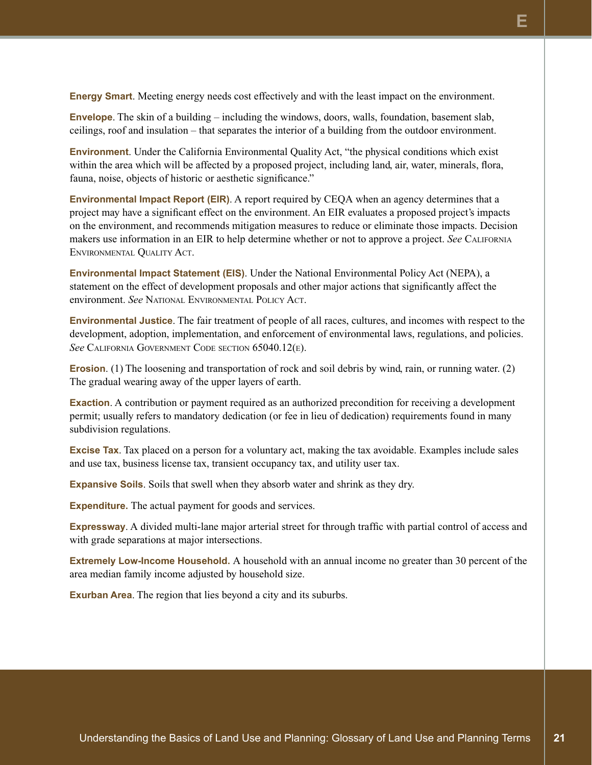**Energy Smart**. Meeting energy needs cost effectively and with the least impact on the environment.

**Envelope**. The skin of a building – including the windows, doors, walls, foundation, basement slab, ceilings, roof and insulation – that separates the interior of a building from the outdoor environment.

**Environment**. Under the California Environmental Quality Act, "the physical conditions which exist within the area which will be affected by a proposed project, including land, air, water, minerals, flora, fauna, noise, objects of historic or aesthetic significance."

**Environmental Impact Report (EIR)**. A report required by CEQA when an agency determines that a project may have a significant effect on the environment. An EIR evaluates a proposed project's impacts on the environment, and recommends mitigation measures to reduce or eliminate those impacts. Decision makers use information in an EIR to help determine whether or not to approve a project. *See* California Environmental Quality Act.

**Environmental Impact Statement (EIS)**. Under the National Environmental Policy Act (NEPA), a statement on the effect of development proposals and other major actions that significantly affect the environment. *See* National Environmental Policy Act.

**Environmental Justice**. The fair treatment of people of all races, cultures, and incomes with respect to the development, adoption, implementation, and enforcement of environmental laws, regulations, and policies. *See* California Government Code section 65040.12(e).

**Erosion**. (1) The loosening and transportation of rock and soil debris by wind, rain, or running water. (2) The gradual wearing away of the upper layers of earth.

**Exaction**. A contribution or payment required as an authorized precondition for receiving a development permit; usually refers to mandatory dedication (or fee in lieu of dedication) requirements found in many subdivision regulations.

**Excise Tax**. Tax placed on a person for a voluntary act, making the tax avoidable. Examples include sales and use tax, business license tax, transient occupancy tax, and utility user tax.

**Expansive Soils**. Soils that swell when they absorb water and shrink as they dry.

**Expenditure.** The actual payment for goods and services.

**Expressway**. A divided multi-lane major arterial street for through traffic with partial control of access and with grade separations at major intersections.

**Extremely Low-Income Household.** A household with an annual income no greater than 30 percent of the area median family income adjusted by household size.

**Exurban Area**. The region that lies beyond a city and its suburbs.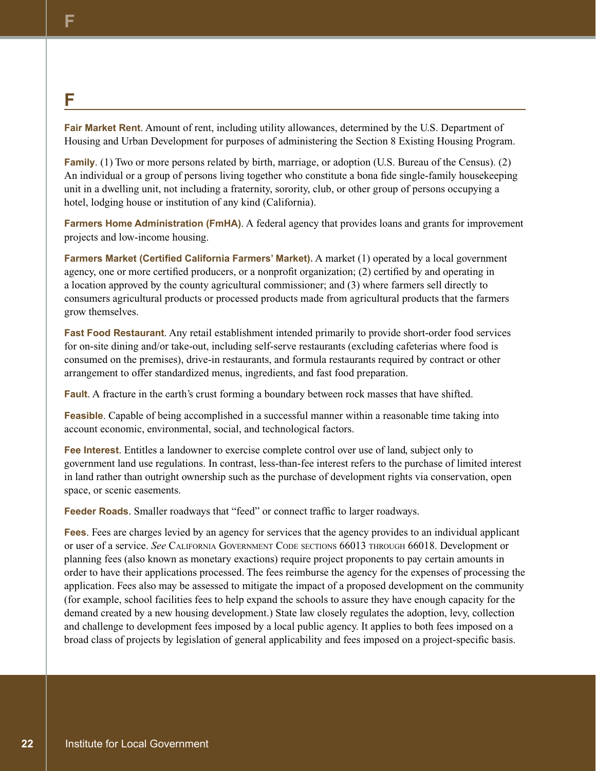# F

**Fair Market Rent**. Amount of rent, including utility allowances, determined by the U.S. Department of Housing and Urban Development for purposes of administering the Section 8 Existing Housing Program.

**Family**. (1) Two or more persons related by birth, marriage, or adoption (U.S. Bureau of the Census). (2) An individual or a group of persons living together who constitute a bona fide single-family housekeeping unit in a dwelling unit, not including a fraternity, sorority, club, or other group of persons occupying a hotel, lodging house or institution of any kind (California).

**Farmers Home Administration (FmHA)**. A federal agency that provides loans and grants for improvement projects and low-income housing.

**Farmers Market (Certified California Farmers' Market).** A market (1) operated by a local government agency, one or more certified producers, or a nonprofit organization; (2) certified by and operating in a location approved by the county agricultural commissioner; and (3) where farmers sell directly to consumers agricultural products or processed products made from agricultural products that the farmers grow themselves.

**Fast Food Restaurant**. Any retail establishment intended primarily to provide short-order food services for on-site dining and/or take-out, including self-serve restaurants (excluding cafeterias where food is consumed on the premises), drive-in restaurants, and formula restaurants required by contract or other arrangement to offer standardized menus, ingredients, and fast food preparation.

**Fault**. A fracture in the earth's crust forming a boundary between rock masses that have shifted.

**Feasible**. Capable of being accomplished in a successful manner within a reasonable time taking into account economic, environmental, social, and technological factors.

**Fee Interest**. Entitles a landowner to exercise complete control over use of land, subject only to government land use regulations. In contrast, less-than-fee interest refers to the purchase of limited interest in land rather than outright ownership such as the purchase of development rights via conservation, open space, or scenic easements.

**Feeder Roads**. Smaller roadways that "feed" or connect traffic to larger roadways.

**Fees**. Fees are charges levied by an agency for services that the agency provides to an individual applicant or user of a service. *See* California Government Code sections 66013 through 66018. Development or planning fees (also known as monetary exactions) require project proponents to pay certain amounts in order to have their applications processed. The fees reimburse the agency for the expenses of processing the application. Fees also may be assessed to mitigate the impact of a proposed development on the community (for example, school facilities fees to help expand the schools to assure they have enough capacity for the demand created by a new housing development.) State law closely regulates the adoption, levy, collection and challenge to development fees imposed by a local public agency. It applies to both fees imposed on a broad class of projects by legislation of general applicability and fees imposed on a project-specific basis.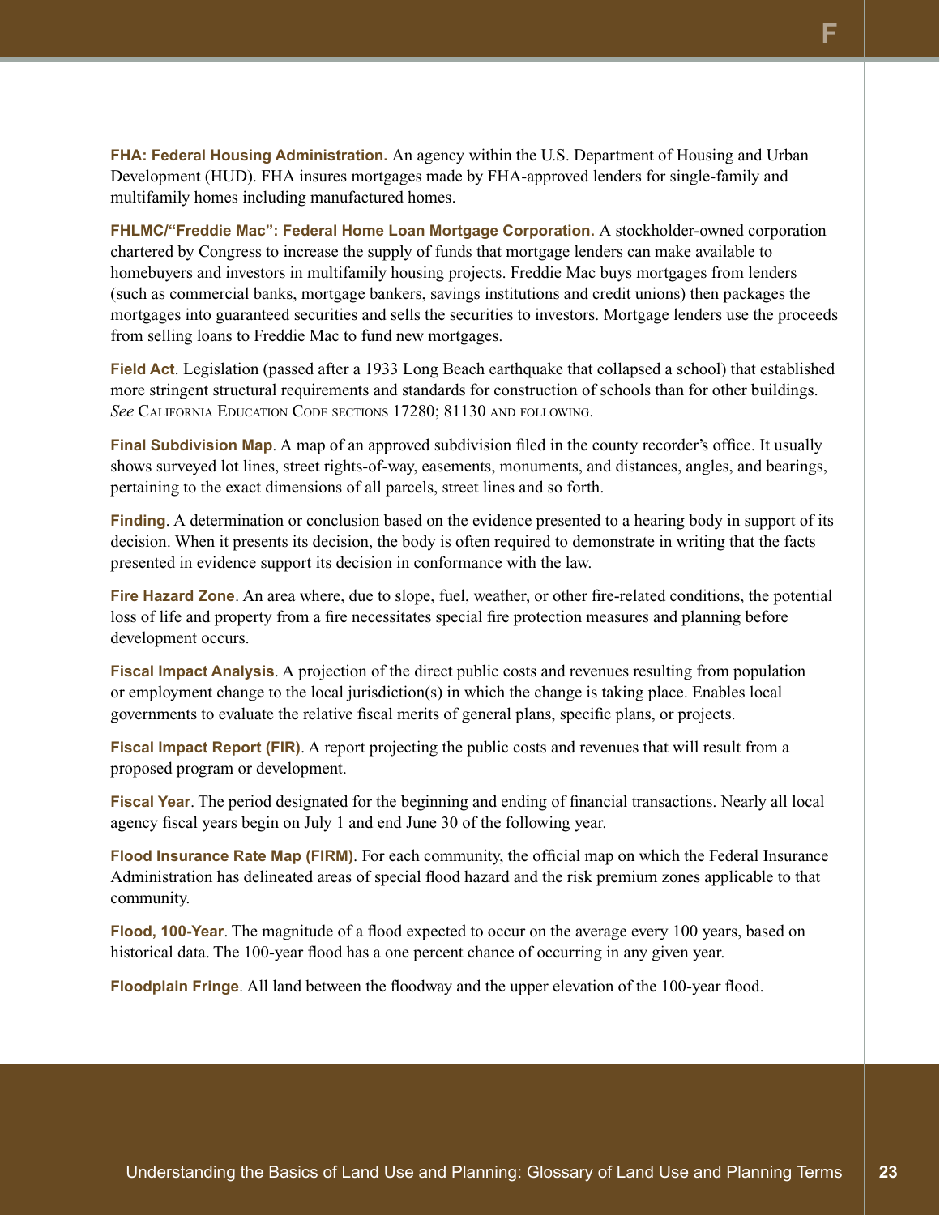**FHA: Federal Housing Administration.** An agency within the U.S. Department of Housing and Urban Development (HUD). FHA insures mortgages made by FHA-approved lenders for single-family and multifamily homes including manufactured homes.

**FHLMC/"Freddie Mac": Federal Home Loan Mortgage Corporation.** A stockholder-owned corporation chartered by Congress to increase the supply of funds that mortgage lenders can make available to homebuyers and investors in multifamily housing projects. Freddie Mac buys mortgages from lenders (such as commercial banks, mortgage bankers, savings institutions and credit unions) then packages the mortgages into guaranteed securities and sells the securities to investors. Mortgage lenders use the proceeds from selling loans to Freddie Mac to fund new mortgages.

**Field Act**. Legislation (passed after a 1933 Long Beach earthquake that collapsed a school) that established more stringent structural requirements and standards for construction of schools than for other buildings. *See* California Education Code sections 17280; 81130 and following.

**Final Subdivision Map**. A map of an approved subdivision filed in the county recorder's office. It usually shows surveyed lot lines, street rights-of-way, easements, monuments, and distances, angles, and bearings, pertaining to the exact dimensions of all parcels, street lines and so forth.

**Finding**. A determination or conclusion based on the evidence presented to a hearing body in support of its decision. When it presents its decision, the body is often required to demonstrate in writing that the facts presented in evidence support its decision in conformance with the law.

**Fire Hazard Zone**. An area where, due to slope, fuel, weather, or other fire-related conditions, the potential loss of life and property from a fire necessitates special fire protection measures and planning before development occurs.

**Fiscal Impact Analysis**. A projection of the direct public costs and revenues resulting from population or employment change to the local jurisdiction(s) in which the change is taking place. Enables local governments to evaluate the relative fiscal merits of general plans, specific plans, or projects.

**Fiscal Impact Report (FIR)**. A report projecting the public costs and revenues that will result from a proposed program or development.

**Fiscal Year**. The period designated for the beginning and ending of financial transactions. Nearly all local agency fiscal years begin on July 1 and end June 30 of the following year.

**Flood Insurance Rate Map (FIRM)**. For each community, the official map on which the Federal Insurance Administration has delineated areas of special flood hazard and the risk premium zones applicable to that community.

**Flood, 100-Year**. The magnitude of a flood expected to occur on the average every 100 years, based on historical data. The 100-year flood has a one percent chance of occurring in any given year.

**Floodplain Fringe**. All land between the floodway and the upper elevation of the 100-year flood.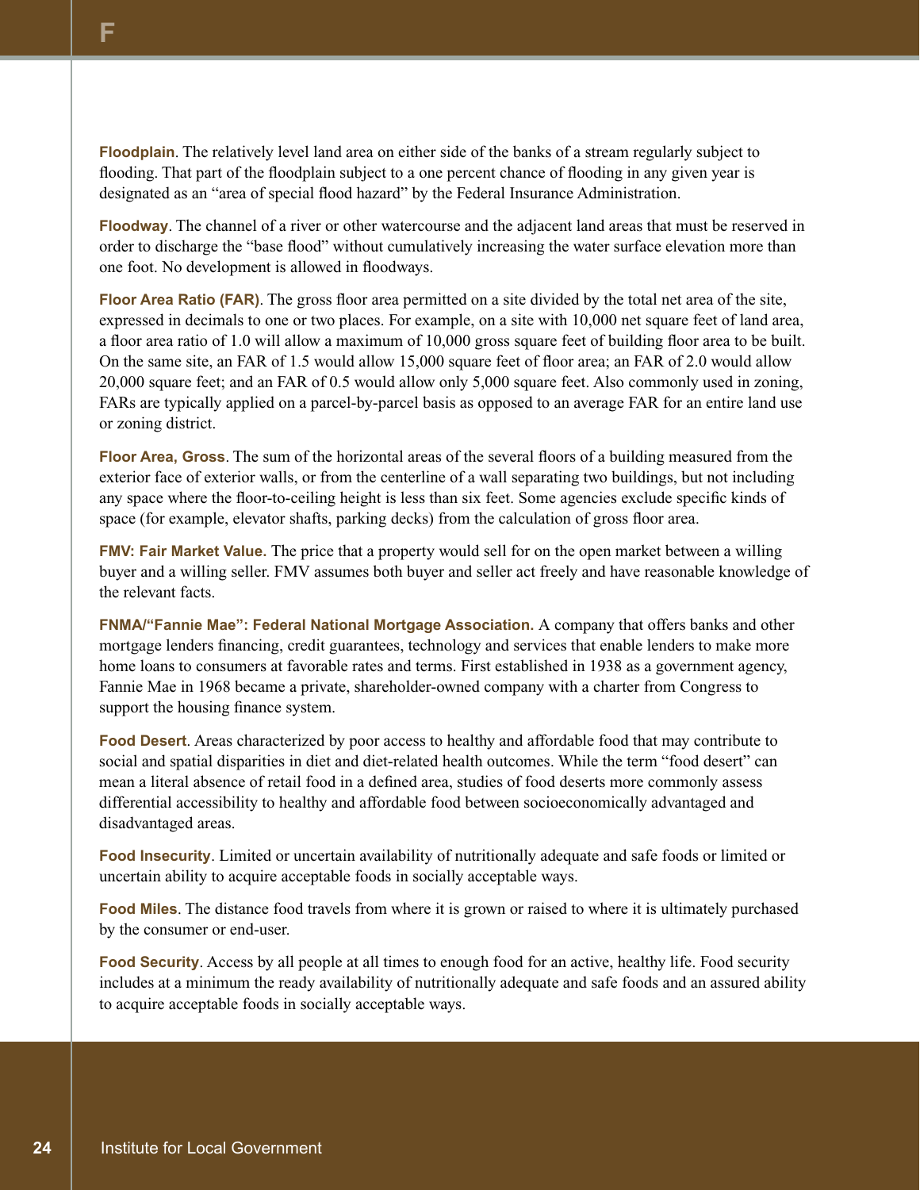**Floodplain**. The relatively level land area on either side of the banks of a stream regularly subject to flooding. That part of the floodplain subject to a one percent chance of flooding in any given year is designated as an "area of special flood hazard" by the Federal Insurance Administration.

**Floodway**. The channel of a river or other watercourse and the adjacent land areas that must be reserved in order to discharge the "base flood" without cumulatively increasing the water surface elevation more than one foot. No development is allowed in floodways.

**Floor Area Ratio (FAR)**. The gross floor area permitted on a site divided by the total net area of the site, expressed in decimals to one or two places. For example, on a site with 10,000 net square feet of land area, a floor area ratio of 1.0 will allow a maximum of 10,000 gross square feet of building floor area to be built. On the same site, an FAR of 1.5 would allow 15,000 square feet of floor area; an FAR of 2.0 would allow 20,000 square feet; and an FAR of 0.5 would allow only 5,000 square feet. Also commonly used in zoning, FARs are typically applied on a parcel-by-parcel basis as opposed to an average FAR for an entire land use or zoning district.

**Floor Area, Gross**. The sum of the horizontal areas of the several floors of a building measured from the exterior face of exterior walls, or from the centerline of a wall separating two buildings, but not including any space where the floor-to-ceiling height is less than six feet. Some agencies exclude specific kinds of space (for example, elevator shafts, parking decks) from the calculation of gross floor area.

**FMV: Fair Market Value.** The price that a property would sell for on the open market between a willing buyer and a willing seller. FMV assumes both buyer and seller act freely and have reasonable knowledge of the relevant facts.

**FNMA/"Fannie Mae": Federal National Mortgage Association.** A company that offers banks and other mortgage lenders financing, credit guarantees, technology and services that enable lenders to make more home loans to consumers at favorable rates and terms. First established in 1938 as a government agency, Fannie Mae in 1968 became a private, shareholder-owned company with a charter from Congress to support the housing finance system.

**Food Desert**. Areas characterized by poor access to healthy and affordable food that may contribute to social and spatial disparities in diet and diet-related health outcomes. While the term "food desert" can mean a literal absence of retail food in a defined area, studies of food deserts more commonly assess differential accessibility to healthy and affordable food between socioeconomically advantaged and disadvantaged areas.

**Food Insecurity**. Limited or uncertain availability of nutritionally adequate and safe foods or limited or uncertain ability to acquire acceptable foods in socially acceptable ways.

**Food Miles**. The distance food travels from where it is grown or raised to where it is ultimately purchased by the consumer or end-user.

**Food Security**. Access by all people at all times to enough food for an active, healthy life. Food security includes at a minimum the ready availability of nutritionally adequate and safe foods and an assured ability to acquire acceptable foods in socially acceptable ways.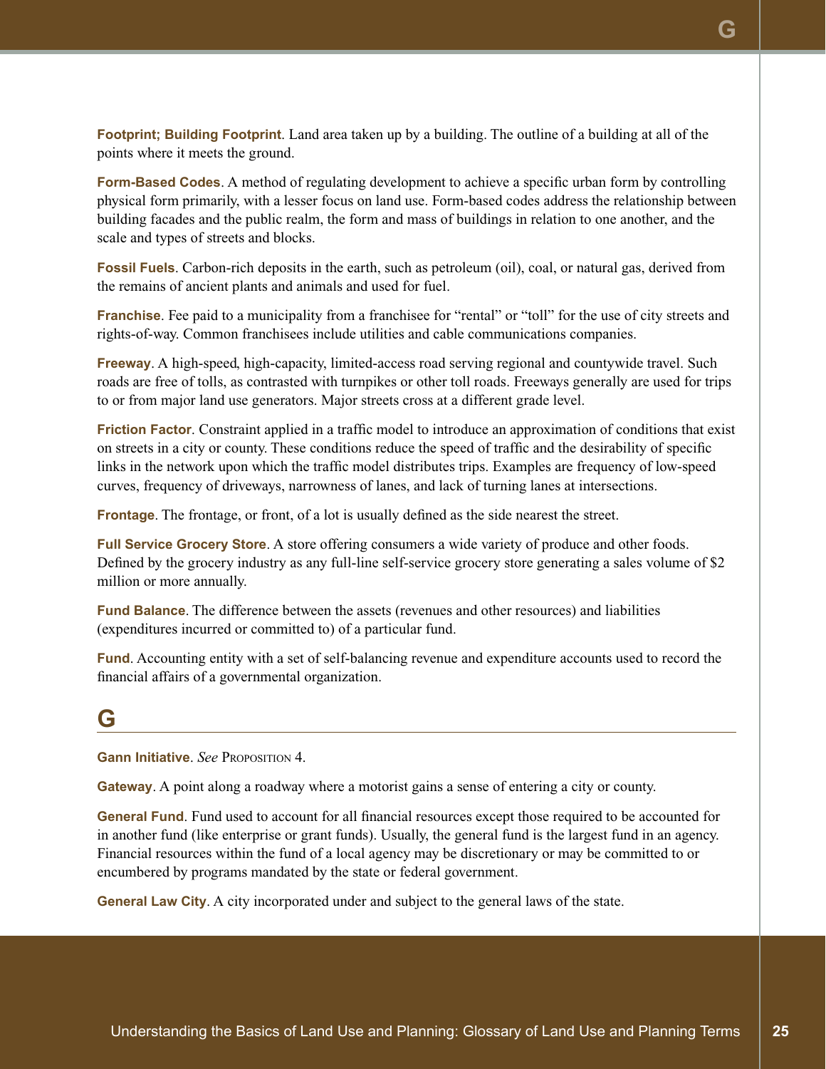**Footprint; Building Footprint**. Land area taken up by a building. The outline of a building at all of the points where it meets the ground.

**Form-Based Codes**. A method of regulating development to achieve a specific urban form by controlling physical form primarily, with a lesser focus on land use. Form-based codes address the relationship between building facades and the public realm, the form and mass of buildings in relation to one another, and the scale and types of streets and blocks.

**Fossil Fuels**. Carbon-rich deposits in the earth, such as petroleum (oil), coal, or natural gas, derived from the remains of ancient plants and animals and used for fuel.

**Franchise**. Fee paid to a municipality from a franchisee for "rental" or "toll" for the use of city streets and rights-of-way. Common franchisees include utilities and cable communications companies.

**Freeway**. A high-speed, high-capacity, limited-access road serving regional and countywide travel. Such roads are free of tolls, as contrasted with turnpikes or other toll roads. Freeways generally are used for trips to or from major land use generators. Major streets cross at a different grade level.

**Friction Factor**. Constraint applied in a traffic model to introduce an approximation of conditions that exist on streets in a city or county. These conditions reduce the speed of traffic and the desirability of specific links in the network upon which the traffic model distributes trips. Examples are frequency of low-speed curves, frequency of driveways, narrowness of lanes, and lack of turning lanes at intersections.

**Frontage**. The frontage, or front, of a lot is usually defined as the side nearest the street.

**Full Service Grocery Store**. A store offering consumers a wide variety of produce and other foods. Defined by the grocery industry as any full-line self-service grocery store generating a sales volume of $2 million or more annually.

**Fund Balance**. The difference between the assets (revenues and other resources) and liabilities (expenditures incurred or committed to) of a particular fund.

**Fund**. Accounting entity with a set of self-balancing revenue and expenditure accounts used to record the financial affairs of a governmental organization.

## G

**Gann Initiative**. *See* Proposition 4.

**Gateway**. A point along a roadway where a motorist gains a sense of entering a city or county.

**General Fund**. Fund used to account for all financial resources except those required to be accounted for in another fund (like enterprise or grant funds). Usually, the general fund is the largest fund in an agency. Financial resources within the fund of a local agency may be discretionary or may be committed to or encumbered by programs mandated by the state or federal government.

**General Law City**. A city incorporated under and subject to the general laws of the state.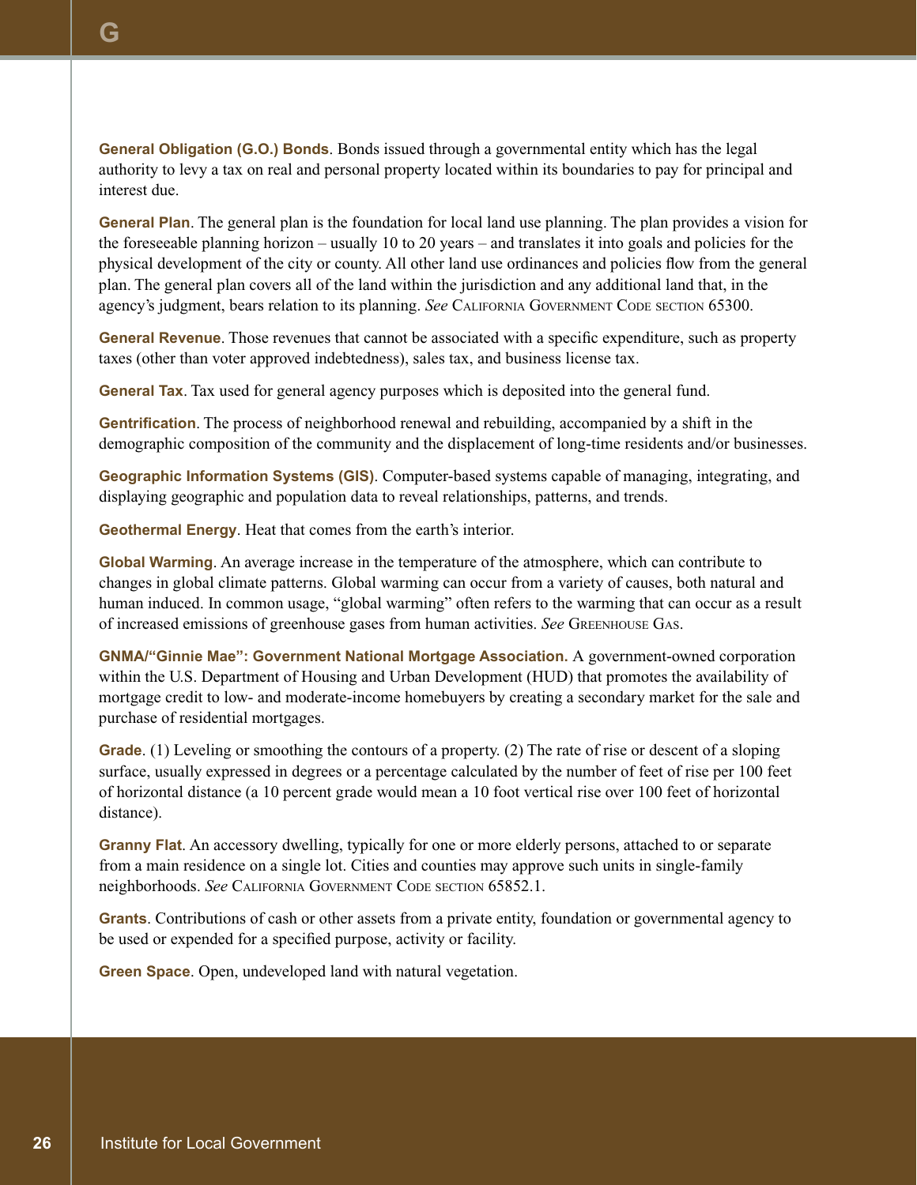**General Obligation (G.O.) Bonds**. Bonds issued through a governmental entity which has the legal authority to levy a tax on real and personal property located within its boundaries to pay for principal and interest due.

**General Plan**. The general plan is the foundation for local land use planning. The plan provides a vision for the foreseeable planning horizon – usually 10 to 20 years – and translates it into goals and policies for the physical development of the city or county. All other land use ordinances and policies flow from the general plan. The general plan covers all of the land within the jurisdiction and any additional land that, in the agency's judgment, bears relation to its planning. *See* California Government Code section 65300.

**General Revenue**. Those revenues that cannot be associated with a specific expenditure, such as property taxes (other than voter approved indebtedness), sales tax, and business license tax.

**General Tax**. Tax used for general agency purposes which is deposited into the general fund.

**Gentrification**. The process of neighborhood renewal and rebuilding, accompanied by a shift in the demographic composition of the community and the displacement of long-time residents and/or businesses.

**Geographic Information Systems (GIS)**. Computer-based systems capable of managing, integrating, and displaying geographic and population data to reveal relationships, patterns, and trends.

**Geothermal Energy**. Heat that comes from the earth's interior.

**Global Warming**. An average increase in the temperature of the atmosphere, which can contribute to changes in global climate patterns. Global warming can occur from a variety of causes, both natural and human induced. In common usage, "global warming" often refers to the warming that can occur as a result of increased emissions of greenhouse gases from human activities. *See* Greenhouse Gas.

**GNMA/"Ginnie Mae": Government National Mortgage Association.** A government-owned corporation within the U.S. Department of Housing and Urban Development (HUD) that promotes the availability of mortgage credit to low- and moderate-income homebuyers by creating a secondary market for the sale and purchase of residential mortgages.

**Grade**. (1) Leveling or smoothing the contours of a property. (2) The rate of rise or descent of a sloping surface, usually expressed in degrees or a percentage calculated by the number of feet of rise per 100 feet of horizontal distance (a 10 percent grade would mean a 10 foot vertical rise over 100 feet of horizontal distance).

**Granny Flat**. An accessory dwelling, typically for one or more elderly persons, attached to or separate from a main residence on a single lot. Cities and counties may approve such units in single-family neighborhoods. *See* California Government Code section 65852.1.

**Grants**. Contributions of cash or other assets from a private entity, foundation or governmental agency to be used or expended for a specified purpose, activity or facility.

**Green Space**. Open, undeveloped land with natural vegetation.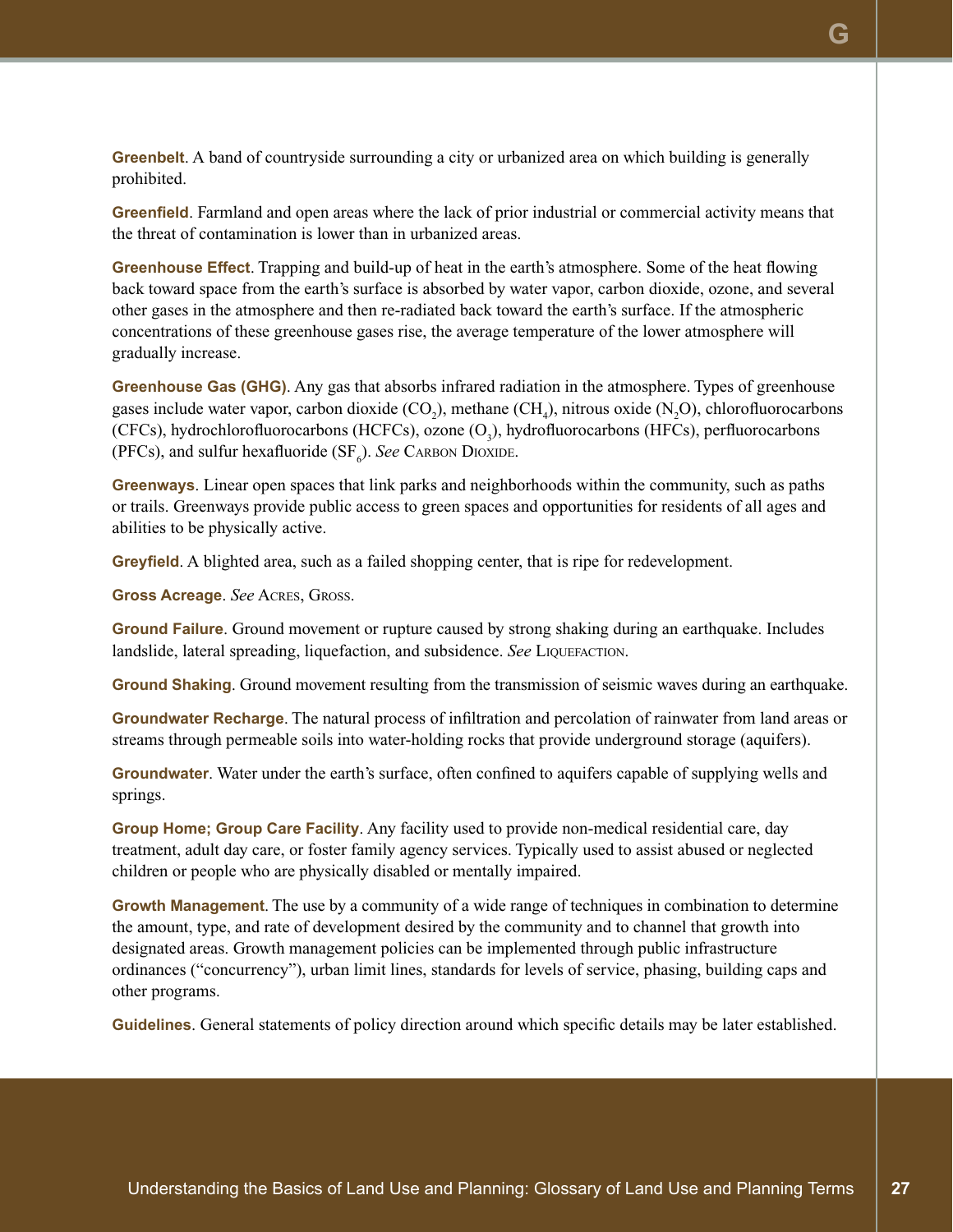**Greenbelt**. A band of countryside surrounding a city or urbanized area on which building is generally prohibited.

**Greenfield**. Farmland and open areas where the lack of prior industrial or commercial activity means that the threat of contamination is lower than in urbanized areas.

**Greenhouse Effect**. Trapping and build-up of heat in the earth's atmosphere. Some of the heat flowing back toward space from the earth's surface is absorbed by water vapor, carbon dioxide, ozone, and several other gases in the atmosphere and then re-radiated back toward the earth's surface. If the atmospheric concentrations of these greenhouse gases rise, the average temperature of the lower atmosphere will gradually increase.

**Greenhouse Gas (GHG)**. Any gas that absorbs infrared radiation in the atmosphere. Types of greenhouse gases include water vapor, carbon dioxide ($CO_2$), methane ($CH_4$), nitrous oxide ($N_2O$), chlorofluorocarbons (CFCs), hydrochlorofluorocarbons (HCFCs), ozone ($O_3$), hydrofluorocarbons (HFCs), perfluorocarbons (PFCs), and sulfur hexafluoride ($SF_6$). *See* Carbon Dioxide.

**Greenways**. Linear open spaces that link parks and neighborhoods within the community, such as paths or trails. Greenways provide public access to green spaces and opportunities for residents of all ages and abilities to be physically active.

**Greyfield**. A blighted area, such as a failed shopping center, that is ripe for redevelopment.

**Gross Acreage**. *See* Acres, Gross.

**Ground Failure**. Ground movement or rupture caused by strong shaking during an earthquake. Includes landslide, lateral spreading, liquefaction, and subsidence. *See* Liquefaction.

**Ground Shaking**. Ground movement resulting from the transmission of seismic waves during an earthquake.

**Groundwater Recharge**. The natural process of infiltration and percolation of rainwater from land areas or streams through permeable soils into water-holding rocks that provide underground storage (aquifers).

**Groundwater**. Water under the earth's surface, often confined to aquifers capable of supplying wells and springs.

**Group Home; Group Care Facility**. Any facility used to provide non-medical residential care, day treatment, adult day care, or foster family agency services. Typically used to assist abused or neglected children or people who are physically disabled or mentally impaired.

**Growth Management**. The use by a community of a wide range of techniques in combination to determine the amount, type, and rate of development desired by the community and to channel that growth into designated areas. Growth management policies can be implemented through public infrastructure ordinances ("concurrency"), urban limit lines, standards for levels of service, phasing, building caps and other programs.

**Guidelines**. General statements of policy direction around which specific details may be later established.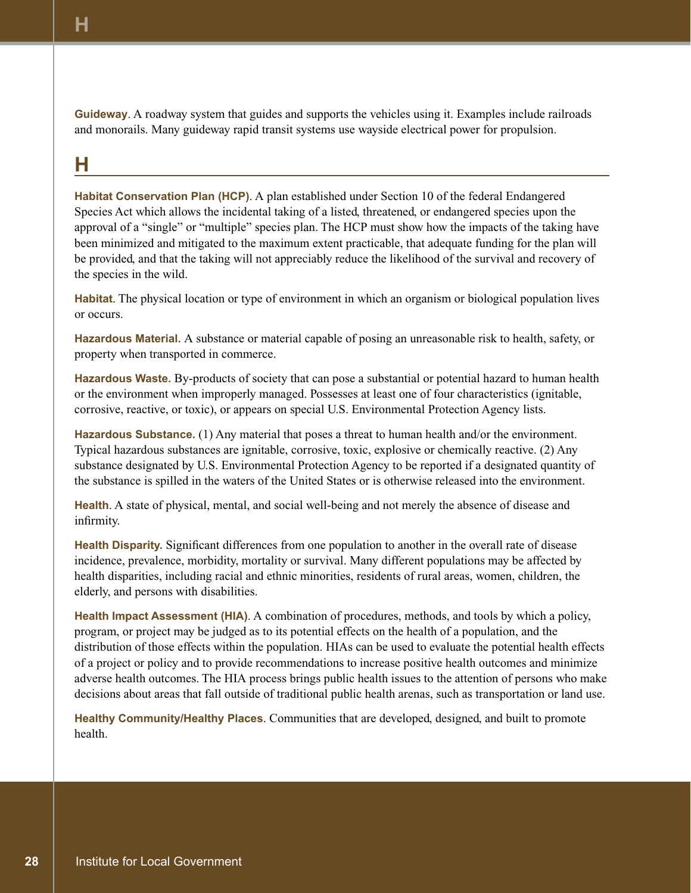**Guideway**. A roadway system that guides and supports the vehicles using it. Examples include railroads and monorails. Many guideway rapid transit systems use wayside electrical power for propulsion.

## H

**Habitat Conservation Plan (HCP)**. A plan established under Section 10 of the federal Endangered Species Act which allows the incidental taking of a listed, threatened, or endangered species upon the approval of a "single" or "multiple" species plan. The HCP must show how the impacts of the taking have been minimized and mitigated to the maximum extent practicable, that adequate funding for the plan will be provided, and that the taking will not appreciably reduce the likelihood of the survival and recovery of the species in the wild.

**Habitat**. The physical location or type of environment in which an organism or biological population lives or occurs.

**Hazardous Material.** A substance or material capable of posing an unreasonable risk to health, safety, or property when transported in commerce.

**Hazardous Waste.** By-products of society that can pose a substantial or potential hazard to human health or the environment when improperly managed. Possesses at least one of four characteristics (ignitable, corrosive, reactive, or toxic), or appears on special U.S. Environmental Protection Agency lists.

**Hazardous Substance.** (1) Any material that poses a threat to human health and/or the environment. Typical hazardous substances are ignitable, corrosive, toxic, explosive or chemically reactive. (2) Any substance designated by U.S. Environmental Protection Agency to be reported if a designated quantity of the substance is spilled in the waters of the United States or is otherwise released into the environment.

**Health**. A state of physical, mental, and social well-being and not merely the absence of disease and infirmity.

**Health Disparity.** Significant differences from one population to another in the overall rate of disease incidence, prevalence, morbidity, mortality or survival. Many different populations may be affected by health disparities, including racial and ethnic minorities, residents of rural areas, women, children, the elderly, and persons with disabilities.

**Health Impact Assessment (HIA)**. A combination of procedures, methods, and tools by which a policy, program, or project may be judged as to its potential effects on the health of a population, and the distribution of those effects within the population. HIAs can be used to evaluate the potential health effects of a project or policy and to provide recommendations to increase positive health outcomes and minimize adverse health outcomes. The HIA process brings public health issues to the attention of persons who make decisions about areas that fall outside of traditional public health arenas, such as transportation or land use.

**Healthy Community/Healthy Places**. Communities that are developed, designed, and built to promote health.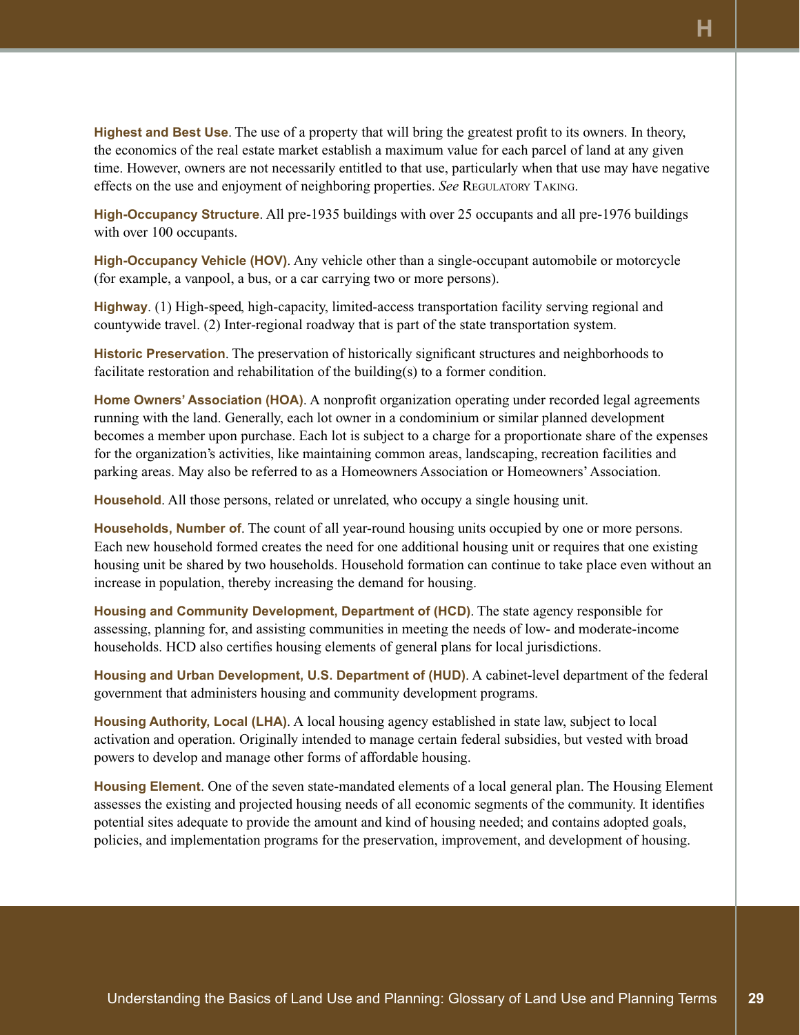**Highest and Best Use**. The use of a property that will bring the greatest profit to its owners. In theory, the economics of the real estate market establish a maximum value for each parcel of land at any given time. However, owners are not necessarily entitled to that use, particularly when that use may have negative effects on the use and enjoyment of neighboring properties. *See* Regulatory Taking.

**High-Occupancy Structure**. All pre-1935 buildings with over 25 occupants and all pre-1976 buildings with over 100 occupants.

**High-Occupancy Vehicle (HOV)**. Any vehicle other than a single-occupant automobile or motorcycle (for example, a vanpool, a bus, or a car carrying two or more persons).

**Highway**. (1) High-speed, high-capacity, limited-access transportation facility serving regional and countywide travel. (2) Inter-regional roadway that is part of the state transportation system.

**Historic Preservation**. The preservation of historically significant structures and neighborhoods to facilitate restoration and rehabilitation of the building(s) to a former condition.

**Home Owners' Association (HOA)**. A nonprofit organization operating under recorded legal agreements running with the land. Generally, each lot owner in a condominium or similar planned development becomes a member upon purchase. Each lot is subject to a charge for a proportionate share of the expenses for the organization's activities, like maintaining common areas, landscaping, recreation facilities and parking areas. May also be referred to as a Homeowners Association or Homeowners' Association.

**Household**. All those persons, related or unrelated, who occupy a single housing unit.

**Households, Number of**. The count of all year-round housing units occupied by one or more persons. Each new household formed creates the need for one additional housing unit or requires that one existing housing unit be shared by two households. Household formation can continue to take place even without an increase in population, thereby increasing the demand for housing.

**Housing and Community Development, Department of (HCD)**. The state agency responsible for assessing, planning for, and assisting communities in meeting the needs of low- and moderate-income households. HCD also certifies housing elements of general plans for local jurisdictions.

**Housing and Urban Development, U.S. Department of (HUD)**. A cabinet-level department of the federal government that administers housing and community development programs.

**Housing Authority, Local (LHA)**. A local housing agency established in state law, subject to local activation and operation. Originally intended to manage certain federal subsidies, but vested with broad powers to develop and manage other forms of affordable housing.

**Housing Element**. One of the seven state-mandated elements of a local general plan. The Housing Element assesses the existing and projected housing needs of all economic segments of the community. It identifies potential sites adequate to provide the amount and kind of housing needed; and contains adopted goals, policies, and implementation programs for the preservation, improvement, and development of housing.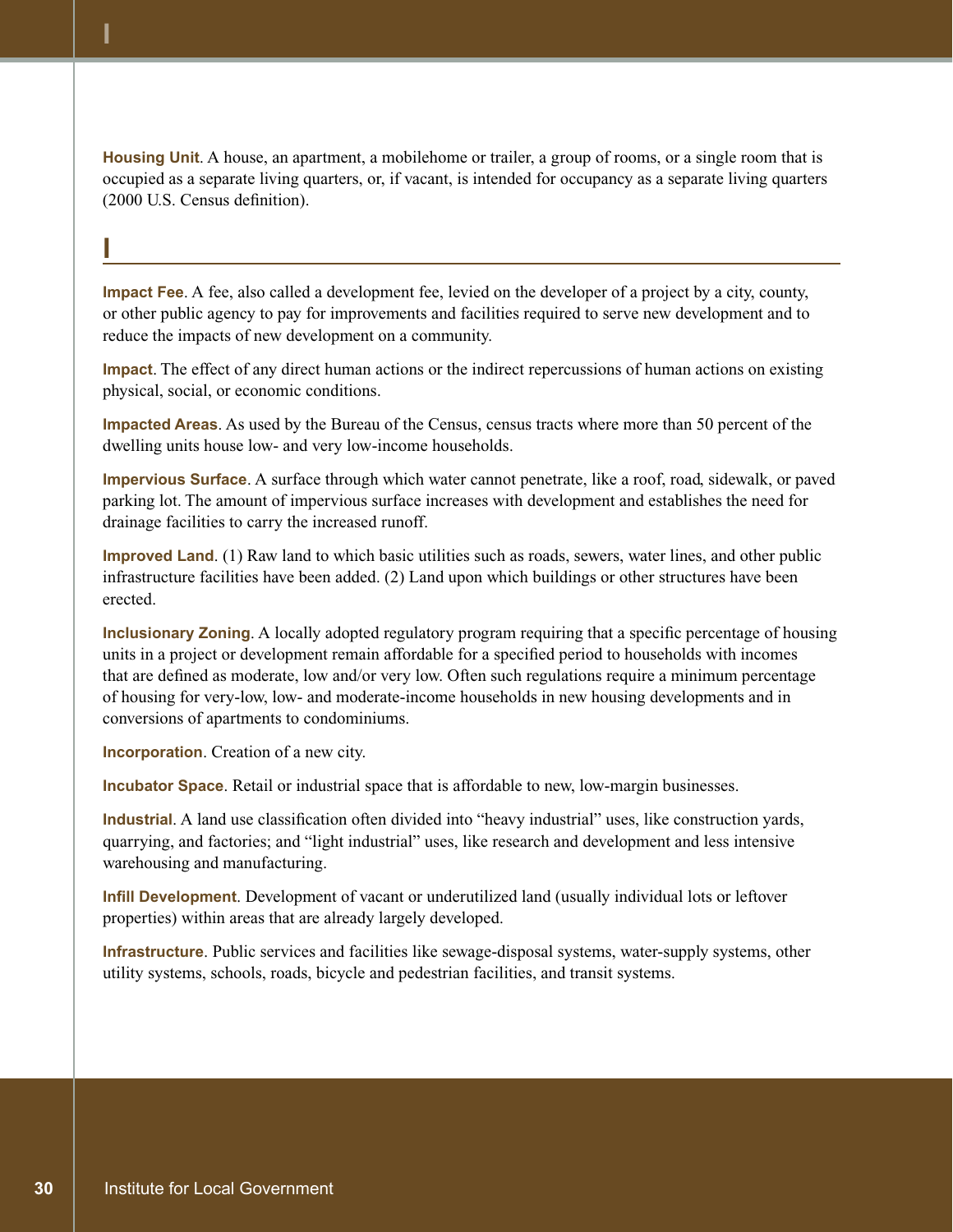**Housing Unit**. A house, an apartment, a mobilehome or trailer, a group of rooms, or a single room that is occupied as a separate living quarters, or, if vacant, is intended for occupancy as a separate living quarters (2000 U.S. Census definition).

## I

**Impact Fee**. A fee, also called a development fee, levied on the developer of a project by a city, county, or other public agency to pay for improvements and facilities required to serve new development and to reduce the impacts of new development on a community.

**Impact**. The effect of any direct human actions or the indirect repercussions of human actions on existing physical, social, or economic conditions.

**Impacted Areas**. As used by the Bureau of the Census, census tracts where more than 50 percent of the dwelling units house low- and very low-income households.

**Impervious Surface**. A surface through which water cannot penetrate, like a roof, road, sidewalk, or paved parking lot. The amount of impervious surface increases with development and establishes the need for drainage facilities to carry the increased runoff.

**Improved Land**. (1) Raw land to which basic utilities such as roads, sewers, water lines, and other public infrastructure facilities have been added. (2) Land upon which buildings or other structures have been erected.

**Inclusionary Zoning**. A locally adopted regulatory program requiring that a specific percentage of housing units in a project or development remain affordable for a specified period to households with incomes that are defined as moderate, low and/or very low. Often such regulations require a minimum percentage of housing for very-low, low- and moderate-income households in new housing developments and in conversions of apartments to condominiums.

**Incorporation**. Creation of a new city.

**Incubator Space**. Retail or industrial space that is affordable to new, low-margin businesses.

**Industrial**. A land use classification often divided into "heavy industrial" uses, like construction yards, quarrying, and factories; and "light industrial" uses, like research and development and less intensive warehousing and manufacturing.

**Infill Development**. Development of vacant or underutilized land (usually individual lots or leftover properties) within areas that are already largely developed.

**Infrastructure**. Public services and facilities like sewage-disposal systems, water-supply systems, other utility systems, schools, roads, bicycle and pedestrian facilities, and transit systems.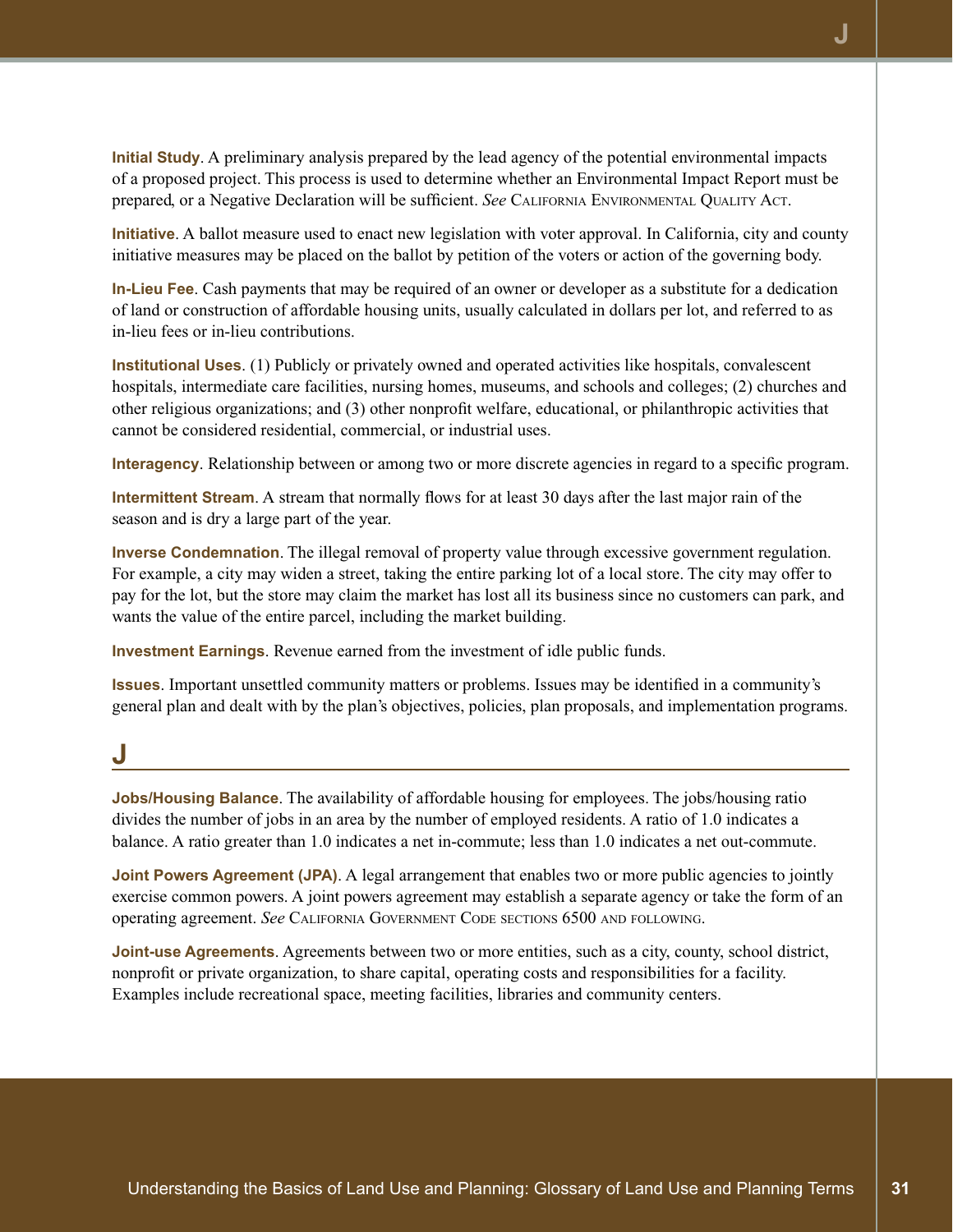**Initial Study**. A preliminary analysis prepared by the lead agency of the potential environmental impacts of a proposed project. This process is used to determine whether an Environmental Impact Report must be prepared, or a Negative Declaration will be sufficient. *See* California Environmental Quality Act.

**Initiative**. A ballot measure used to enact new legislation with voter approval. In California, city and county initiative measures may be placed on the ballot by petition of the voters or action of the governing body.

**In-Lieu Fee**. Cash payments that may be required of an owner or developer as a substitute for a dedication of land or construction of affordable housing units, usually calculated in dollars per lot, and referred to as in-lieu fees or in-lieu contributions.

**Institutional Uses**. (1) Publicly or privately owned and operated activities like hospitals, convalescent hospitals, intermediate care facilities, nursing homes, museums, and schools and colleges; (2) churches and other religious organizations; and (3) other nonprofit welfare, educational, or philanthropic activities that cannot be considered residential, commercial, or industrial uses.

**Interagency**. Relationship between or among two or more discrete agencies in regard to a specific program.

**Intermittent Stream**. A stream that normally flows for at least 30 days after the last major rain of the season and is dry a large part of the year.

**Inverse Condemnation**. The illegal removal of property value through excessive government regulation. For example, a city may widen a street, taking the entire parking lot of a local store. The city may offer to pay for the lot, but the store may claim the market has lost all its business since no customers can park, and wants the value of the entire parcel, including the market building.

**Investment Earnings**. Revenue earned from the investment of idle public funds.

**Issues**. Important unsettled community matters or problems. Issues may be identified in a community's general plan and dealt with by the plan's objectives, policies, plan proposals, and implementation programs.

## J

**Jobs/Housing Balance**. The availability of affordable housing for employees. The jobs/housing ratio divides the number of jobs in an area by the number of employed residents. A ratio of 1.0 indicates a balance. A ratio greater than 1.0 indicates a net in-commute; less than 1.0 indicates a net out-commute.

**Joint Powers Agreement (JPA)**. A legal arrangement that enables two or more public agencies to jointly exercise common powers. A joint powers agreement may establish a separate agency or take the form of an operating agreement. *See* California Government Code sections 6500 and following.

**Joint-use Agreements**. Agreements between two or more entities, such as a city, county, school district, nonprofit or private organization, to share capital, operating costs and responsibilities for a facility. Examples include recreational space, meeting facilities, libraries and community centers.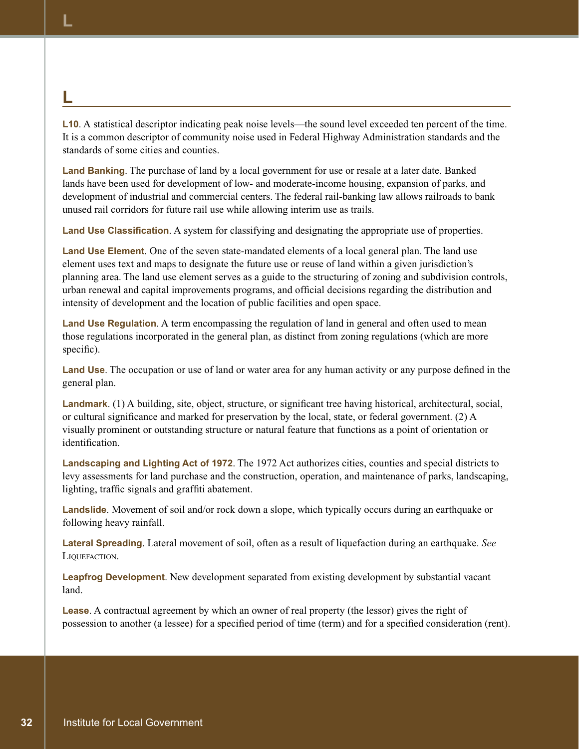# L

**L10**. A statistical descriptor indicating peak noise levels—the sound level exceeded ten percent of the time. It is a common descriptor of community noise used in Federal Highway Administration standards and the standards of some cities and counties.

**Land Banking**. The purchase of land by a local government for use or resale at a later date. Banked lands have been used for development of low- and moderate-income housing, expansion of parks, and development of industrial and commercial centers. The federal rail-banking law allows railroads to bank unused rail corridors for future rail use while allowing interim use as trails.

**Land Use Classification**. A system for classifying and designating the appropriate use of properties.

**Land Use Element**. One of the seven state-mandated elements of a local general plan. The land use element uses text and maps to designate the future use or reuse of land within a given jurisdiction's planning area. The land use element serves as a guide to the structuring of zoning and subdivision controls, urban renewal and capital improvements programs, and official decisions regarding the distribution and intensity of development and the location of public facilities and open space.

**Land Use Regulation**. A term encompassing the regulation of land in general and often used to mean those regulations incorporated in the general plan, as distinct from zoning regulations (which are more specific).

**Land Use**. The occupation or use of land or water area for any human activity or any purpose defined in the general plan.

**Landmark**. (1) A building, site, object, structure, or significant tree having historical, architectural, social, or cultural significance and marked for preservation by the local, state, or federal government. (2) A visually prominent or outstanding structure or natural feature that functions as a point of orientation or identification.

**Landscaping and Lighting Act of 1972**. The 1972 Act authorizes cities, counties and special districts to levy assessments for land purchase and the construction, operation, and maintenance of parks, landscaping, lighting, traffic signals and graffiti abatement.

**Landslide**. Movement of soil and/or rock down a slope, which typically occurs during an earthquake or following heavy rainfall.

**Lateral Spreading**. Lateral movement of soil, often as a result of liquefaction during an earthquake. *See* Liquefaction.

**Leapfrog Development**. New development separated from existing development by substantial vacant land.

**Lease**. A contractual agreement by which an owner of real property (the lessor) gives the right of possession to another (a lessee) for a specified period of time (term) and for a specified consideration (rent).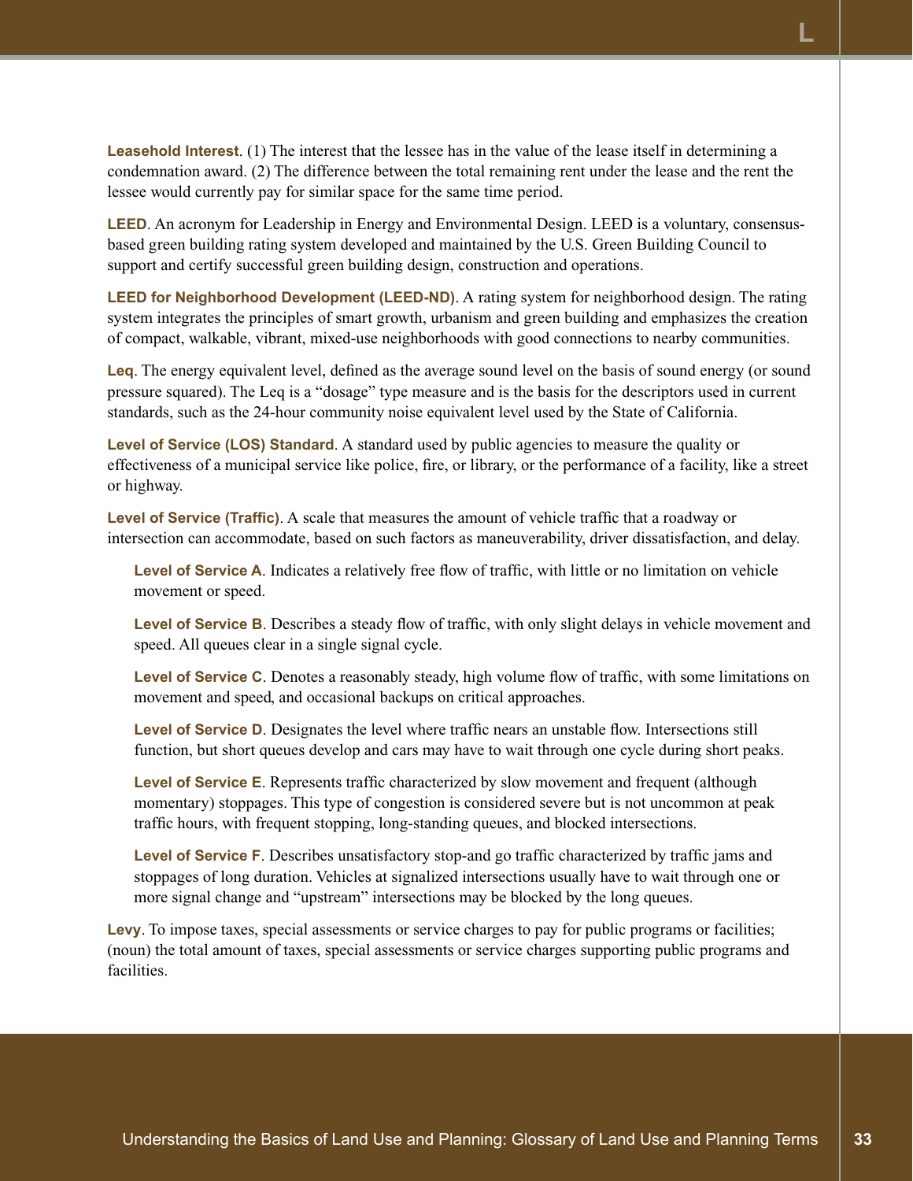**Leasehold Interest**. (1) The interest that the lessee has in the value of the lease itself in determining a condemnation award. (2) The difference between the total remaining rent under the lease and the rent the lessee would currently pay for similar space for the same time period.

**LEED**. An acronym for Leadership in Energy and Environmental Design. LEED is a voluntary, consensus-based green building rating system developed and maintained by the U.S. Green Building Council to support and certify successful green building design, construction and operations.

**LEED for Neighborhood Development (LEED-ND)**. A rating system for neighborhood design. The rating system integrates the principles of smart growth, urbanism and green building and emphasizes the creation of compact, walkable, vibrant, mixed-use neighborhoods with good connections to nearby communities.

**Leq**. The energy equivalent level, defined as the average sound level on the basis of sound energy (or sound pressure squared). The Leq is a "dosage" type measure and is the basis for the descriptors used in current standards, such as the 24-hour community noise equivalent level used by the State of California.

**Level of Service (LOS) Standard**. A standard used by public agencies to measure the quality or effectiveness of a municipal service like police, fire, or library, or the performance of a facility, like a street or highway.

**Level of Service (Traffic)**. A scale that measures the amount of vehicle traffic that a roadway or intersection can accommodate, based on such factors as maneuverability, driver dissatisfaction, and delay.

> **Level of Service A**. Indicates a relatively free flow of traffic, with little or no limitation on vehicle movement or speed.
>
> **Level of Service B**. Describes a steady flow of traffic, with only slight delays in vehicle movement and speed. All queues clear in a single signal cycle.
>
> **Level of Service C**. Denotes a reasonably steady, high volume flow of traffic, with some limitations on movement and speed, and occasional backups on critical approaches.
>
> **Level of Service D**. Designates the level where traffic nears an unstable flow. Intersections still function, but short queues develop and cars may have to wait through one cycle during short peaks.
>
> **Level of Service E**. Represents traffic characterized by slow movement and frequent (although momentary) stoppages. This type of congestion is considered severe but is not uncommon at peak traffic hours, with frequent stopping, long-standing queues, and blocked intersections.
>
> **Level of Service F**. Describes unsatisfactory stop-and go traffic characterized by traffic jams and stoppages of long duration. Vehicles at signalized intersections usually have to wait through one or more signal change and "upstream" intersections may be blocked by the long queues.

**Levy**. To impose taxes, special assessments or service charges to pay for public programs or facilities; (noun) the total amount of taxes, special assessments or service charges supporting public programs and facilities.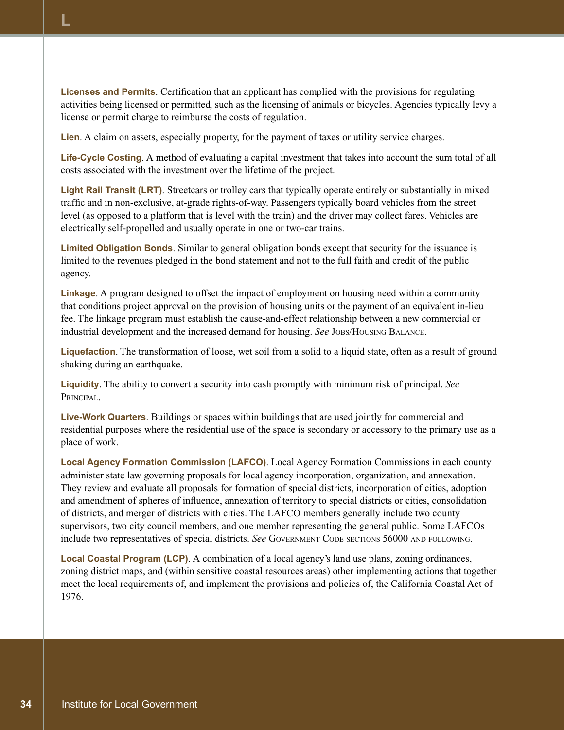**Licenses and Permits**. Certification that an applicant has complied with the provisions for regulating activities being licensed or permitted, such as the licensing of animals or bicycles. Agencies typically levy a license or permit charge to reimburse the costs of regulation.

**Lien**. A claim on assets, especially property, for the payment of taxes or utility service charges.

**Life-Cycle Costing**. A method of evaluating a capital investment that takes into account the sum total of all costs associated with the investment over the lifetime of the project.

**Light Rail Transit (LRT)**. Streetcars or trolley cars that typically operate entirely or substantially in mixed traffic and in non-exclusive, at-grade rights-of-way. Passengers typically board vehicles from the street level (as opposed to a platform that is level with the train) and the driver may collect fares. Vehicles are electrically self-propelled and usually operate in one or two-car trains.

**Limited Obligation Bonds**. Similar to general obligation bonds except that security for the issuance is limited to the revenues pledged in the bond statement and not to the full faith and credit of the public agency.

**Linkage**. A program designed to offset the impact of employment on housing need within a community that conditions project approval on the provision of housing units or the payment of an equivalent in-lieu fee. The linkage program must establish the cause-and-effect relationship between a new commercial or industrial development and the increased demand for housing. *See* Jobs/Housing Balance.

**Liquefaction**. The transformation of loose, wet soil from a solid to a liquid state, often as a result of ground shaking during an earthquake.

**Liquidity**. The ability to convert a security into cash promptly with minimum risk of principal. *See* Principal.

**Live-Work Quarters**. Buildings or spaces within buildings that are used jointly for commercial and residential purposes where the residential use of the space is secondary or accessory to the primary use as a place of work.

**Local Agency Formation Commission (LAFCO)**. Local Agency Formation Commissions in each county administer state law governing proposals for local agency incorporation, organization, and annexation. They review and evaluate all proposals for formation of special districts, incorporation of cities, adoption and amendment of spheres of influence, annexation of territory to special districts or cities, consolidation of districts, and merger of districts with cities. The LAFCO members generally include two county supervisors, two city council members, and one member representing the general public. Some LAFCOs include two representatives of special districts. *See* Government Code sections 56000 and following.

**Local Coastal Program (LCP)**. A combination of a local agency's land use plans, zoning ordinances, zoning district maps, and (within sensitive coastal resources areas) other implementing actions that together meet the local requirements of, and implement the provisions and policies of, the California Coastal Act of 1976.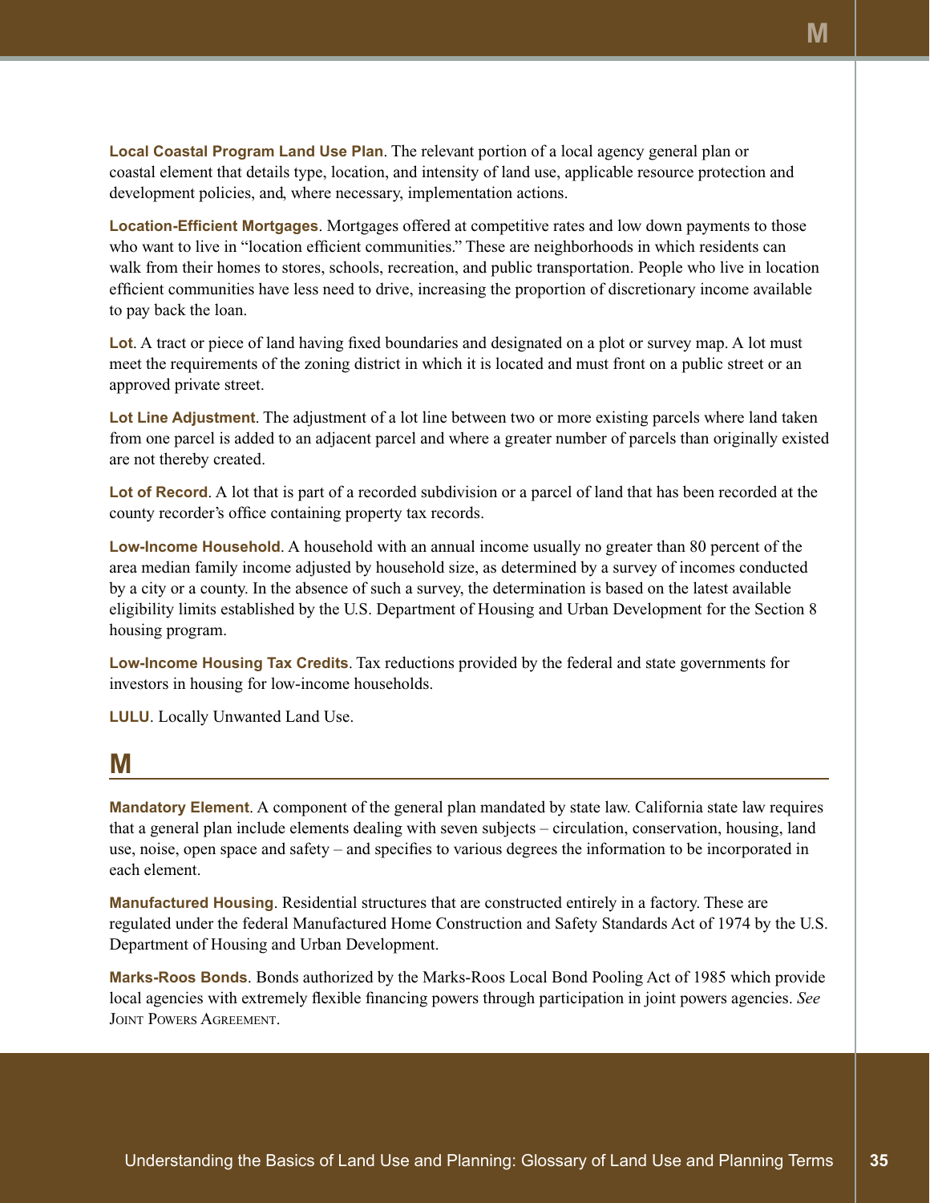**Local Coastal Program Land Use Plan**. The relevant portion of a local agency general plan or coastal element that details type, location, and intensity of land use, applicable resource protection and development policies, and, where necessary, implementation actions.

**Location-Efficient Mortgages**. Mortgages offered at competitive rates and low down payments to those who want to live in "location efficient communities." These are neighborhoods in which residents can walk from their homes to stores, schools, recreation, and public transportation. People who live in location efficient communities have less need to drive, increasing the proportion of discretionary income available to pay back the loan.

**Lot**. A tract or piece of land having fixed boundaries and designated on a plot or survey map. A lot must meet the requirements of the zoning district in which it is located and must front on a public street or an approved private street.

**Lot Line Adjustment**. The adjustment of a lot line between two or more existing parcels where land taken from one parcel is added to an adjacent parcel and where a greater number of parcels than originally existed are not thereby created.

**Lot of Record**. A lot that is part of a recorded subdivision or a parcel of land that has been recorded at the county recorder's office containing property tax records.

**Low-Income Household**. A household with an annual income usually no greater than 80 percent of the area median family income adjusted by household size, as determined by a survey of incomes conducted by a city or a county. In the absence of such a survey, the determination is based on the latest available eligibility limits established by the U.S. Department of Housing and Urban Development for the Section 8 housing program.

**Low-Income Housing Tax Credits**. Tax reductions provided by the federal and state governments for investors in housing for low-income households.

**LULU**. Locally Unwanted Land Use.

## M

**Mandatory Element**. A component of the general plan mandated by state law. California state law requires that a general plan include elements dealing with seven subjects – circulation, conservation, housing, land use, noise, open space and safety – and specifies to various degrees the information to be incorporated in each element.

**Manufactured Housing**. Residential structures that are constructed entirely in a factory. These are regulated under the federal Manufactured Home Construction and Safety Standards Act of 1974 by the U.S. Department of Housing and Urban Development.

**Marks-Roos Bonds**. Bonds authorized by the Marks-Roos Local Bond Pooling Act of 1985 which provide local agencies with extremely flexible financing powers through participation in joint powers agencies. *See* Joint Powers Agreement.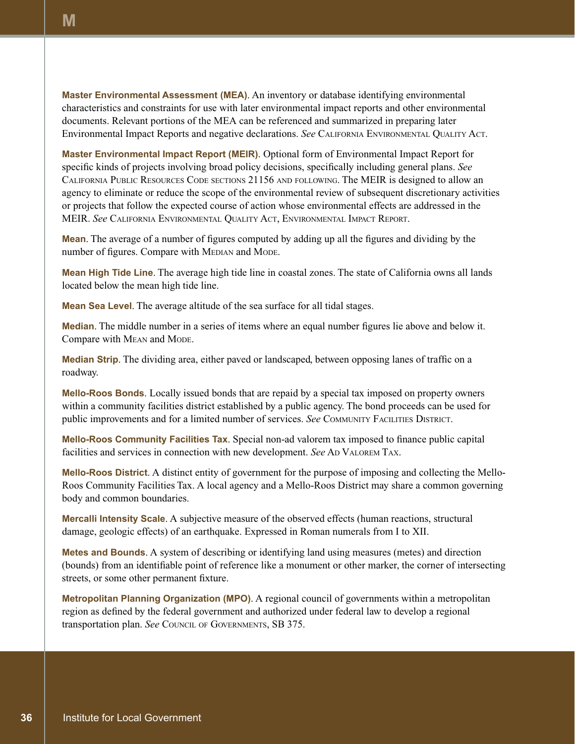**Master Environmental Assessment (MEA)**. An inventory or database identifying environmental characteristics and constraints for use with later environmental impact reports and other environmental documents. Relevant portions of the MEA can be referenced and summarized in preparing later Environmental Impact Reports and negative declarations. *See* California Environmental Quality Act.

**Master Environmental Impact Report (MEIR)**. Optional form of Environmental Impact Report for specific kinds of projects involving broad policy decisions, specifically including general plans. *See* California Public Resources Code sections 21156 and following. The MEIR is designed to allow an agency to eliminate or reduce the scope of the environmental review of subsequent discretionary activities or projects that follow the expected course of action whose environmental effects are addressed in the MEIR. *See* California Environmental Quality Act, Environmental Impact Report.

**Mean**. The average of a number of figures computed by adding up all the figures and dividing by the number of figures. Compare with Median and Mode.

**Mean High Tide Line**. The average high tide line in coastal zones. The state of California owns all lands located below the mean high tide line.

**Mean Sea Level**. The average altitude of the sea surface for all tidal stages.

**Median**. The middle number in a series of items where an equal number figures lie above and below it. Compare with Mean and Mode.

**Median Strip**. The dividing area, either paved or landscaped, between opposing lanes of traffic on a roadway.

**Mello-Roos Bonds**. Locally issued bonds that are repaid by a special tax imposed on property owners within a community facilities district established by a public agency. The bond proceeds can be used for public improvements and for a limited number of services. *See* Community Facilities District.

**Mello-Roos Community Facilities Tax**. Special non-ad valorem tax imposed to finance public capital facilities and services in connection with new development. *See* Ad Valorem Tax.

**Mello-Roos District**. A distinct entity of government for the purpose of imposing and collecting the Mello-Roos Community Facilities Tax. A local agency and a Mello-Roos District may share a common governing body and common boundaries.

**Mercalli Intensity Scale**. A subjective measure of the observed effects (human reactions, structural damage, geologic effects) of an earthquake. Expressed in Roman numerals from I to XII.

**Metes and Bounds**. A system of describing or identifying land using measures (metes) and direction (bounds) from an identifiable point of reference like a monument or other marker, the corner of intersecting streets, or some other permanent fixture.

**Metropolitan Planning Organization (MPO)**. A regional council of governments within a metropolitan region as defined by the federal government and authorized under federal law to develop a regional transportation plan. *See* Council of Governments, SB 375.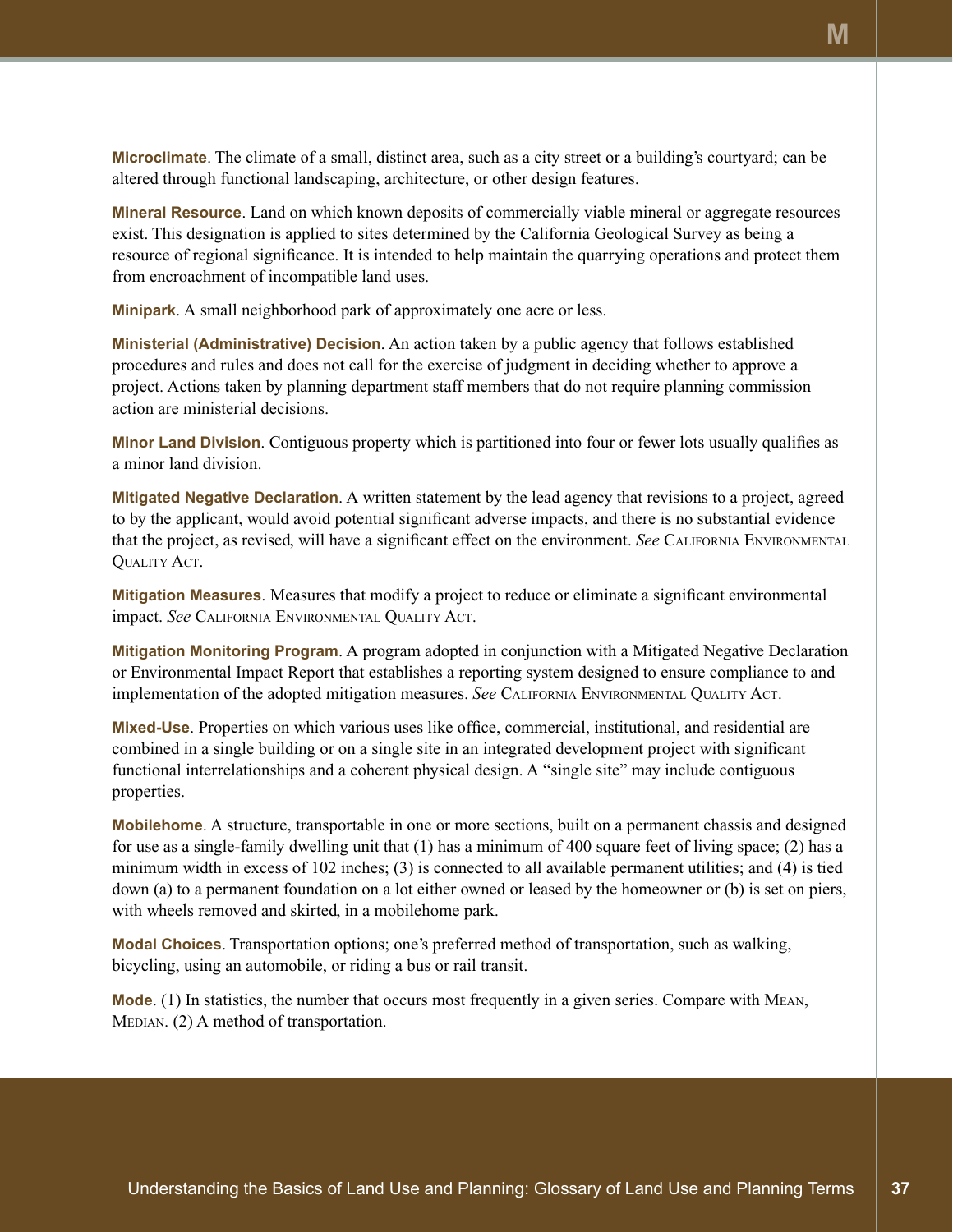**Microclimate**. The climate of a small, distinct area, such as a city street or a building's courtyard; can be altered through functional landscaping, architecture, or other design features.

**Mineral Resource**. Land on which known deposits of commercially viable mineral or aggregate resources exist. This designation is applied to sites determined by the California Geological Survey as being a resource of regional significance. It is intended to help maintain the quarrying operations and protect them from encroachment of incompatible land uses.

**Minipark**. A small neighborhood park of approximately one acre or less.

**Ministerial (Administrative) Decision**. An action taken by a public agency that follows established procedures and rules and does not call for the exercise of judgment in deciding whether to approve a project. Actions taken by planning department staff members that do not require planning commission action are ministerial decisions.

**Minor Land Division**. Contiguous property which is partitioned into four or fewer lots usually qualifies as a minor land division.

**Mitigated Negative Declaration**. A written statement by the lead agency that revisions to a project, agreed to by the applicant, would avoid potential significant adverse impacts, and there is no substantial evidence that the project, as revised, will have a significant effect on the environment. *See* California Environmental Quality Act.

**Mitigation Measures**. Measures that modify a project to reduce or eliminate a significant environmental impact. *See* California Environmental Quality Act.

**Mitigation Monitoring Program**. A program adopted in conjunction with a Mitigated Negative Declaration or Environmental Impact Report that establishes a reporting system designed to ensure compliance to and implementation of the adopted mitigation measures. *See* California Environmental Quality Act.

**Mixed-Use**. Properties on which various uses like office, commercial, institutional, and residential are combined in a single building or on a single site in an integrated development project with significant functional interrelationships and a coherent physical design. A "single site" may include contiguous properties.

**Mobilehome**. A structure, transportable in one or more sections, built on a permanent chassis and designed for use as a single-family dwelling unit that (1) has a minimum of 400 square feet of living space; (2) has a minimum width in excess of 102 inches; (3) is connected to all available permanent utilities; and (4) is tied down (a) to a permanent foundation on a lot either owned or leased by the homeowner or (b) is set on piers, with wheels removed and skirted, in a mobilehome park.

**Modal Choices**. Transportation options; one's preferred method of transportation, such as walking, bicycling, using an automobile, or riding a bus or rail transit.

**Mode**. (1) In statistics, the number that occurs most frequently in a given series. Compare with Mean, Median. (2) A method of transportation.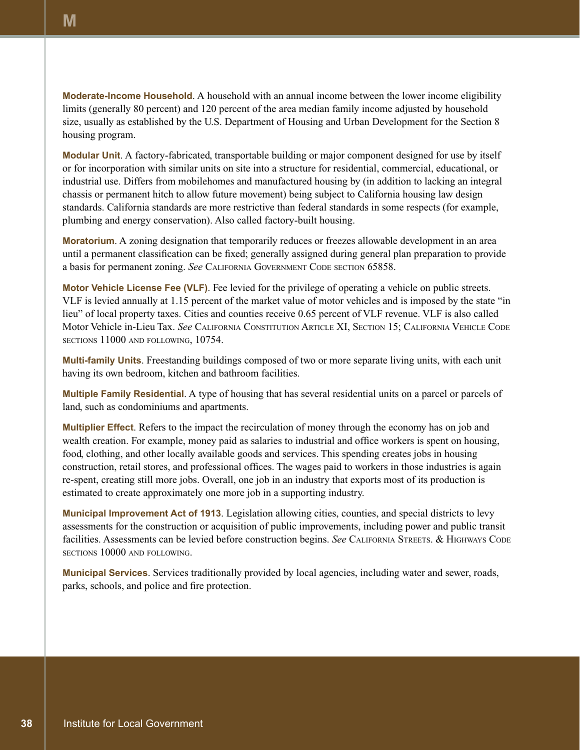**Moderate-Income Household**. A household with an annual income between the lower income eligibility limits (generally 80 percent) and 120 percent of the area median family income adjusted by household size, usually as established by the U.S. Department of Housing and Urban Development for the Section 8 housing program.

**Modular Unit**. A factory-fabricated, transportable building or major component designed for use by itself or for incorporation with similar units on site into a structure for residential, commercial, educational, or industrial use. Differs from mobilehomes and manufactured housing by (in addition to lacking an integral chassis or permanent hitch to allow future movement) being subject to California housing law design standards. California standards are more restrictive than federal standards in some respects (for example, plumbing and energy conservation). Also called factory-built housing.

**Moratorium**. A zoning designation that temporarily reduces or freezes allowable development in an area until a permanent classification can be fixed; generally assigned during general plan preparation to provide a basis for permanent zoning. *See* California Government Code section 65858.

**Motor Vehicle License Fee (VLF)**. Fee levied for the privilege of operating a vehicle on public streets. VLF is levied annually at 1.15 percent of the market value of motor vehicles and is imposed by the state "in lieu" of local property taxes. Cities and counties receive 0.65 percent of VLF revenue. VLF is also called Motor Vehicle in-Lieu Tax. *See* California Constitution Article XI, Section 15; California Vehicle Code sections 11000 and following, 10754.

**Multi-family Units**. Freestanding buildings composed of two or more separate living units, with each unit having its own bedroom, kitchen and bathroom facilities.

**Multiple Family Residential**. A type of housing that has several residential units on a parcel or parcels of land, such as condominiums and apartments.

**Multiplier Effect**. Refers to the impact the recirculation of money through the economy has on job and wealth creation. For example, money paid as salaries to industrial and office workers is spent on housing, food, clothing, and other locally available goods and services. This spending creates jobs in housing construction, retail stores, and professional offices. The wages paid to workers in those industries is again re-spent, creating still more jobs. Overall, one job in an industry that exports most of its production is estimated to create approximately one more job in a supporting industry.

**Municipal Improvement Act of 1913**. Legislation allowing cities, counties, and special districts to levy assessments for the construction or acquisition of public improvements, including power and public transit facilities. Assessments can be levied before construction begins. *See* California Streets. & Highways Code sections 10000 and following.

**Municipal Services**. Services traditionally provided by local agencies, including water and sewer, roads, parks, schools, and police and fire protection.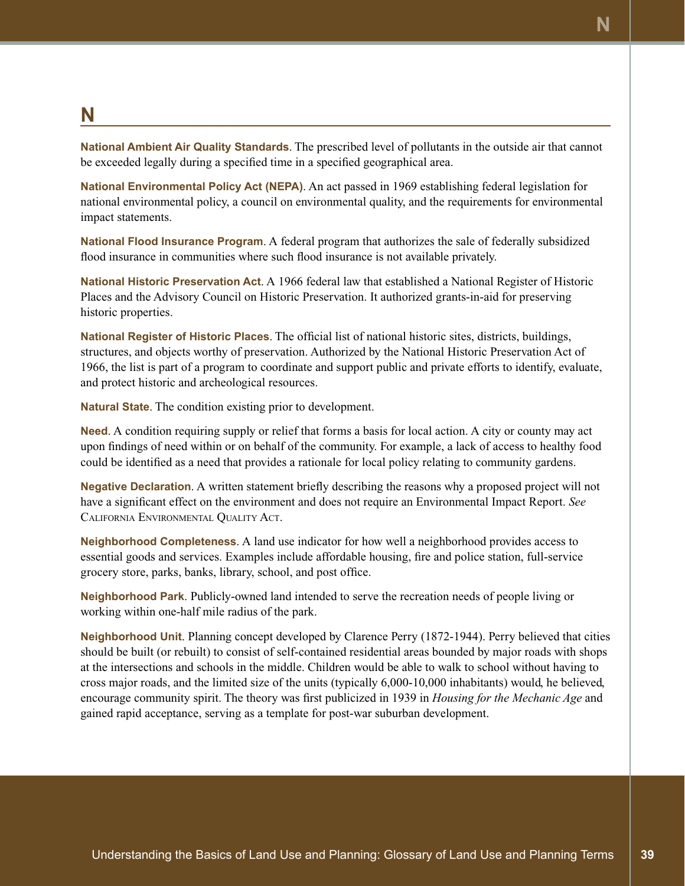# N

**National Ambient Air Quality Standards**. The prescribed level of pollutants in the outside air that cannot be exceeded legally during a specified time in a specified geographical area.

**National Environmental Policy Act (NEPA)**. An act passed in 1969 establishing federal legislation for national environmental policy, a council on environmental quality, and the requirements for environmental impact statements.

**National Flood Insurance Program**. A federal program that authorizes the sale of federally subsidized flood insurance in communities where such flood insurance is not available privately.

**National Historic Preservation Act**. A 1966 federal law that established a National Register of Historic Places and the Advisory Council on Historic Preservation. It authorized grants-in-aid for preserving historic properties.

**National Register of Historic Places**. The official list of national historic sites, districts, buildings, structures, and objects worthy of preservation. Authorized by the National Historic Preservation Act of 1966, the list is part of a program to coordinate and support public and private efforts to identify, evaluate, and protect historic and archeological resources.

**Natural State**. The condition existing prior to development.

**Need**. A condition requiring supply or relief that forms a basis for local action. A city or county may act upon findings of need within or on behalf of the community. For example, a lack of access to healthy food could be identified as a need that provides a rationale for local policy relating to community gardens.

**Negative Declaration**. A written statement briefly describing the reasons why a proposed project will not have a significant effect on the environment and does not require an Environmental Impact Report. *See* California Environmental Quality Act.

**Neighborhood Completeness**. A land use indicator for how well a neighborhood provides access to essential goods and services. Examples include affordable housing, fire and police station, full-service grocery store, parks, banks, library, school, and post office.

**Neighborhood Park**. Publicly-owned land intended to serve the recreation needs of people living or working within one-half mile radius of the park.

**Neighborhood Unit**. Planning concept developed by Clarence Perry (1872-1944). Perry believed that cities should be built (or rebuilt) to consist of self-contained residential areas bounded by major roads with shops at the intersections and schools in the middle. Children would be able to walk to school without having to cross major roads, and the limited size of the units (typically 6,000-10,000 inhabitants) would, he believed, encourage community spirit. The theory was first publicized in 1939 in *Housing for the Mechanic Age* and gained rapid acceptance, serving as a template for post-war suburban development.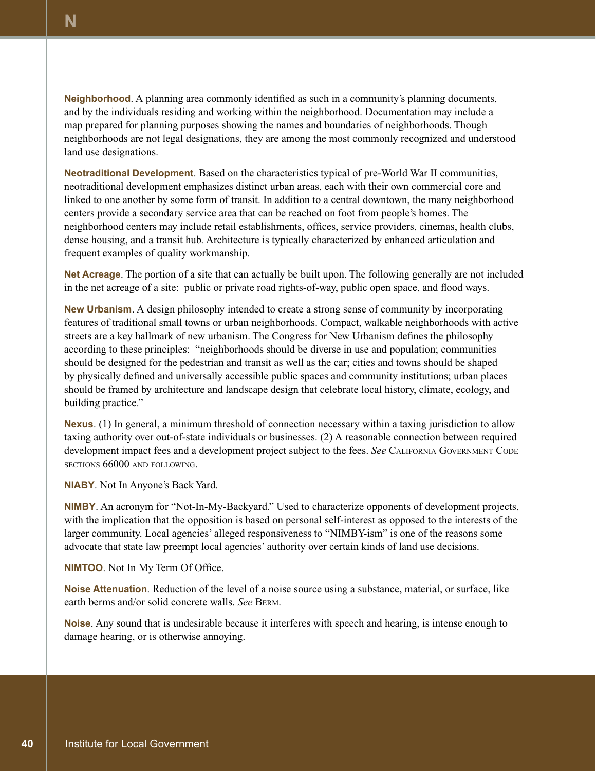**Neighborhood**. A planning area commonly identified as such in a community's planning documents, and by the individuals residing and working within the neighborhood. Documentation may include a map prepared for planning purposes showing the names and boundaries of neighborhoods. Though neighborhoods are not legal designations, they are among the most commonly recognized and understood land use designations.

**Neotraditional Development**. Based on the characteristics typical of pre-World War II communities, neotraditional development emphasizes distinct urban areas, each with their own commercial core and linked to one another by some form of transit. In addition to a central downtown, the many neighborhood centers provide a secondary service area that can be reached on foot from people's homes. The neighborhood centers may include retail establishments, offices, service providers, cinemas, health clubs, dense housing, and a transit hub. Architecture is typically characterized by enhanced articulation and frequent examples of quality workmanship.

**Net Acreage**. The portion of a site that can actually be built upon. The following generally are not included in the net acreage of a site: public or private road rights-of-way, public open space, and flood ways.

**New Urbanism**. A design philosophy intended to create a strong sense of community by incorporating features of traditional small towns or urban neighborhoods. Compact, walkable neighborhoods with active streets are a key hallmark of new urbanism. The Congress for New Urbanism defines the philosophy according to these principles: "neighborhoods should be diverse in use and population; communities should be designed for the pedestrian and transit as well as the car; cities and towns should be shaped by physically defined and universally accessible public spaces and community institutions; urban places should be framed by architecture and landscape design that celebrate local history, climate, ecology, and building practice."

**Nexus**. (1) In general, a minimum threshold of connection necessary within a taxing jurisdiction to allow taxing authority over out-of-state individuals or businesses. (2) A reasonable connection between required development impact fees and a development project subject to the fees. *See* California Government Code sections 66000 and following.

**NIABY**. Not In Anyone's Back Yard.

**NIMBY**. An acronym for "Not-In-My-Backyard." Used to characterize opponents of development projects, with the implication that the opposition is based on personal self-interest as opposed to the interests of the larger community. Local agencies' alleged responsiveness to "NIMBY-ism" is one of the reasons some advocate that state law preempt local agencies' authority over certain kinds of land use decisions.

**NIMTOO**. Not In My Term Of Office.

**Noise Attenuation**. Reduction of the level of a noise source using a substance, material, or surface, like earth berms and/or solid concrete walls. *See* Berm.

**Noise**. Any sound that is undesirable because it interferes with speech and hearing, is intense enough to damage hearing, or is otherwise annoying.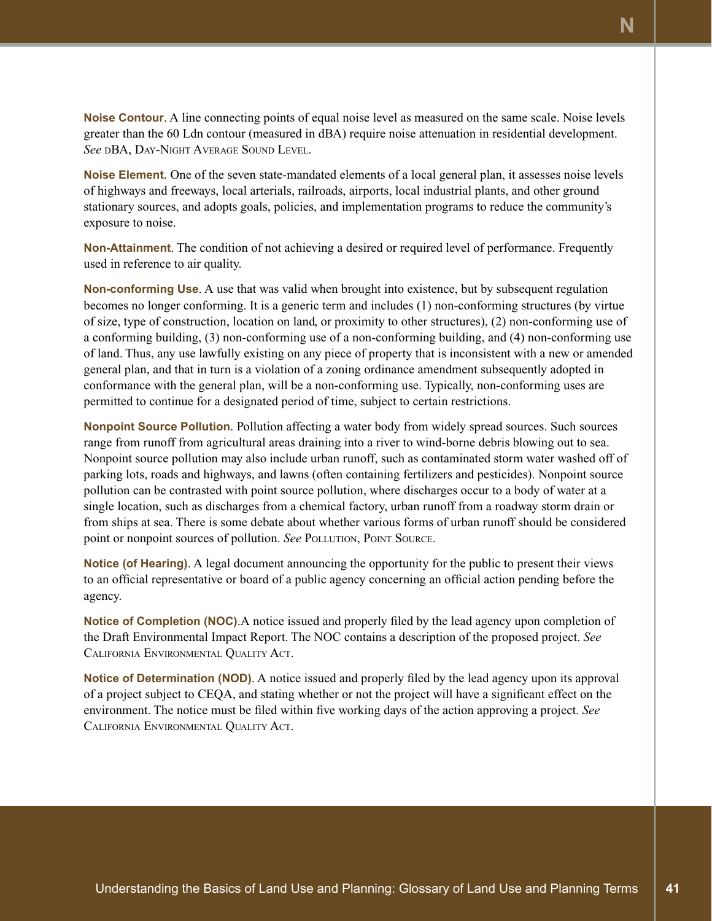**Noise Contour**. A line connecting points of equal noise level as measured on the same scale. Noise levels greater than the 60 Ldn contour (measured in dBA) require noise attenuation in residential development. *See* dBA, Day-Night Average Sound Level.

**Noise Element**. One of the seven state-mandated elements of a local general plan, it assesses noise levels of highways and freeways, local arterials, railroads, airports, local industrial plants, and other ground stationary sources, and adopts goals, policies, and implementation programs to reduce the community's exposure to noise.

**Non-Attainment**. The condition of not achieving a desired or required level of performance. Frequently used in reference to air quality.

**Non-conforming Use**. A use that was valid when brought into existence, but by subsequent regulation becomes no longer conforming. It is a generic term and includes (1) non-conforming structures (by virtue of size, type of construction, location on land, or proximity to other structures), (2) non-conforming use of a conforming building, (3) non-conforming use of a non-conforming building, and (4) non-conforming use of land. Thus, any use lawfully existing on any piece of property that is inconsistent with a new or amended general plan, and that in turn is a violation of a zoning ordinance amendment subsequently adopted in conformance with the general plan, will be a non-conforming use. Typically, non-conforming uses are permitted to continue for a designated period of time, subject to certain restrictions.

**Nonpoint Source Pollution**. Pollution affecting a water body from widely spread sources. Such sources range from runoff from agricultural areas draining into a river to wind-borne debris blowing out to sea. Nonpoint source pollution may also include urban runoff, such as contaminated storm water washed off of parking lots, roads and highways, and lawns (often containing fertilizers and pesticides). Nonpoint source pollution can be contrasted with point source pollution, where discharges occur to a body of water at a single location, such as discharges from a chemical factory, urban runoff from a roadway storm drain or from ships at sea. There is some debate about whether various forms of urban runoff should be considered point or nonpoint sources of pollution. *See* Pollution, Point Source.

**Notice (of Hearing)**. A legal document announcing the opportunity for the public to present their views to an official representative or board of a public agency concerning an official action pending before the agency.

**Notice of Completion (NOC)**.A notice issued and properly filed by the lead agency upon completion of the Draft Environmental Impact Report. The NOC contains a description of the proposed project. *See* California Environmental Quality Act.

**Notice of Determination (NOD)**. A notice issued and properly filed by the lead agency upon its approval of a project subject to CEQA, and stating whether or not the project will have a significant effect on the environment. The notice must be filed within five working days of the action approving a project. *See* California Environmental Quality Act.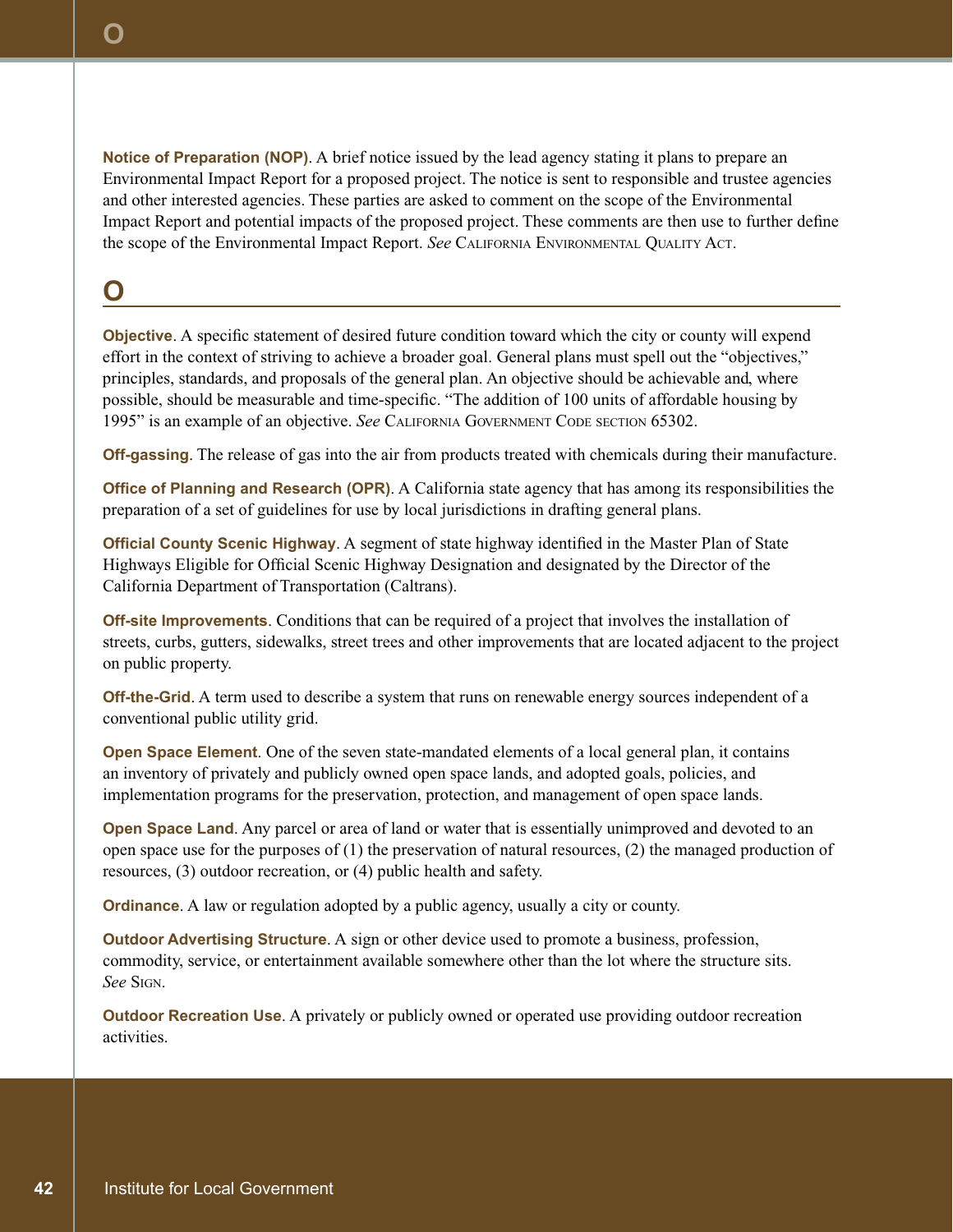**Notice of Preparation (NOP)**. A brief notice issued by the lead agency stating it plans to prepare an Environmental Impact Report for a proposed project. The notice is sent to responsible and trustee agencies and other interested agencies. These parties are asked to comment on the scope of the Environmental Impact Report and potential impacts of the proposed project. These comments are then use to further define the scope of the Environmental Impact Report. *See* California Environmental Quality Act.

## O

**Objective**. A specific statement of desired future condition toward which the city or county will expend effort in the context of striving to achieve a broader goal. General plans must spell out the "objectives," principles, standards, and proposals of the general plan. An objective should be achievable and, where possible, should be measurable and time-specific. "The addition of 100 units of affordable housing by 1995" is an example of an objective. *See* California Government Code section 65302.

**Off-gassing**. The release of gas into the air from products treated with chemicals during their manufacture.

**Office of Planning and Research (OPR)**. A California state agency that has among its responsibilities the preparation of a set of guidelines for use by local jurisdictions in drafting general plans.

**Official County Scenic Highway**. A segment of state highway identified in the Master Plan of State Highways Eligible for Official Scenic Highway Designation and designated by the Director of the California Department of Transportation (Caltrans).

**Off-site Improvements**. Conditions that can be required of a project that involves the installation of streets, curbs, gutters, sidewalks, street trees and other improvements that are located adjacent to the project on public property.

**Off-the-Grid**. A term used to describe a system that runs on renewable energy sources independent of a conventional public utility grid.

**Open Space Element**. One of the seven state-mandated elements of a local general plan, it contains an inventory of privately and publicly owned open space lands, and adopted goals, policies, and implementation programs for the preservation, protection, and management of open space lands.

**Open Space Land**. Any parcel or area of land or water that is essentially unimproved and devoted to an open space use for the purposes of (1) the preservation of natural resources, (2) the managed production of resources, (3) outdoor recreation, or (4) public health and safety.

**Ordinance**. A law or regulation adopted by a public agency, usually a city or county.

**Outdoor Advertising Structure**. A sign or other device used to promote a business, profession, commodity, service, or entertainment available somewhere other than the lot where the structure sits. *See* Sign.

**Outdoor Recreation Use**. A privately or publicly owned or operated use providing outdoor recreation activities.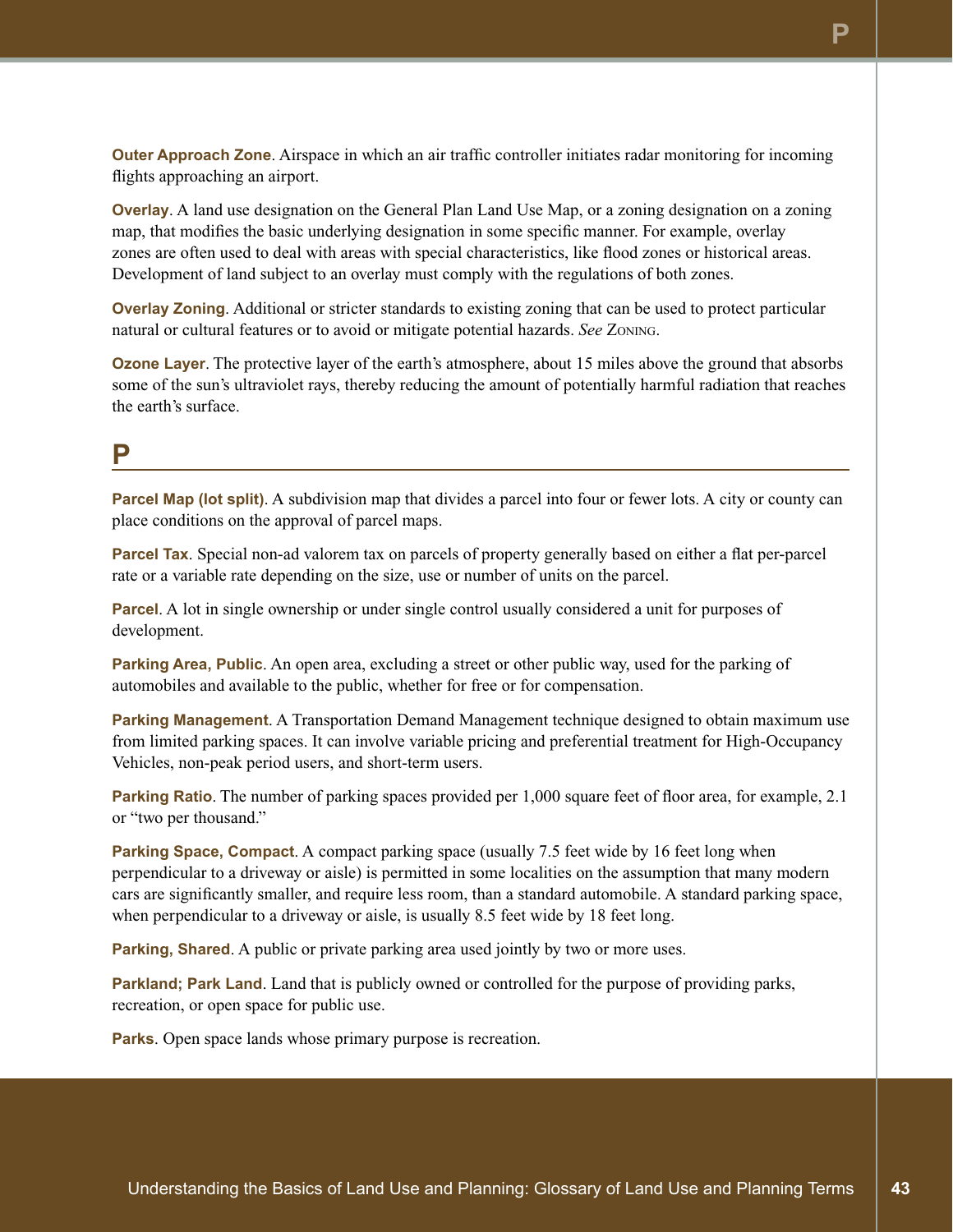**Outer Approach Zone**. Airspace in which an air traffic controller initiates radar monitoring for incoming flights approaching an airport.

**Overlay**. A land use designation on the General Plan Land Use Map, or a zoning designation on a zoning map, that modifies the basic underlying designation in some specific manner. For example, overlay zones are often used to deal with areas with special characteristics, like flood zones or historical areas. Development of land subject to an overlay must comply with the regulations of both zones.

**Overlay Zoning**. Additional or stricter standards to existing zoning that can be used to protect particular natural or cultural features or to avoid or mitigate potential hazards. *See* Zoning.

**Ozone Layer**. The protective layer of the earth's atmosphere, about 15 miles above the ground that absorbs some of the sun's ultraviolet rays, thereby reducing the amount of potentially harmful radiation that reaches the earth's surface.

## P

**Parcel Map (lot split)**. A subdivision map that divides a parcel into four or fewer lots. A city or county can place conditions on the approval of parcel maps.

**Parcel Tax**. Special non-ad valorem tax on parcels of property generally based on either a flat per-parcel rate or a variable rate depending on the size, use or number of units on the parcel.

**Parcel**. A lot in single ownership or under single control usually considered a unit for purposes of development.

**Parking Area, Public**. An open area, excluding a street or other public way, used for the parking of automobiles and available to the public, whether for free or for compensation.

**Parking Management**. A Transportation Demand Management technique designed to obtain maximum use from limited parking spaces. It can involve variable pricing and preferential treatment for High-Occupancy Vehicles, non-peak period users, and short-term users.

**Parking Ratio**. The number of parking spaces provided per 1,000 square feet of floor area, for example, 2.1 or "two per thousand."

**Parking Space, Compact**. A compact parking space (usually 7.5 feet wide by 16 feet long when perpendicular to a driveway or aisle) is permitted in some localities on the assumption that many modern cars are significantly smaller, and require less room, than a standard automobile. A standard parking space, when perpendicular to a driveway or aisle, is usually 8.5 feet wide by 18 feet long.

**Parking, Shared**. A public or private parking area used jointly by two or more uses.

**Parkland; Park Land**. Land that is publicly owned or controlled for the purpose of providing parks, recreation, or open space for public use.

**Parks**. Open space lands whose primary purpose is recreation.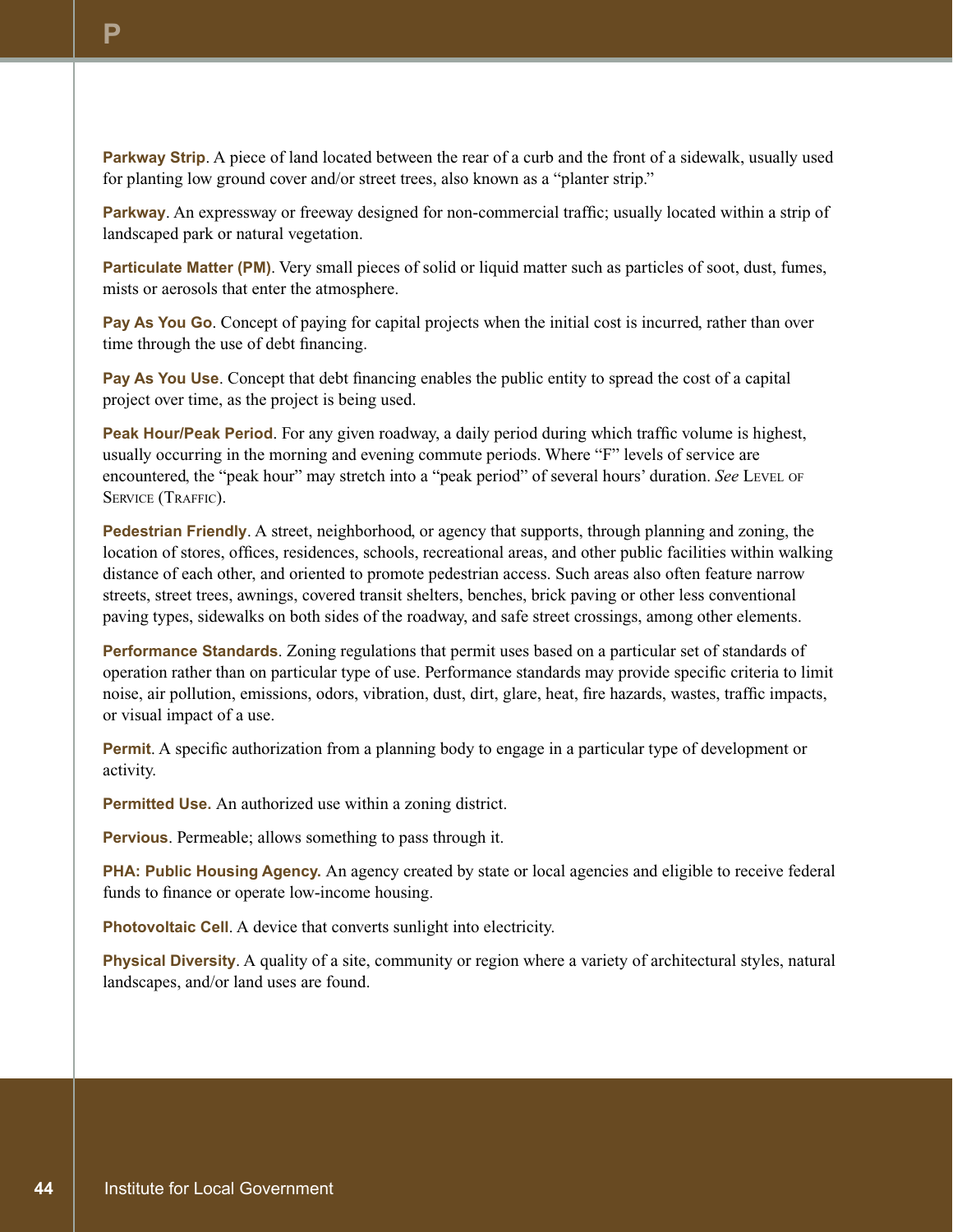**Parkway Strip**. A piece of land located between the rear of a curb and the front of a sidewalk, usually used for planting low ground cover and/or street trees, also known as a "planter strip."

**Parkway**. An expressway or freeway designed for non-commercial traffic; usually located within a strip of landscaped park or natural vegetation.

**Particulate Matter (PM)**. Very small pieces of solid or liquid matter such as particles of soot, dust, fumes, mists or aerosols that enter the atmosphere.

**Pay As You Go**. Concept of paying for capital projects when the initial cost is incurred, rather than over time through the use of debt financing.

**Pay As You Use**. Concept that debt financing enables the public entity to spread the cost of a capital project over time, as the project is being used.

**Peak Hour/Peak Period**. For any given roadway, a daily period during which traffic volume is highest, usually occurring in the morning and evening commute periods. Where "F" levels of service are encountered, the "peak hour" may stretch into a "peak period" of several hours' duration. *See* Level of Service (Traffic).

**Pedestrian Friendly**. A street, neighborhood, or agency that supports, through planning and zoning, the location of stores, offices, residences, schools, recreational areas, and other public facilities within walking distance of each other, and oriented to promote pedestrian access. Such areas also often feature narrow streets, street trees, awnings, covered transit shelters, benches, brick paving or other less conventional paving types, sidewalks on both sides of the roadway, and safe street crossings, among other elements.

**Performance Standards**. Zoning regulations that permit uses based on a particular set of standards of operation rather than on particular type of use. Performance standards may provide specific criteria to limit noise, air pollution, emissions, odors, vibration, dust, dirt, glare, heat, fire hazards, wastes, traffic impacts, or visual impact of a use.

**Permit**. A specific authorization from a planning body to engage in a particular type of development or activity.

**Permitted Use.** An authorized use within a zoning district.

**Pervious**. Permeable; allows something to pass through it.

**PHA: Public Housing Agency.** An agency created by state or local agencies and eligible to receive federal funds to finance or operate low-income housing.

**Photovoltaic Cell**. A device that converts sunlight into electricity.

**Physical Diversity**. A quality of a site, community or region where a variety of architectural styles, natural landscapes, and/or land uses are found.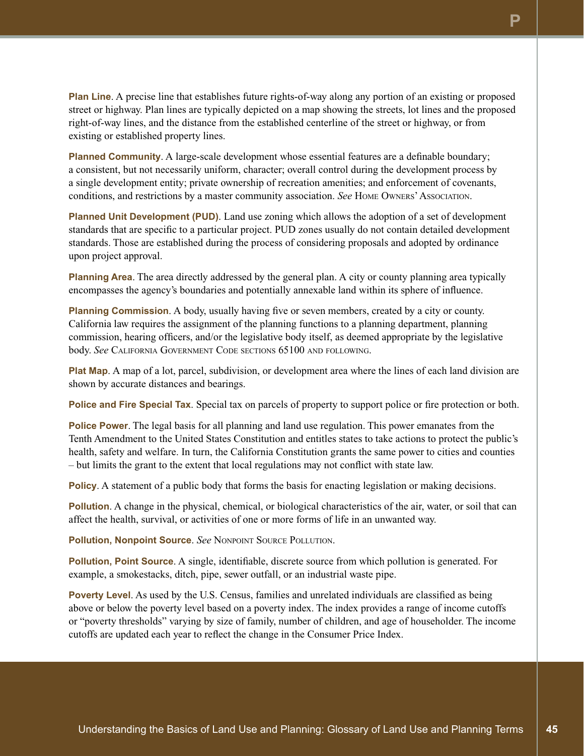**Plan Line**. A precise line that establishes future rights-of-way along any portion of an existing or proposed street or highway. Plan lines are typically depicted on a map showing the streets, lot lines and the proposed right-of-way lines, and the distance from the established centerline of the street or highway, or from existing or established property lines.

**Planned Community**. A large-scale development whose essential features are a definable boundary; a consistent, but not necessarily uniform, character; overall control during the development process by a single development entity; private ownership of recreation amenities; and enforcement of covenants, conditions, and restrictions by a master community association. *See* Home Owners' Association.

**Planned Unit Development (PUD)**. Land use zoning which allows the adoption of a set of development standards that are specific to a particular project. PUD zones usually do not contain detailed development standards. Those are established during the process of considering proposals and adopted by ordinance upon project approval.

**Planning Area**. The area directly addressed by the general plan. A city or county planning area typically encompasses the agency's boundaries and potentially annexable land within its sphere of influence.

**Planning Commission**. A body, usually having five or seven members, created by a city or county. California law requires the assignment of the planning functions to a planning department, planning commission, hearing officers, and/or the legislative body itself, as deemed appropriate by the legislative body. *See* California Government Code sections 65100 and following.

**Plat Map**. A map of a lot, parcel, subdivision, or development area where the lines of each land division are shown by accurate distances and bearings.

**Police and Fire Special Tax**. Special tax on parcels of property to support police or fire protection or both.

**Police Power**. The legal basis for all planning and land use regulation. This power emanates from the Tenth Amendment to the United States Constitution and entitles states to take actions to protect the public's health, safety and welfare. In turn, the California Constitution grants the same power to cities and counties – but limits the grant to the extent that local regulations may not conflict with state law.

**Policy**. A statement of a public body that forms the basis for enacting legislation or making decisions.

**Pollution**. A change in the physical, chemical, or biological characteristics of the air, water, or soil that can affect the health, survival, or activities of one or more forms of life in an unwanted way.

**Pollution, Nonpoint Source**. *See* Nonpoint Source Pollution.

**Pollution, Point Source**. A single, identifiable, discrete source from which pollution is generated. For example, a smokestacks, ditch, pipe, sewer outfall, or an industrial waste pipe.

**Poverty Level**. As used by the U.S. Census, families and unrelated individuals are classified as being above or below the poverty level based on a poverty index. The index provides a range of income cutoffs or "poverty thresholds" varying by size of family, number of children, and age of householder. The income cutoffs are updated each year to reflect the change in the Consumer Price Index.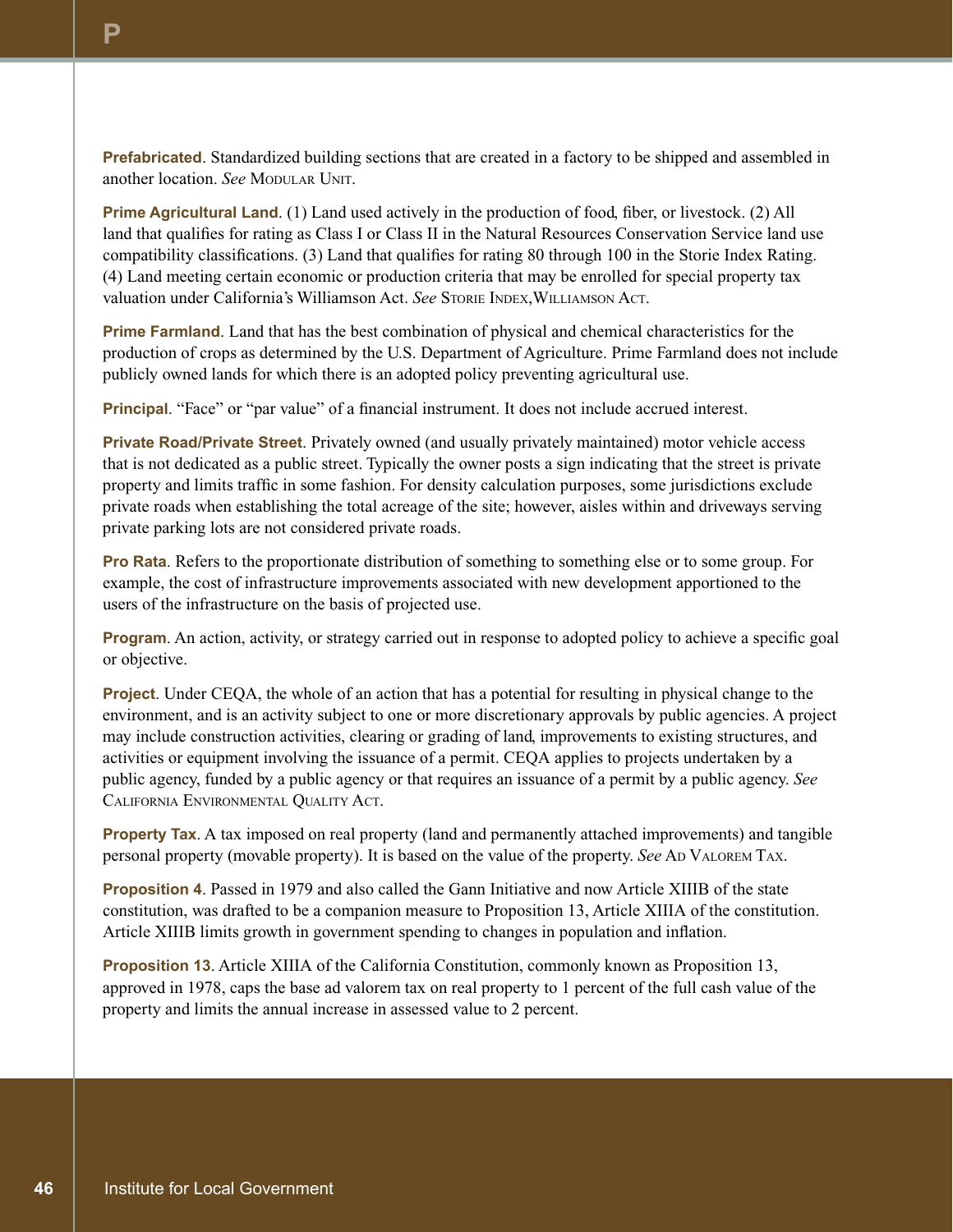**Prefabricated**. Standardized building sections that are created in a factory to be shipped and assembled in another location. *See* Modular Unit.

**Prime Agricultural Land**. (1) Land used actively in the production of food, fiber, or livestock. (2) All land that qualifies for rating as Class I or Class II in the Natural Resources Conservation Service land use compatibility classifications. (3) Land that qualifies for rating 80 through 100 in the Storie Index Rating. (4) Land meeting certain economic or production criteria that may be enrolled for special property tax valuation under California's Williamson Act. *See* Storie Index, Williamson Act.

**Prime Farmland**. Land that has the best combination of physical and chemical characteristics for the production of crops as determined by the U.S. Department of Agriculture. Prime Farmland does not include publicly owned lands for which there is an adopted policy preventing agricultural use.

**Principal**. "Face" or "par value" of a financial instrument. It does not include accrued interest.

**Private Road/Private Street**. Privately owned (and usually privately maintained) motor vehicle access that is not dedicated as a public street. Typically the owner posts a sign indicating that the street is private property and limits traffic in some fashion. For density calculation purposes, some jurisdictions exclude private roads when establishing the total acreage of the site; however, aisles within and driveways serving private parking lots are not considered private roads.

**Pro Rata**. Refers to the proportionate distribution of something to something else or to some group. For example, the cost of infrastructure improvements associated with new development apportioned to the users of the infrastructure on the basis of projected use.

**Program**. An action, activity, or strategy carried out in response to adopted policy to achieve a specific goal or objective.

**Project**. Under CEQA, the whole of an action that has a potential for resulting in physical change to the environment, and is an activity subject to one or more discretionary approvals by public agencies. A project may include construction activities, clearing or grading of land, improvements to existing structures, and activities or equipment involving the issuance of a permit. CEQA applies to projects undertaken by a public agency, funded by a public agency or that requires an issuance of a permit by a public agency. *See* California Environmental Quality Act.

**Property Tax**. A tax imposed on real property (land and permanently attached improvements) and tangible personal property (movable property). It is based on the value of the property. *See* Ad Valorem Tax.

**Proposition 4**. Passed in 1979 and also called the Gann Initiative and now Article XIIIB of the state constitution, was drafted to be a companion measure to Proposition 13, Article XIIIA of the constitution. Article XIIIB limits growth in government spending to changes in population and inflation.

**Proposition 13**. Article XIIIA of the California Constitution, commonly known as Proposition 13, approved in 1978, caps the base ad valorem tax on real property to 1 percent of the full cash value of the property and limits the annual increase in assessed value to 2 percent.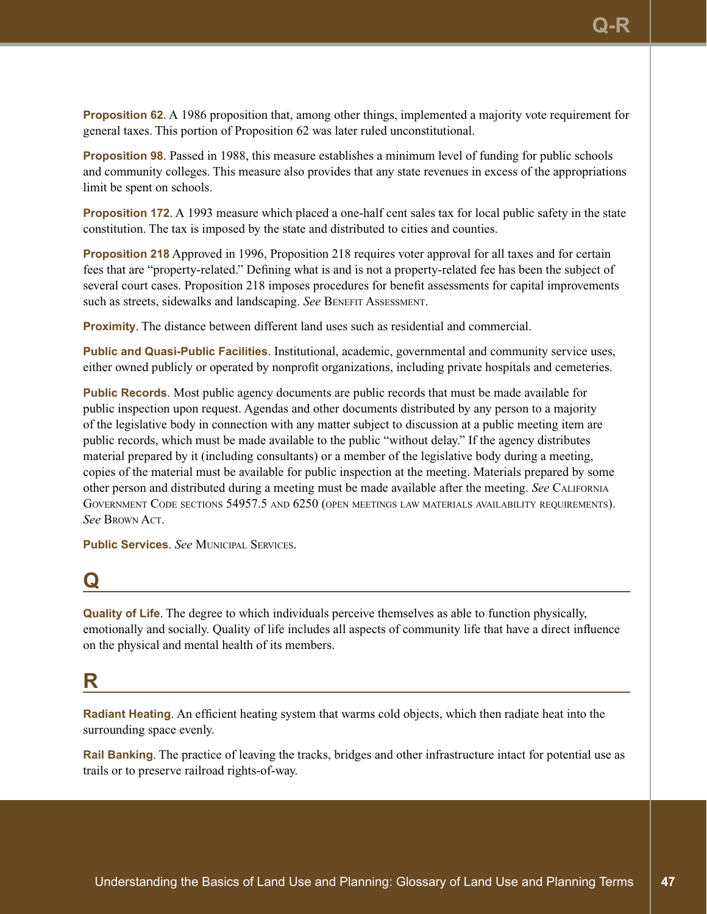**Proposition 62**. A 1986 proposition that, among other things, implemented a majority vote requirement for general taxes. This portion of Proposition 62 was later ruled unconstitutional.

**Proposition 98**. Passed in 1988, this measure establishes a minimum level of funding for public schools and community colleges. This measure also provides that any state revenues in excess of the appropriations limit be spent on schools.

**Proposition 172**. A 1993 measure which placed a one-half cent sales tax for local public safety in the state constitution. The tax is imposed by the state and distributed to cities and counties.

**Proposition 218** Approved in 1996, Proposition 218 requires voter approval for all taxes and for certain fees that are "property-related." Defining what is and is not a property-related fee has been the subject of several court cases. Proposition 218 imposes procedures for benefit assessments for capital improvements such as streets, sidewalks and landscaping. *See* Benefit Assessment.

**Proximity**. The distance between different land uses such as residential and commercial.

**Public and Quasi-Public Facilities**. Institutional, academic, governmental and community service uses, either owned publicly or operated by nonprofit organizations, including private hospitals and cemeteries.

**Public Records**. Most public agency documents are public records that must be made available for public inspection upon request. Agendas and other documents distributed by any person to a majority of the legislative body in connection with any matter subject to discussion at a public meeting item are public records, which must be made available to the public "without delay." If the agency distributes material prepared by it (including consultants) or a member of the legislative body during a meeting, copies of the material must be available for public inspection at the meeting. Materials prepared by some other person and distributed during a meeting must be made available after the meeting. *See* California Government Code sections 54957.5 and 6250 (open meetings law materials availability requirements). *See* Brown Act.

**Public Services**. *See* Municipal Services.

## Q

**Quality of Life**. The degree to which individuals perceive themselves as able to function physically, emotionally and socially. Quality of life includes all aspects of community life that have a direct influence on the physical and mental health of its members.

## R

**Radiant Heating**. An efficient heating system that warms cold objects, which then radiate heat into the surrounding space evenly.

**Rail Banking**. The practice of leaving the tracks, bridges and other infrastructure intact for potential use as trails or to preserve railroad rights-of-way.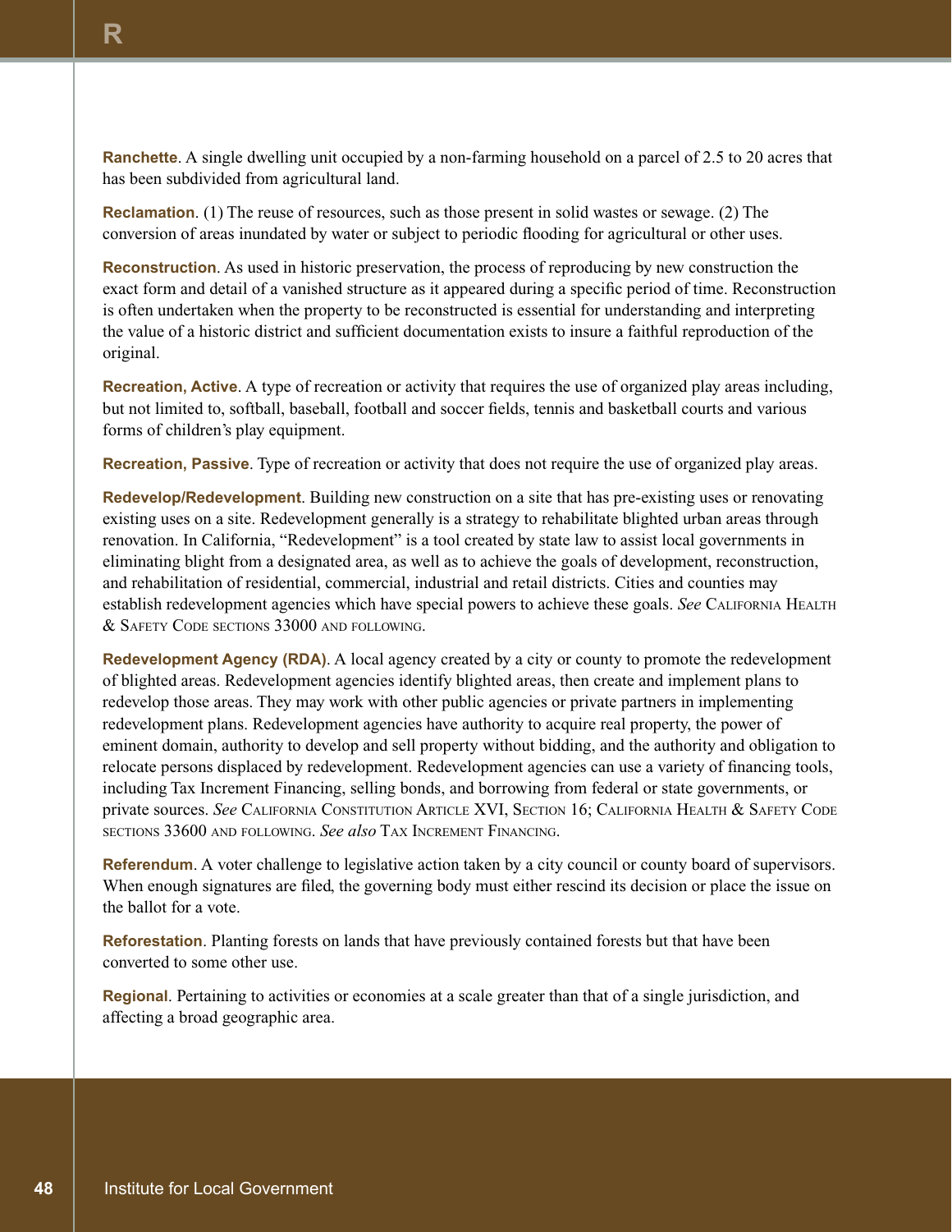**Ranchette**. A single dwelling unit occupied by a non-farming household on a parcel of 2.5 to 20 acres that has been subdivided from agricultural land.

**Reclamation**. (1) The reuse of resources, such as those present in solid wastes or sewage. (2) The conversion of areas inundated by water or subject to periodic flooding for agricultural or other uses.

**Reconstruction**. As used in historic preservation, the process of reproducing by new construction the exact form and detail of a vanished structure as it appeared during a specific period of time. Reconstruction is often undertaken when the property to be reconstructed is essential for understanding and interpreting the value of a historic district and sufficient documentation exists to insure a faithful reproduction of the original.

**Recreation, Active**. A type of recreation or activity that requires the use of organized play areas including, but not limited to, softball, baseball, football and soccer fields, tennis and basketball courts and various forms of children's play equipment.

**Recreation, Passive**. Type of recreation or activity that does not require the use of organized play areas.

**Redevelop/Redevelopment**. Building new construction on a site that has pre-existing uses or renovating existing uses on a site. Redevelopment generally is a strategy to rehabilitate blighted urban areas through renovation. In California, "Redevelopment" is a tool created by state law to assist local governments in eliminating blight from a designated area, as well as to achieve the goals of development, reconstruction, and rehabilitation of residential, commercial, industrial and retail districts. Cities and counties may establish redevelopment agencies which have special powers to achieve these goals. *See* California Health & Safety Code sections 33000 and following.

**Redevelopment Agency (RDA)**. A local agency created by a city or county to promote the redevelopment of blighted areas. Redevelopment agencies identify blighted areas, then create and implement plans to redevelop those areas. They may work with other public agencies or private partners in implementing redevelopment plans. Redevelopment agencies have authority to acquire real property, the power of eminent domain, authority to develop and sell property without bidding, and the authority and obligation to relocate persons displaced by redevelopment. Redevelopment agencies can use a variety of financing tools, including Tax Increment Financing, selling bonds, and borrowing from federal or state governments, or private sources. *See* California Constitution Article XVI, Section 16; California Health & Safety Code sections 33600 and following. *See also* Tax Increment Financing.

**Referendum**. A voter challenge to legislative action taken by a city council or county board of supervisors. When enough signatures are filed, the governing body must either rescind its decision or place the issue on the ballot for a vote.

**Reforestation**. Planting forests on lands that have previously contained forests but that have been converted to some other use.

**Regional**. Pertaining to activities or economies at a scale greater than that of a single jurisdiction, and affecting a broad geographic area.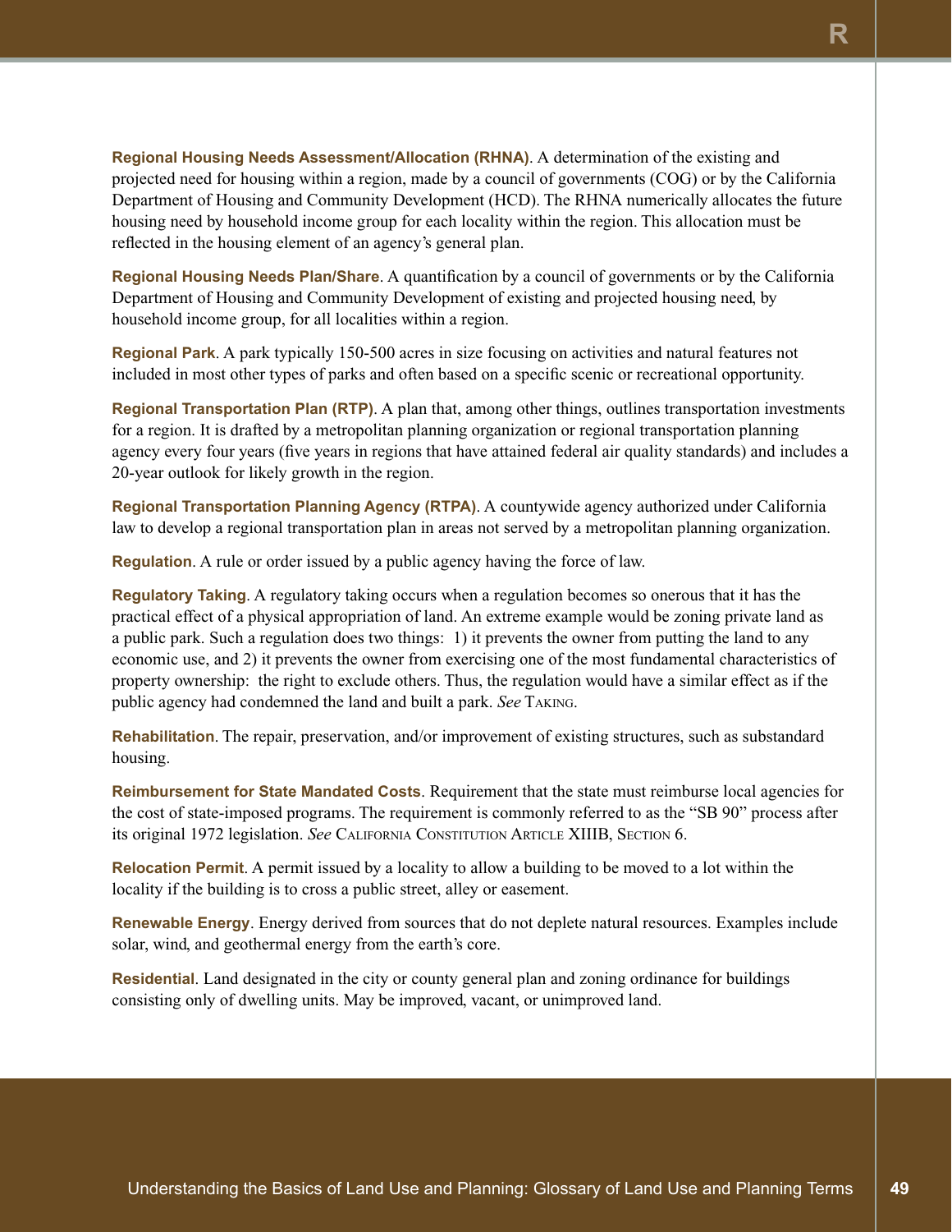**Regional Housing Needs Assessment/Allocation (RHNA)**. A determination of the existing and projected need for housing within a region, made by a council of governments (COG) or by the California Department of Housing and Community Development (HCD). The RHNA numerically allocates the future housing need by household income group for each locality within the region. This allocation must be reflected in the housing element of an agency's general plan.

**Regional Housing Needs Plan/Share**. A quantification by a council of governments or by the California Department of Housing and Community Development of existing and projected housing need, by household income group, for all localities within a region.

**Regional Park**. A park typically 150-500 acres in size focusing on activities and natural features not included in most other types of parks and often based on a specific scenic or recreational opportunity.

**Regional Transportation Plan (RTP)**. A plan that, among other things, outlines transportation investments for a region. It is drafted by a metropolitan planning organization or regional transportation planning agency every four years (five years in regions that have attained federal air quality standards) and includes a 20-year outlook for likely growth in the region.

**Regional Transportation Planning Agency (RTPA)**. A countywide agency authorized under California law to develop a regional transportation plan in areas not served by a metropolitan planning organization.

**Regulation**. A rule or order issued by a public agency having the force of law.

**Regulatory Taking**. A regulatory taking occurs when a regulation becomes so onerous that it has the practical effect of a physical appropriation of land. An extreme example would be zoning private land as a public park. Such a regulation does two things: 1) it prevents the owner from putting the land to any economic use, and 2) it prevents the owner from exercising one of the most fundamental characteristics of property ownership: the right to exclude others. Thus, the regulation would have a similar effect as if the public agency had condemned the land and built a park. *See* Taking.

**Rehabilitation**. The repair, preservation, and/or improvement of existing structures, such as substandard housing.

**Reimbursement for State Mandated Costs**. Requirement that the state must reimburse local agencies for the cost of state-imposed programs. The requirement is commonly referred to as the "SB 90" process after its original 1972 legislation. *See* California Constitution Article XIIIB, Section 6.

**Relocation Permit**. A permit issued by a locality to allow a building to be moved to a lot within the locality if the building is to cross a public street, alley or easement.

**Renewable Energy**. Energy derived from sources that do not deplete natural resources. Examples include solar, wind, and geothermal energy from the earth's core.

**Residential**. Land designated in the city or county general plan and zoning ordinance for buildings consisting only of dwelling units. May be improved, vacant, or unimproved land.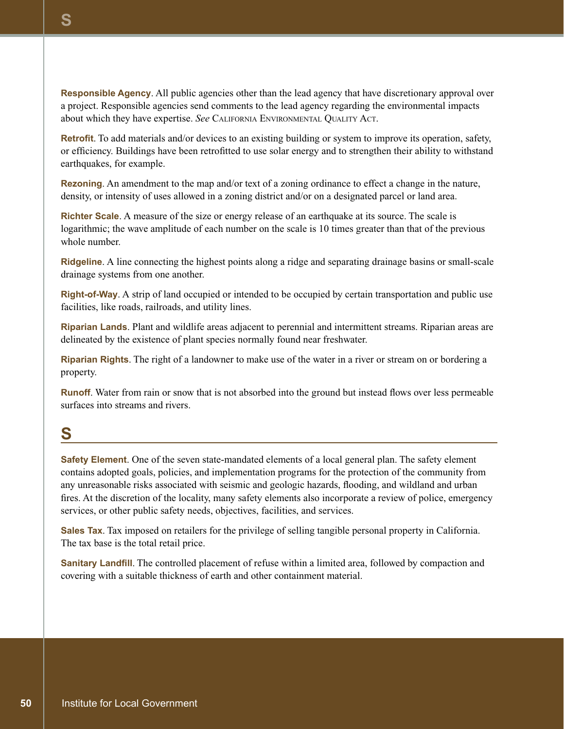**Responsible Agency**. All public agencies other than the lead agency that have discretionary approval over a project. Responsible agencies send comments to the lead agency regarding the environmental impacts about which they have expertise. *See* California Environmental Quality Act.

**Retrofit**. To add materials and/or devices to an existing building or system to improve its operation, safety, or efficiency. Buildings have been retrofitted to use solar energy and to strengthen their ability to withstand earthquakes, for example.

**Rezoning**. An amendment to the map and/or text of a zoning ordinance to effect a change in the nature, density, or intensity of uses allowed in a zoning district and/or on a designated parcel or land area.

**Richter Scale**. A measure of the size or energy release of an earthquake at its source. The scale is logarithmic; the wave amplitude of each number on the scale is 10 times greater than that of the previous whole number.

**Ridgeline**. A line connecting the highest points along a ridge and separating drainage basins or small-scale drainage systems from one another.

**Right-of-Way**. A strip of land occupied or intended to be occupied by certain transportation and public use facilities, like roads, railroads, and utility lines.

**Riparian Lands**. Plant and wildlife areas adjacent to perennial and intermittent streams. Riparian areas are delineated by the existence of plant species normally found near freshwater.

**Riparian Rights**. The right of a landowner to make use of the water in a river or stream on or bordering a property.

**Runoff**. Water from rain or snow that is not absorbed into the ground but instead flows over less permeable surfaces into streams and rivers.

## S

**Safety Element**. One of the seven state-mandated elements of a local general plan. The safety element contains adopted goals, policies, and implementation programs for the protection of the community from any unreasonable risks associated with seismic and geologic hazards, flooding, and wildland and urban fires. At the discretion of the locality, many safety elements also incorporate a review of police, emergency services, or other public safety needs, objectives, facilities, and services.

**Sales Tax**. Tax imposed on retailers for the privilege of selling tangible personal property in California. The tax base is the total retail price.

**Sanitary Landfill**. The controlled placement of refuse within a limited area, followed by compaction and covering with a suitable thickness of earth and other containment material.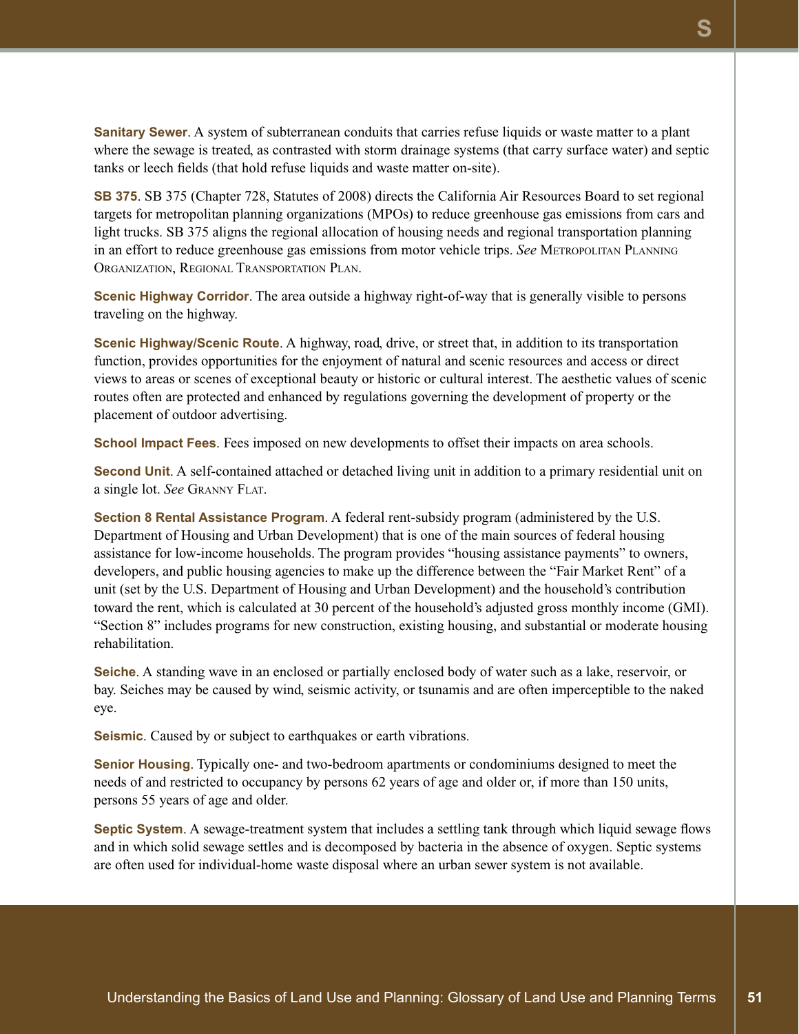**Sanitary Sewer**. A system of subterranean conduits that carries refuse liquids or waste matter to a plant where the sewage is treated, as contrasted with storm drainage systems (that carry surface water) and septic tanks or leech fields (that hold refuse liquids and waste matter on-site).

**SB 375**. SB 375 (Chapter 728, Statutes of 2008) directs the California Air Resources Board to set regional targets for metropolitan planning organizations (MPOs) to reduce greenhouse gas emissions from cars and light trucks. SB 375 aligns the regional allocation of housing needs and regional transportation planning in an effort to reduce greenhouse gas emissions from motor vehicle trips. *See* Metropolitan Planning Organization, Regional Transportation Plan.

**Scenic Highway Corridor**. The area outside a highway right-of-way that is generally visible to persons traveling on the highway.

**Scenic Highway/Scenic Route**. A highway, road, drive, or street that, in addition to its transportation function, provides opportunities for the enjoyment of natural and scenic resources and access or direct views to areas or scenes of exceptional beauty or historic or cultural interest. The aesthetic values of scenic routes often are protected and enhanced by regulations governing the development of property or the placement of outdoor advertising.

**School Impact Fees**. Fees imposed on new developments to offset their impacts on area schools.

**Second Unit**. A self-contained attached or detached living unit in addition to a primary residential unit on a single lot. *See* Granny Flat.

**Section 8 Rental Assistance Program**. A federal rent-subsidy program (administered by the U.S. Department of Housing and Urban Development) that is one of the main sources of federal housing assistance for low-income households. The program provides "housing assistance payments" to owners, developers, and public housing agencies to make up the difference between the "Fair Market Rent" of a unit (set by the U.S. Department of Housing and Urban Development) and the household's contribution toward the rent, which is calculated at 30 percent of the household's adjusted gross monthly income (GMI). "Section 8" includes programs for new construction, existing housing, and substantial or moderate housing rehabilitation.

**Seiche**. A standing wave in an enclosed or partially enclosed body of water such as a lake, reservoir, or bay. Seiches may be caused by wind, seismic activity, or tsunamis and are often imperceptible to the naked eye.

**Seismic**. Caused by or subject to earthquakes or earth vibrations.

**Senior Housing**. Typically one- and two-bedroom apartments or condominiums designed to meet the needs of and restricted to occupancy by persons 62 years of age and older or, if more than 150 units, persons 55 years of age and older.

**Septic System**. A sewage-treatment system that includes a settling tank through which liquid sewage flows and in which solid sewage settles and is decomposed by bacteria in the absence of oxygen. Septic systems are often used for individual-home waste disposal where an urban sewer system is not available.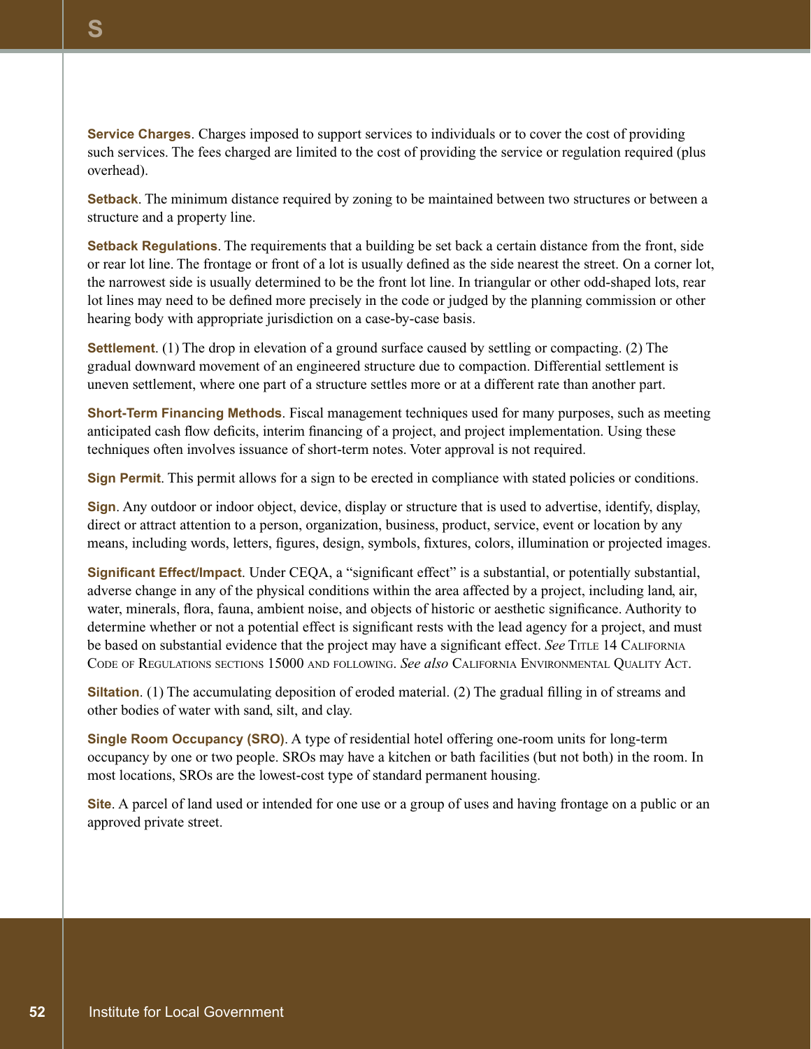**Service Charges**. Charges imposed to support services to individuals or to cover the cost of providing such services. The fees charged are limited to the cost of providing the service or regulation required (plus overhead).

**Setback**. The minimum distance required by zoning to be maintained between two structures or between a structure and a property line.

**Setback Regulations**. The requirements that a building be set back a certain distance from the front, side or rear lot line. The frontage or front of a lot is usually defined as the side nearest the street. On a corner lot, the narrowest side is usually determined to be the front lot line. In triangular or other odd-shaped lots, rear lot lines may need to be defined more precisely in the code or judged by the planning commission or other hearing body with appropriate jurisdiction on a case-by-case basis.

**Settlement**. (1) The drop in elevation of a ground surface caused by settling or compacting. (2) The gradual downward movement of an engineered structure due to compaction. Differential settlement is uneven settlement, where one part of a structure settles more or at a different rate than another part.

**Short-Term Financing Methods**. Fiscal management techniques used for many purposes, such as meeting anticipated cash flow deficits, interim financing of a project, and project implementation. Using these techniques often involves issuance of short-term notes. Voter approval is not required.

**Sign Permit**. This permit allows for a sign to be erected in compliance with stated policies or conditions.

**Sign**. Any outdoor or indoor object, device, display or structure that is used to advertise, identify, display, direct or attract attention to a person, organization, business, product, service, event or location by any means, including words, letters, figures, design, symbols, fixtures, colors, illumination or projected images.

**Significant Effect/Impact**. Under CEQA, a "significant effect" is a substantial, or potentially substantial, adverse change in any of the physical conditions within the area affected by a project, including land, air, water, minerals, flora, fauna, ambient noise, and objects of historic or aesthetic significance. Authority to determine whether or not a potential effect is significant rests with the lead agency for a project, and must be based on substantial evidence that the project may have a significant effect. *See* Title 14 California Code of Regulations sections 15000 and following. *See also* California Environmental Quality Act.

**Siltation**. (1) The accumulating deposition of eroded material. (2) The gradual filling in of streams and other bodies of water with sand, silt, and clay.

**Single Room Occupancy (SRO)**. A type of residential hotel offering one-room units for long-term occupancy by one or two people. SROs may have a kitchen or bath facilities (but not both) in the room. In most locations, SROs are the lowest-cost type of standard permanent housing.

**Site**. A parcel of land used or intended for one use or a group of uses and having frontage on a public or an approved private street.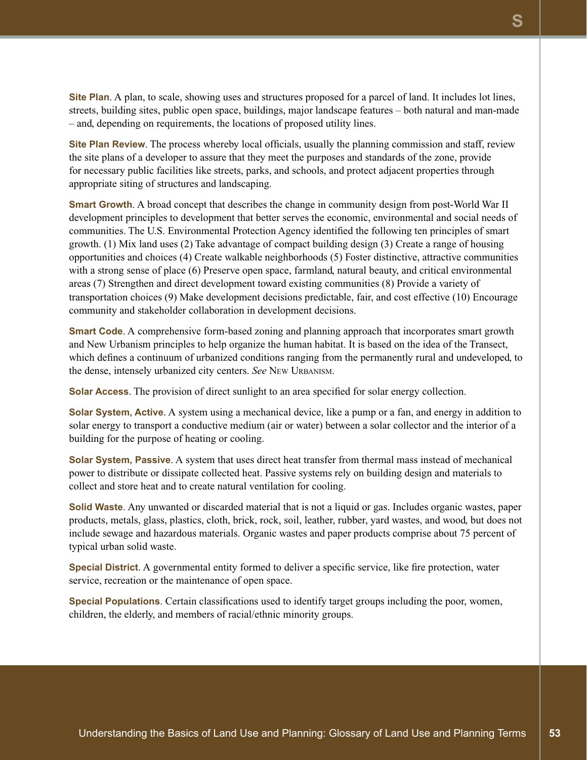**Site Plan**. A plan, to scale, showing uses and structures proposed for a parcel of land. It includes lot lines, streets, building sites, public open space, buildings, major landscape features – both natural and man-made – and, depending on requirements, the locations of proposed utility lines.

**Site Plan Review**. The process whereby local officials, usually the planning commission and staff, review the site plans of a developer to assure that they meet the purposes and standards of the zone, provide for necessary public facilities like streets, parks, and schools, and protect adjacent properties through appropriate siting of structures and landscaping.

**Smart Growth**. A broad concept that describes the change in community design from post-World War II development principles to development that better serves the economic, environmental and social needs of communities. The U.S. Environmental Protection Agency identified the following ten principles of smart growth. (1) Mix land uses (2) Take advantage of compact building design (3) Create a range of housing opportunities and choices (4) Create walkable neighborhoods (5) Foster distinctive, attractive communities with a strong sense of place (6) Preserve open space, farmland, natural beauty, and critical environmental areas (7) Strengthen and direct development toward existing communities (8) Provide a variety of transportation choices (9) Make development decisions predictable, fair, and cost effective (10) Encourage community and stakeholder collaboration in development decisions.

**Smart Code**. A comprehensive form-based zoning and planning approach that incorporates smart growth and New Urbanism principles to help organize the human habitat. It is based on the idea of the Transect, which defines a continuum of urbanized conditions ranging from the permanently rural and undeveloped, to the dense, intensely urbanized city centers. *See* New Urbanism.

**Solar Access**. The provision of direct sunlight to an area specified for solar energy collection.

**Solar System, Active**. A system using a mechanical device, like a pump or a fan, and energy in addition to solar energy to transport a conductive medium (air or water) between a solar collector and the interior of a building for the purpose of heating or cooling.

**Solar System, Passive**. A system that uses direct heat transfer from thermal mass instead of mechanical power to distribute or dissipate collected heat. Passive systems rely on building design and materials to collect and store heat and to create natural ventilation for cooling.

**Solid Waste**. Any unwanted or discarded material that is not a liquid or gas. Includes organic wastes, paper products, metals, glass, plastics, cloth, brick, rock, soil, leather, rubber, yard wastes, and wood, but does not include sewage and hazardous materials. Organic wastes and paper products comprise about 75 percent of typical urban solid waste.

**Special District**. A governmental entity formed to deliver a specific service, like fire protection, water service, recreation or the maintenance of open space.

**Special Populations**. Certain classifications used to identify target groups including the poor, women, children, the elderly, and members of racial/ethnic minority groups.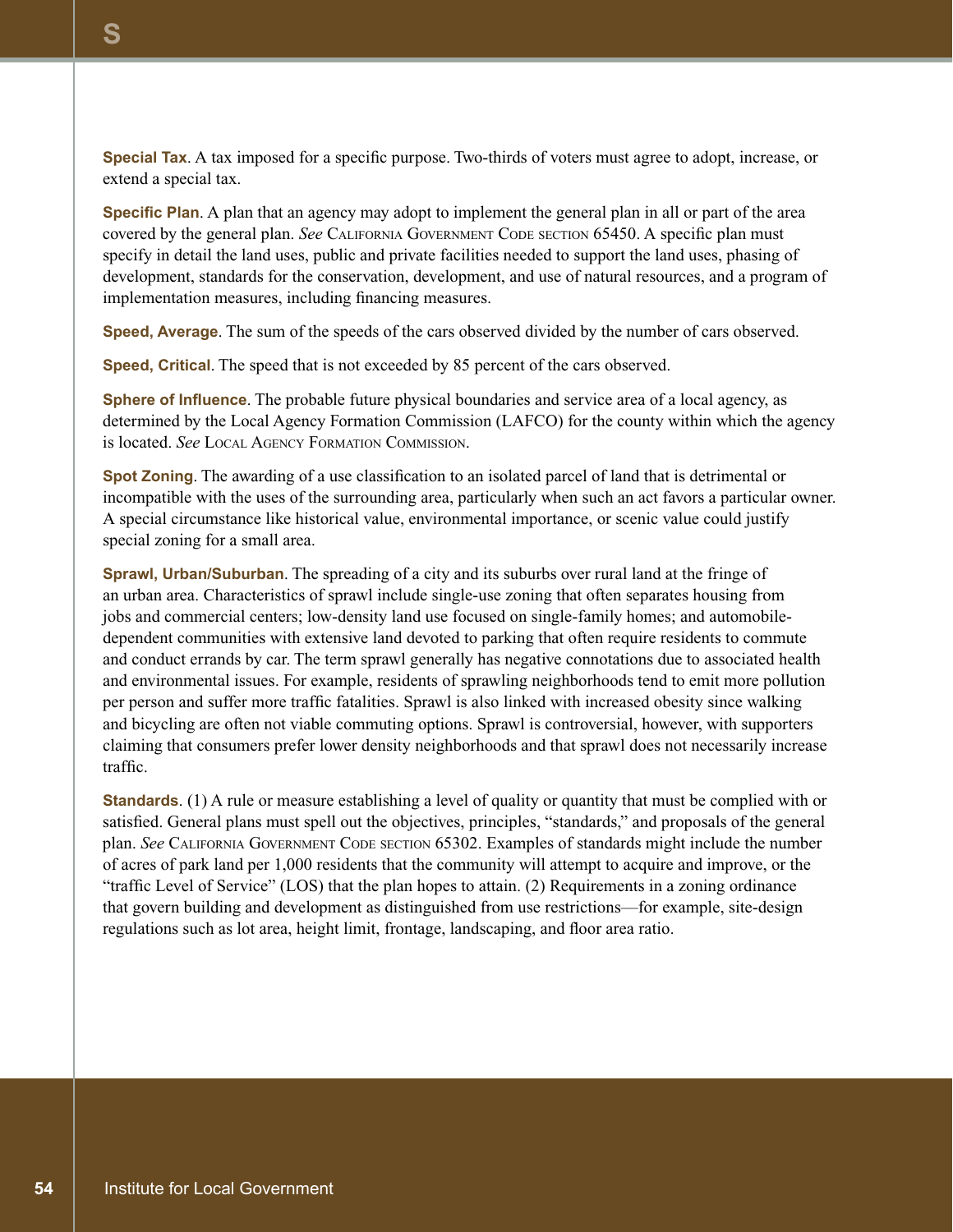**Special Tax**. A tax imposed for a specific purpose. Two-thirds of voters must agree to adopt, increase, or extend a special tax.

**Specific Plan**. A plan that an agency may adopt to implement the general plan in all or part of the area covered by the general plan. *See* California Government Code section 65450. A specific plan must specify in detail the land uses, public and private facilities needed to support the land uses, phasing of development, standards for the conservation, development, and use of natural resources, and a program of implementation measures, including financing measures.

**Speed, Average**. The sum of the speeds of the cars observed divided by the number of cars observed.

**Speed, Critical**. The speed that is not exceeded by 85 percent of the cars observed.

**Sphere of Influence**. The probable future physical boundaries and service area of a local agency, as determined by the Local Agency Formation Commission (LAFCO) for the county within which the agency is located. *See* Local Agency Formation Commission.

**Spot Zoning**. The awarding of a use classification to an isolated parcel of land that is detrimental or incompatible with the uses of the surrounding area, particularly when such an act favors a particular owner. A special circumstance like historical value, environmental importance, or scenic value could justify special zoning for a small area.

**Sprawl, Urban/Suburban**. The spreading of a city and its suburbs over rural land at the fringe of an urban area. Characteristics of sprawl include single-use zoning that often separates housing from jobs and commercial centers; low-density land use focused on single-family homes; and automobile-dependent communities with extensive land devoted to parking that often require residents to commute and conduct errands by car. The term sprawl generally has negative connotations due to associated health and environmental issues. For example, residents of sprawling neighborhoods tend to emit more pollution per person and suffer more traffic fatalities. Sprawl is also linked with increased obesity since walking and bicycling are often not viable commuting options. Sprawl is controversial, however, with supporters claiming that consumers prefer lower density neighborhoods and that sprawl does not necessarily increase traffic.

**Standards**. (1) A rule or measure establishing a level of quality or quantity that must be complied with or satisfied. General plans must spell out the objectives, principles, "standards," and proposals of the general plan. *See* California Government Code section 65302. Examples of standards might include the number of acres of park land per 1,000 residents that the community will attempt to acquire and improve, or the "traffic Level of Service" (LOS) that the plan hopes to attain. (2) Requirements in a zoning ordinance that govern building and development as distinguished from use restrictions—for example, site-design regulations such as lot area, height limit, frontage, landscaping, and floor area ratio.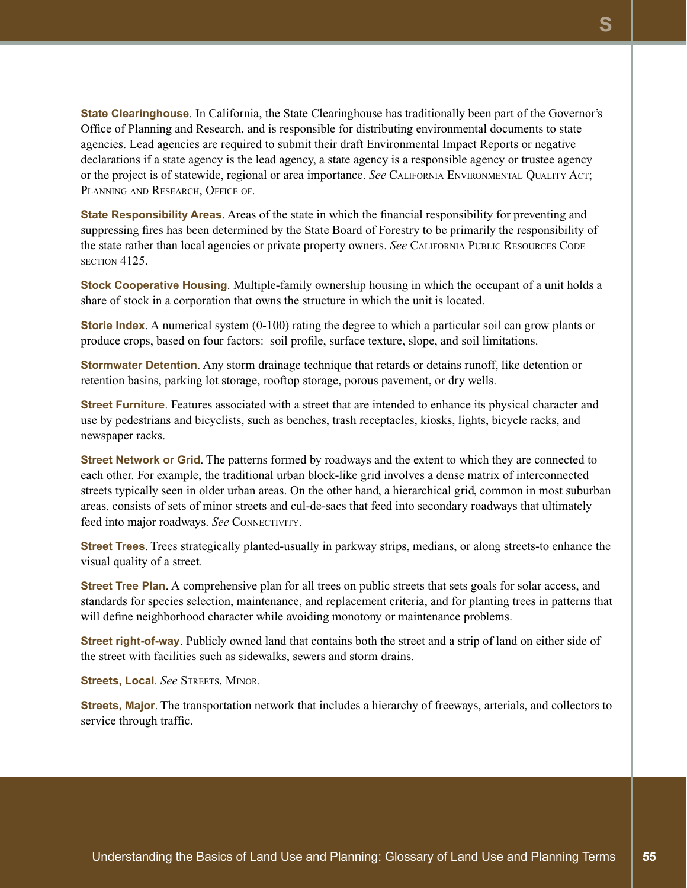**State Clearinghouse**. In California, the State Clearinghouse has traditionally been part of the Governor's Office of Planning and Research, and is responsible for distributing environmental documents to state agencies. Lead agencies are required to submit their draft Environmental Impact Reports or negative declarations if a state agency is the lead agency, a state agency is a responsible agency or trustee agency or the project is of statewide, regional or area importance. *See* California Environmental Quality Act; Planning and Research, Office of.

**State Responsibility Areas**. Areas of the state in which the financial responsibility for preventing and suppressing fires has been determined by the State Board of Forestry to be primarily the responsibility of the state rather than local agencies or private property owners. *See* California Public Resources Code section 4125.

**Stock Cooperative Housing**. Multiple-family ownership housing in which the occupant of a unit holds a share of stock in a corporation that owns the structure in which the unit is located.

**Storie Index**. A numerical system (0-100) rating the degree to which a particular soil can grow plants or produce crops, based on four factors: soil profile, surface texture, slope, and soil limitations.

**Stormwater Detention**. Any storm drainage technique that retards or detains runoff, like detention or retention basins, parking lot storage, rooftop storage, porous pavement, or dry wells.

**Street Furniture**. Features associated with a street that are intended to enhance its physical character and use by pedestrians and bicyclists, such as benches, trash receptacles, kiosks, lights, bicycle racks, and newspaper racks.

**Street Network or Grid**. The patterns formed by roadways and the extent to which they are connected to each other. For example, the traditional urban block-like grid involves a dense matrix of interconnected streets typically seen in older urban areas. On the other hand, a hierarchical grid, common in most suburban areas, consists of sets of minor streets and cul-de-sacs that feed into secondary roadways that ultimately feed into major roadways. *See* Connectivity.

**Street Trees**. Trees strategically planted-usually in parkway strips, medians, or along streets-to enhance the visual quality of a street.

**Street Tree Plan**. A comprehensive plan for all trees on public streets that sets goals for solar access, and standards for species selection, maintenance, and replacement criteria, and for planting trees in patterns that will define neighborhood character while avoiding monotony or maintenance problems.

**Street right-of-way**. Publicly owned land that contains both the street and a strip of land on either side of the street with facilities such as sidewalks, sewers and storm drains.

**Streets, Local**. *See* Streets, Minor.

**Streets, Major**. The transportation network that includes a hierarchy of freeways, arterials, and collectors to service through traffic.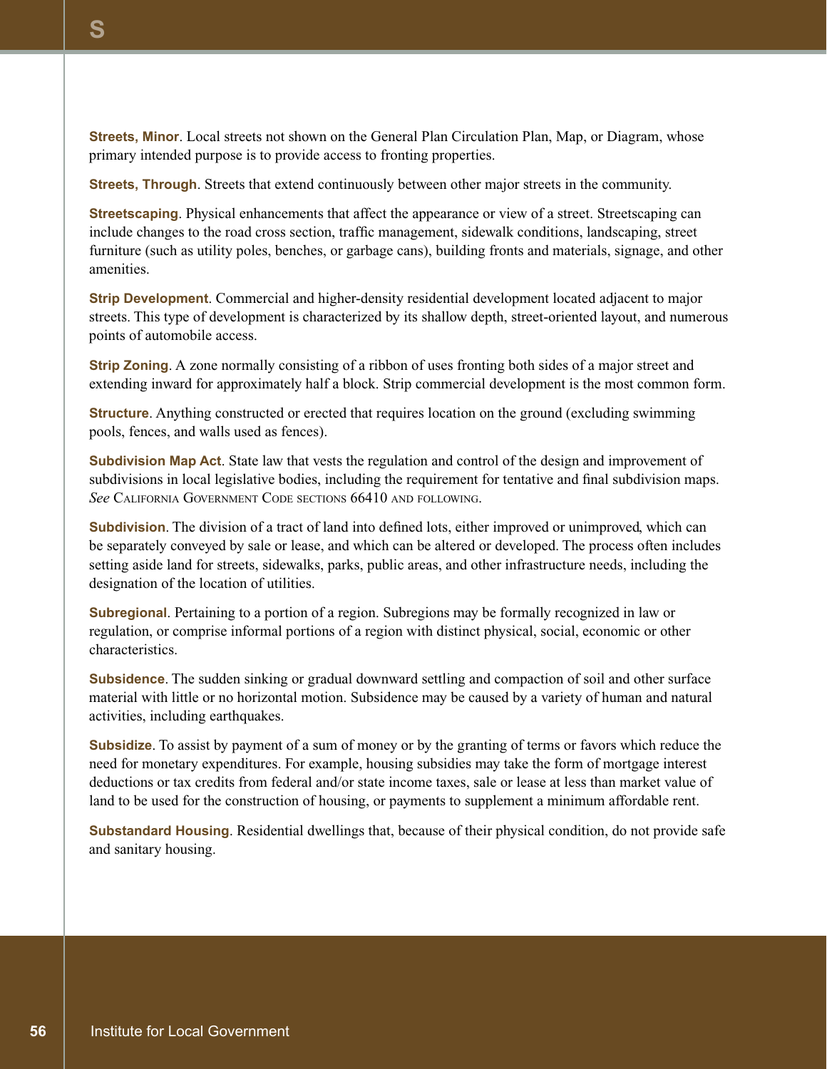**Streets, Minor**. Local streets not shown on the General Plan Circulation Plan, Map, or Diagram, whose primary intended purpose is to provide access to fronting properties.

**Streets, Through**. Streets that extend continuously between other major streets in the community.

**Streetscaping**. Physical enhancements that affect the appearance or view of a street. Streetscaping can include changes to the road cross section, traffic management, sidewalk conditions, landscaping, street furniture (such as utility poles, benches, or garbage cans), building fronts and materials, signage, and other amenities.

**Strip Development**. Commercial and higher-density residential development located adjacent to major streets. This type of development is characterized by its shallow depth, street-oriented layout, and numerous points of automobile access.

**Strip Zoning**. A zone normally consisting of a ribbon of uses fronting both sides of a major street and extending inward for approximately half a block. Strip commercial development is the most common form.

**Structure**. Anything constructed or erected that requires location on the ground (excluding swimming pools, fences, and walls used as fences).

**Subdivision Map Act**. State law that vests the regulation and control of the design and improvement of subdivisions in local legislative bodies, including the requirement for tentative and final subdivision maps. *See* California Government Code sections 66410 and following.

**Subdivision**. The division of a tract of land into defined lots, either improved or unimproved, which can be separately conveyed by sale or lease, and which can be altered or developed. The process often includes setting aside land for streets, sidewalks, parks, public areas, and other infrastructure needs, including the designation of the location of utilities.

**Subregional**. Pertaining to a portion of a region. Subregions may be formally recognized in law or regulation, or comprise informal portions of a region with distinct physical, social, economic or other characteristics.

**Subsidence**. The sudden sinking or gradual downward settling and compaction of soil and other surface material with little or no horizontal motion. Subsidence may be caused by a variety of human and natural activities, including earthquakes.

**Subsidize**. To assist by payment of a sum of money or by the granting of terms or favors which reduce the need for monetary expenditures. For example, housing subsidies may take the form of mortgage interest deductions or tax credits from federal and/or state income taxes, sale or lease at less than market value of land to be used for the construction of housing, or payments to supplement a minimum affordable rent.

**Substandard Housing**. Residential dwellings that, because of their physical condition, do not provide safe and sanitary housing.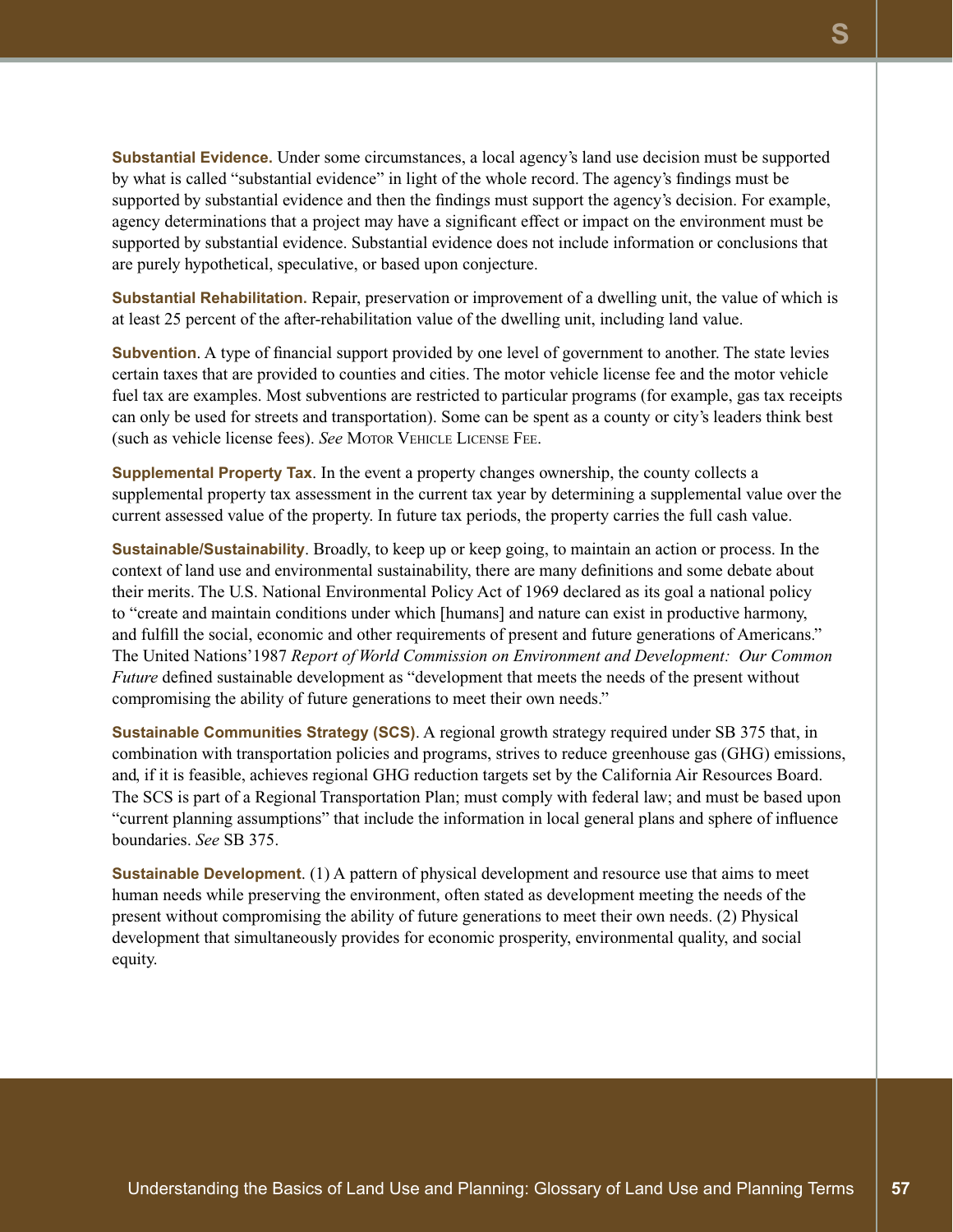**Substantial Evidence.** Under some circumstances, a local agency's land use decision must be supported by what is called "substantial evidence" in light of the whole record. The agency's findings must be supported by substantial evidence and then the findings must support the agency's decision. For example, agency determinations that a project may have a significant effect or impact on the environment must be supported by substantial evidence. Substantial evidence does not include information or conclusions that are purely hypothetical, speculative, or based upon conjecture.

**Substantial Rehabilitation.** Repair, preservation or improvement of a dwelling unit, the value of which is at least 25 percent of the after-rehabilitation value of the dwelling unit, including land value.

**Subvention**. A type of financial support provided by one level of government to another. The state levies certain taxes that are provided to counties and cities. The motor vehicle license fee and the motor vehicle fuel tax are examples. Most subventions are restricted to particular programs (for example, gas tax receipts can only be used for streets and transportation). Some can be spent as a county or city's leaders think best (such as vehicle license fees). *See* Motor Vehicle License Fee.

**Supplemental Property Tax**. In the event a property changes ownership, the county collects a supplemental property tax assessment in the current tax year by determining a supplemental value over the current assessed value of the property. In future tax periods, the property carries the full cash value.

**Sustainable/Sustainability**. Broadly, to keep up or keep going, to maintain an action or process. In the context of land use and environmental sustainability, there are many definitions and some debate about their merits. The U.S. National Environmental Policy Act of 1969 declared as its goal a national policy to "create and maintain conditions under which [humans] and nature can exist in productive harmony, and fulfill the social, economic and other requirements of present and future generations of Americans." The United Nations' 1987 *Report of World Commission on Environment and Development: Our Common Future* defined sustainable development as "development that meets the needs of the present without compromising the ability of future generations to meet their own needs."

**Sustainable Communities Strategy (SCS)**. A regional growth strategy required under SB 375 that, in combination with transportation policies and programs, strives to reduce greenhouse gas (GHG) emissions, and, if it is feasible, achieves regional GHG reduction targets set by the California Air Resources Board. The SCS is part of a Regional Transportation Plan; must comply with federal law; and must be based upon "current planning assumptions" that include the information in local general plans and sphere of influence boundaries. *See* SB 375.

**Sustainable Development**. (1) A pattern of physical development and resource use that aims to meet human needs while preserving the environment, often stated as development meeting the needs of the present without compromising the ability of future generations to meet their own needs. (2) Physical development that simultaneously provides for economic prosperity, environmental quality, and social equity.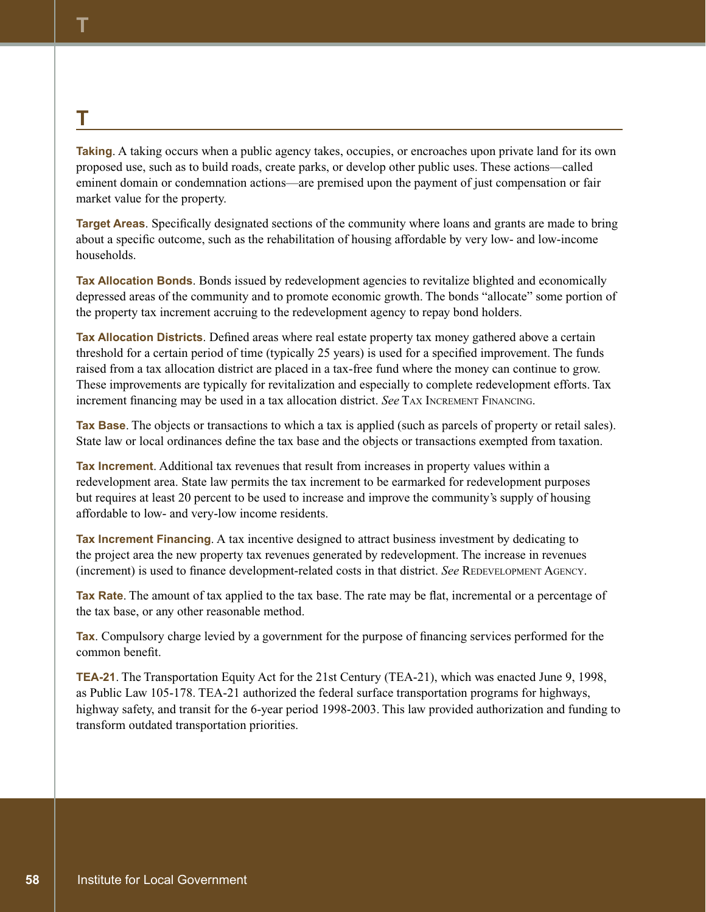## T

**Taking**. A taking occurs when a public agency takes, occupies, or encroaches upon private land for its own proposed use, such as to build roads, create parks, or develop other public uses. These actions—called eminent domain or condemnation actions—are premised upon the payment of just compensation or fair market value for the property.

**Target Areas**. Specifically designated sections of the community where loans and grants are made to bring about a specific outcome, such as the rehabilitation of housing affordable by very low- and low-income households.

**Tax Allocation Bonds**. Bonds issued by redevelopment agencies to revitalize blighted and economically depressed areas of the community and to promote economic growth. The bonds "allocate" some portion of the property tax increment accruing to the redevelopment agency to repay bond holders.

**Tax Allocation Districts**. Defined areas where real estate property tax money gathered above a certain threshold for a certain period of time (typically 25 years) is used for a specified improvement. The funds raised from a tax allocation district are placed in a tax-free fund where the money can continue to grow. These improvements are typically for revitalization and especially to complete redevelopment efforts. Tax increment financing may be used in a tax allocation district. *See* Tax Increment Financing.

**Tax Base**. The objects or transactions to which a tax is applied (such as parcels of property or retail sales). State law or local ordinances define the tax base and the objects or transactions exempted from taxation.

**Tax Increment**. Additional tax revenues that result from increases in property values within a redevelopment area. State law permits the tax increment to be earmarked for redevelopment purposes but requires at least 20 percent to be used to increase and improve the community's supply of housing affordable to low- and very-low income residents.

**Tax Increment Financing**. A tax incentive designed to attract business investment by dedicating to the project area the new property tax revenues generated by redevelopment. The increase in revenues (increment) is used to finance development-related costs in that district. *See* Redevelopment Agency.

**Tax Rate**. The amount of tax applied to the tax base. The rate may be flat, incremental or a percentage of the tax base, or any other reasonable method.

**Tax**. Compulsory charge levied by a government for the purpose of financing services performed for the common benefit.

**TEA-21**. The Transportation Equity Act for the 21st Century (TEA-21), which was enacted June 9, 1998, as Public Law 105-178. TEA-21 authorized the federal surface transportation programs for highways, highway safety, and transit for the 6-year period 1998-2003. This law provided authorization and funding to transform outdated transportation priorities.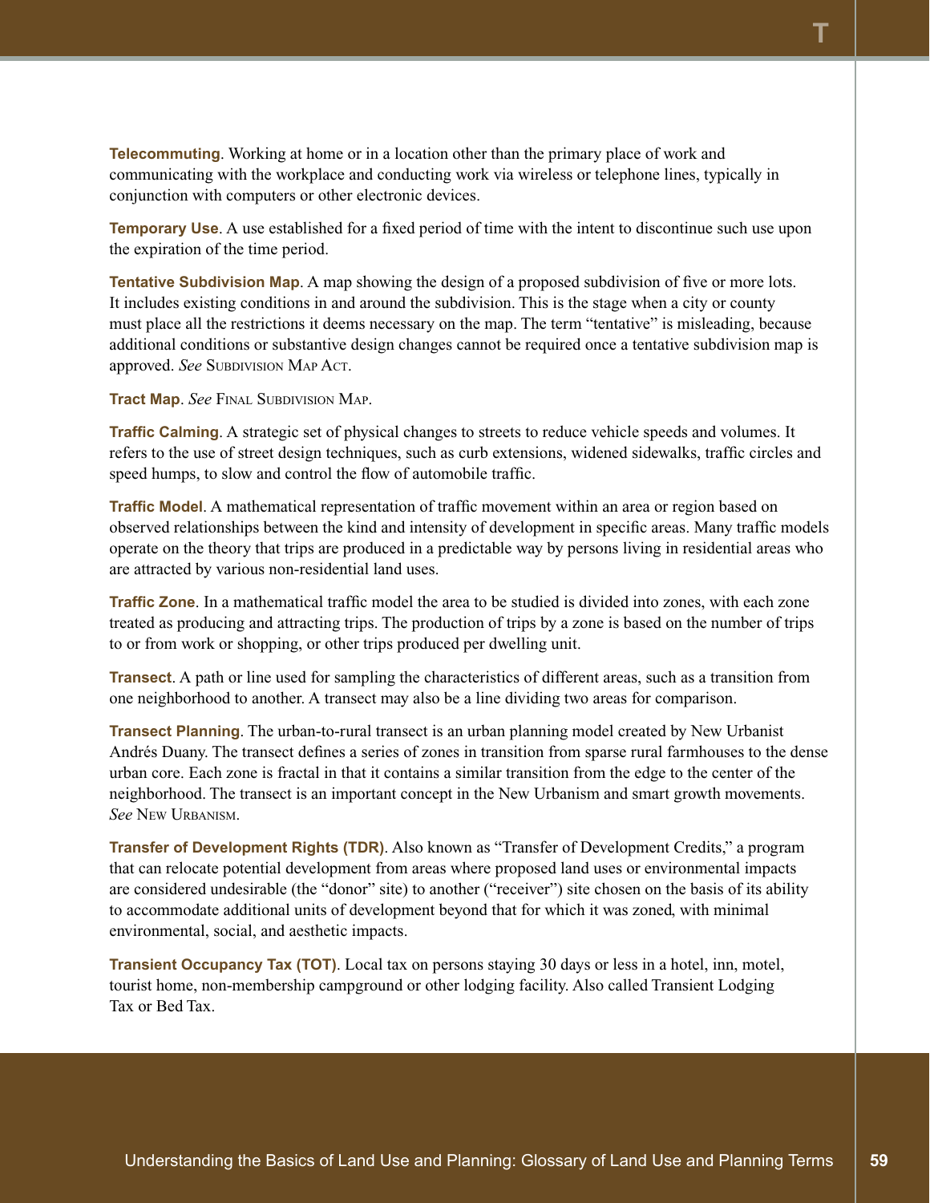**Telecommuting**. Working at home or in a location other than the primary place of work and communicating with the workplace and conducting work via wireless or telephone lines, typically in conjunction with computers or other electronic devices.

**Temporary Use**. A use established for a fixed period of time with the intent to discontinue such use upon the expiration of the time period.

**Tentative Subdivision Map**. A map showing the design of a proposed subdivision of five or more lots. It includes existing conditions in and around the subdivision. This is the stage when a city or county must place all the restrictions it deems necessary on the map. The term "tentative" is misleading, because additional conditions or substantive design changes cannot be required once a tentative subdivision map is approved. *See* Subdivision Map Act.

**Tract Map**. *See* Final Subdivision Map.

**Traffic Calming**. A strategic set of physical changes to streets to reduce vehicle speeds and volumes. It refers to the use of street design techniques, such as curb extensions, widened sidewalks, traffic circles and speed humps, to slow and control the flow of automobile traffic.

**Traffic Model**. A mathematical representation of traffic movement within an area or region based on observed relationships between the kind and intensity of development in specific areas. Many traffic models operate on the theory that trips are produced in a predictable way by persons living in residential areas who are attracted by various non-residential land uses.

**Traffic Zone**. In a mathematical traffic model the area to be studied is divided into zones, with each zone treated as producing and attracting trips. The production of trips by a zone is based on the number of trips to or from work or shopping, or other trips produced per dwelling unit.

**Transect**. A path or line used for sampling the characteristics of different areas, such as a transition from one neighborhood to another. A transect may also be a line dividing two areas for comparison.

**Transect Planning**. The urban-to-rural transect is an urban planning model created by New Urbanist Andrés Duany. The transect defines a series of zones in transition from sparse rural farmhouses to the dense urban core. Each zone is fractal in that it contains a similar transition from the edge to the center of the neighborhood. The transect is an important concept in the New Urbanism and smart growth movements. *See* New Urbanism.

**Transfer of Development Rights (TDR)**. Also known as "Transfer of Development Credits," a program that can relocate potential development from areas where proposed land uses or environmental impacts are considered undesirable (the "donor" site) to another ("receiver") site chosen on the basis of its ability to accommodate additional units of development beyond that for which it was zoned, with minimal environmental, social, and aesthetic impacts.

**Transient Occupancy Tax (TOT)**. Local tax on persons staying 30 days or less in a hotel, inn, motel, tourist home, non-membership campground or other lodging facility. Also called Transient Lodging Tax or Bed Tax.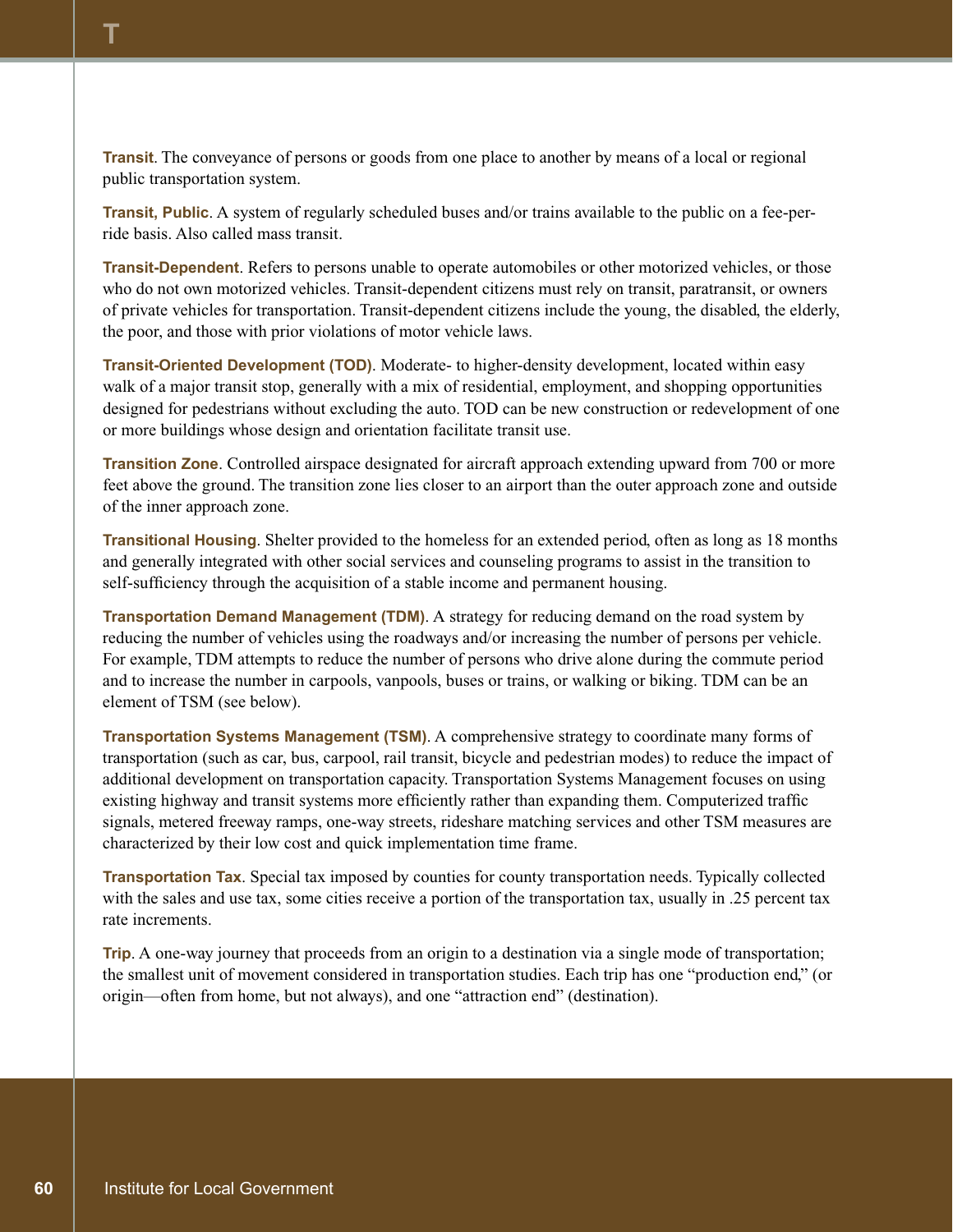**Transit**. The conveyance of persons or goods from one place to another by means of a local or regional public transportation system.

**Transit, Public**. A system of regularly scheduled buses and/or trains available to the public on a fee-per-ride basis. Also called mass transit.

**Transit-Dependent**. Refers to persons unable to operate automobiles or other motorized vehicles, or those who do not own motorized vehicles. Transit-dependent citizens must rely on transit, paratransit, or owners of private vehicles for transportation. Transit-dependent citizens include the young, the disabled, the elderly, the poor, and those with prior violations of motor vehicle laws.

**Transit-Oriented Development (TOD)**. Moderate- to higher-density development, located within easy walk of a major transit stop, generally with a mix of residential, employment, and shopping opportunities designed for pedestrians without excluding the auto. TOD can be new construction or redevelopment of one or more buildings whose design and orientation facilitate transit use.

**Transition Zone**. Controlled airspace designated for aircraft approach extending upward from 700 or more feet above the ground. The transition zone lies closer to an airport than the outer approach zone and outside of the inner approach zone.

**Transitional Housing**. Shelter provided to the homeless for an extended period, often as long as 18 months and generally integrated with other social services and counseling programs to assist in the transition to self-sufficiency through the acquisition of a stable income and permanent housing.

**Transportation Demand Management (TDM)**. A strategy for reducing demand on the road system by reducing the number of vehicles using the roadways and/or increasing the number of persons per vehicle. For example, TDM attempts to reduce the number of persons who drive alone during the commute period and to increase the number in carpools, vanpools, buses or trains, or walking or biking. TDM can be an element of TSM (see below).

**Transportation Systems Management (TSM)**. A comprehensive strategy to coordinate many forms of transportation (such as car, bus, carpool, rail transit, bicycle and pedestrian modes) to reduce the impact of additional development on transportation capacity. Transportation Systems Management focuses on using existing highway and transit systems more efficiently rather than expanding them. Computerized traffic signals, metered freeway ramps, one-way streets, rideshare matching services and other TSM measures are characterized by their low cost and quick implementation time frame.

**Transportation Tax**. Special tax imposed by counties for county transportation needs. Typically collected with the sales and use tax, some cities receive a portion of the transportation tax, usually in .25 percent tax rate increments.

**Trip**. A one-way journey that proceeds from an origin to a destination via a single mode of transportation; the smallest unit of movement considered in transportation studies. Each trip has one "production end," (or origin—often from home, but not always), and one "attraction end" (destination).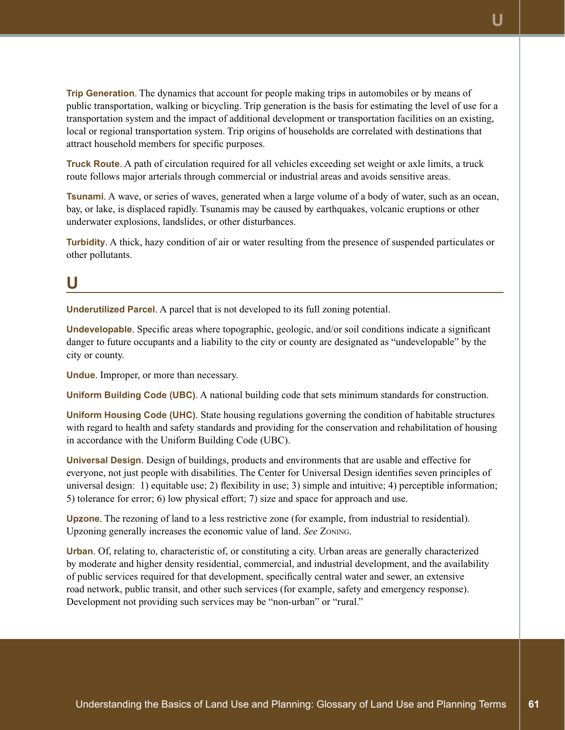**Trip Generation**. The dynamics that account for people making trips in automobiles or by means of public transportation, walking or bicycling. Trip generation is the basis for estimating the level of use for a transportation system and the impact of additional development or transportation facilities on an existing, local or regional transportation system. Trip origins of households are correlated with destinations that attract household members for specific purposes.

**Truck Route**. A path of circulation required for all vehicles exceeding set weight or axle limits, a truck route follows major arterials through commercial or industrial areas and avoids sensitive areas.

**Tsunami**. A wave, or series of waves, generated when a large volume of a body of water, such as an ocean, bay, or lake, is displaced rapidly. Tsunamis may be caused by earthquakes, volcanic eruptions or other underwater explosions, landslides, or other disturbances.

**Turbidity**. A thick, hazy condition of air or water resulting from the presence of suspended particulates or other pollutants.

## U

**Underutilized Parcel**. A parcel that is not developed to its full zoning potential.

**Undevelopable**. Specific areas where topographic, geologic, and/or soil conditions indicate a significant danger to future occupants and a liability to the city or county are designated as "undevelopable" by the city or county.

**Undue**. Improper, or more than necessary.

**Uniform Building Code (UBC)**. A national building code that sets minimum standards for construction.

**Uniform Housing Code (UHC)**. State housing regulations governing the condition of habitable structures with regard to health and safety standards and providing for the conservation and rehabilitation of housing in accordance with the Uniform Building Code (UBC).

**Universal Design**. Design of buildings, products and environments that are usable and effective for everyone, not just people with disabilities. The Center for Universal Design identifies seven principles of universal design: 1) equitable use; 2) flexibility in use; 3) simple and intuitive; 4) perceptible information; 5) tolerance for error; 6) low physical effort; 7) size and space for approach and use.

**Upzone**. The rezoning of land to a less restrictive zone (for example, from industrial to residential). Upzoning generally increases the economic value of land. *See* Zoning.

**Urban**. Of, relating to, characteristic of, or constituting a city. Urban areas are generally characterized by moderate and higher density residential, commercial, and industrial development, and the availability of public services required for that development, specifically central water and sewer, an extensive road network, public transit, and other such services (for example, safety and emergency response). Development not providing such services may be "non-urban" or "rural."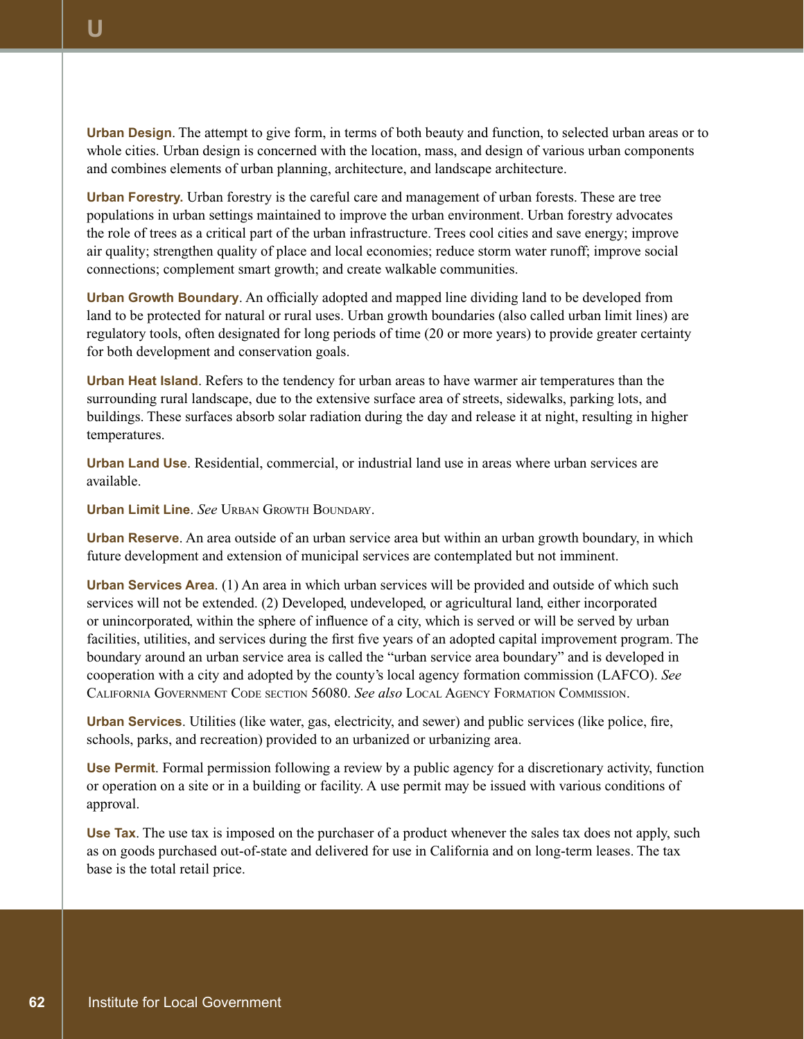**Urban Design**. The attempt to give form, in terms of both beauty and function, to selected urban areas or to whole cities. Urban design is concerned with the location, mass, and design of various urban components and combines elements of urban planning, architecture, and landscape architecture.

**Urban Forestry.** Urban forestry is the careful care and management of urban forests. These are tree populations in urban settings maintained to improve the urban environment. Urban forestry advocates the role of trees as a critical part of the urban infrastructure. Trees cool cities and save energy; improve air quality; strengthen quality of place and local economies; reduce storm water runoff; improve social connections; complement smart growth; and create walkable communities.

**Urban Growth Boundary**. An officially adopted and mapped line dividing land to be developed from land to be protected for natural or rural uses. Urban growth boundaries (also called urban limit lines) are regulatory tools, often designated for long periods of time (20 or more years) to provide greater certainty for both development and conservation goals.

**Urban Heat Island**. Refers to the tendency for urban areas to have warmer air temperatures than the surrounding rural landscape, due to the extensive surface area of streets, sidewalks, parking lots, and buildings. These surfaces absorb solar radiation during the day and release it at night, resulting in higher temperatures.

**Urban Land Use**. Residential, commercial, or industrial land use in areas where urban services are available.

**Urban Limit Line**. *See* Urban Growth Boundary.

**Urban Reserve**. An area outside of an urban service area but within an urban growth boundary, in which future development and extension of municipal services are contemplated but not imminent.

**Urban Services Area**. (1) An area in which urban services will be provided and outside of which such services will not be extended. (2) Developed, undeveloped, or agricultural land, either incorporated or unincorporated, within the sphere of influence of a city, which is served or will be served by urban facilities, utilities, and services during the first five years of an adopted capital improvement program. The boundary around an urban service area is called the "urban service area boundary" and is developed in cooperation with a city and adopted by the county's local agency formation commission (LAFCO). *See* California Government Code section 56080. *See also* Local Agency Formation Commission.

**Urban Services**. Utilities (like water, gas, electricity, and sewer) and public services (like police, fire, schools, parks, and recreation) provided to an urbanized or urbanizing area.

**Use Permit**. Formal permission following a review by a public agency for a discretionary activity, function or operation on a site or in a building or facility. A use permit may be issued with various conditions of approval.

**Use Tax**. The use tax is imposed on the purchaser of a product whenever the sales tax does not apply, such as on goods purchased out-of-state and delivered for use in California and on long-term leases. The tax base is the total retail price.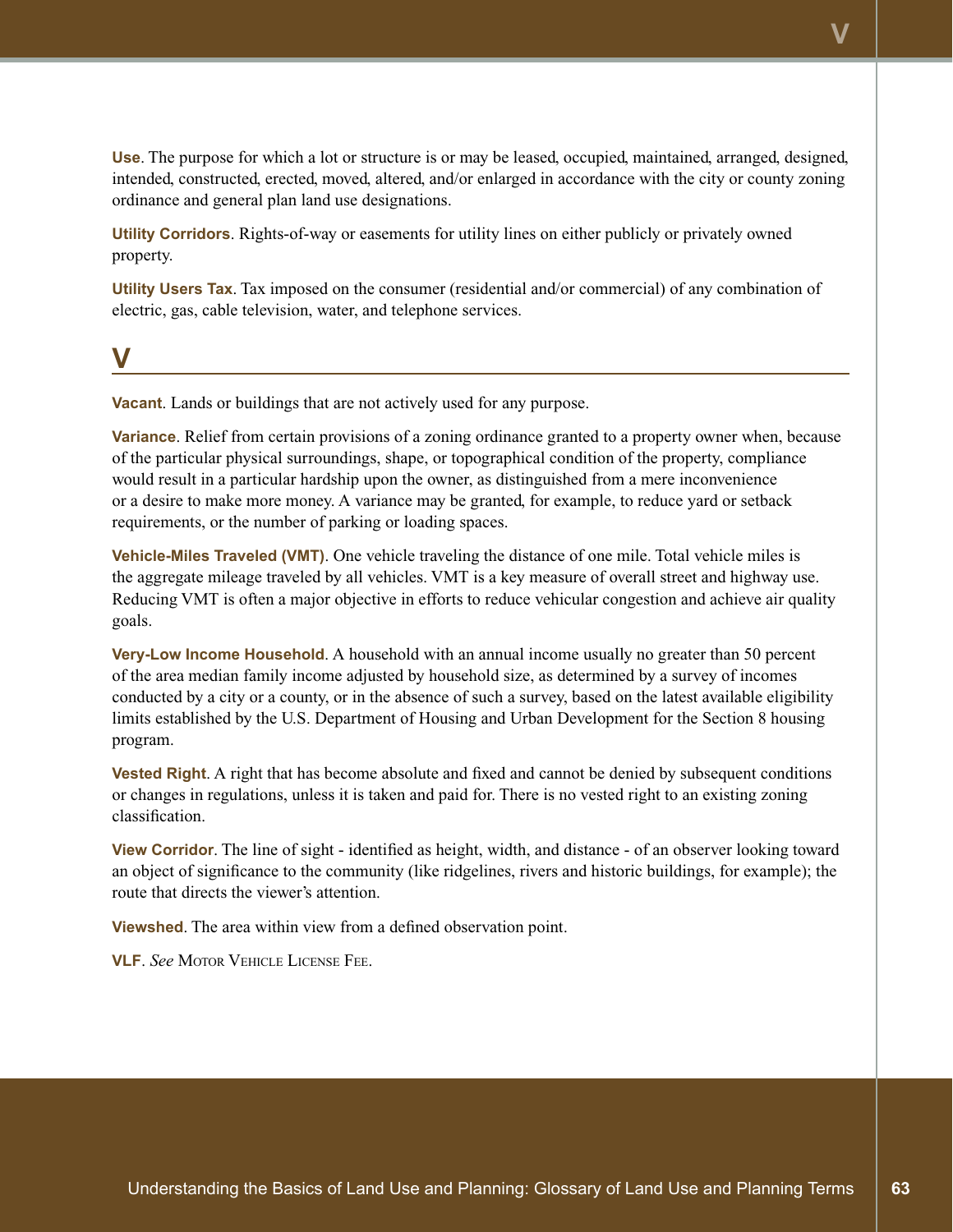**Use**. The purpose for which a lot or structure is or may be leased, occupied, maintained, arranged, designed, intended, constructed, erected, moved, altered, and/or enlarged in accordance with the city or county zoning ordinance and general plan land use designations.

**Utility Corridors**. Rights-of-way or easements for utility lines on either publicly or privately owned property.

**Utility Users Tax**. Tax imposed on the consumer (residential and/or commercial) of any combination of electric, gas, cable television, water, and telephone services.

## V

**Vacant**. Lands or buildings that are not actively used for any purpose.

**Variance**. Relief from certain provisions of a zoning ordinance granted to a property owner when, because of the particular physical surroundings, shape, or topographical condition of the property, compliance would result in a particular hardship upon the owner, as distinguished from a mere inconvenience or a desire to make more money. A variance may be granted, for example, to reduce yard or setback requirements, or the number of parking or loading spaces.

**Vehicle-Miles Traveled (VMT)**. One vehicle traveling the distance of one mile. Total vehicle miles is the aggregate mileage traveled by all vehicles. VMT is a key measure of overall street and highway use. Reducing VMT is often a major objective in efforts to reduce vehicular congestion and achieve air quality goals.

**Very-Low Income Household**. A household with an annual income usually no greater than 50 percent of the area median family income adjusted by household size, as determined by a survey of incomes conducted by a city or a county, or in the absence of such a survey, based on the latest available eligibility limits established by the U.S. Department of Housing and Urban Development for the Section 8 housing program.

**Vested Right**. A right that has become absolute and fixed and cannot be denied by subsequent conditions or changes in regulations, unless it is taken and paid for. There is no vested right to an existing zoning classification.

**View Corridor**. The line of sight - identified as height, width, and distance - of an observer looking toward an object of significance to the community (like ridgelines, rivers and historic buildings, for example); the route that directs the viewer's attention.

**Viewshed**. The area within view from a defined observation point.

**VLF**. *See* Motor Vehicle License Fee.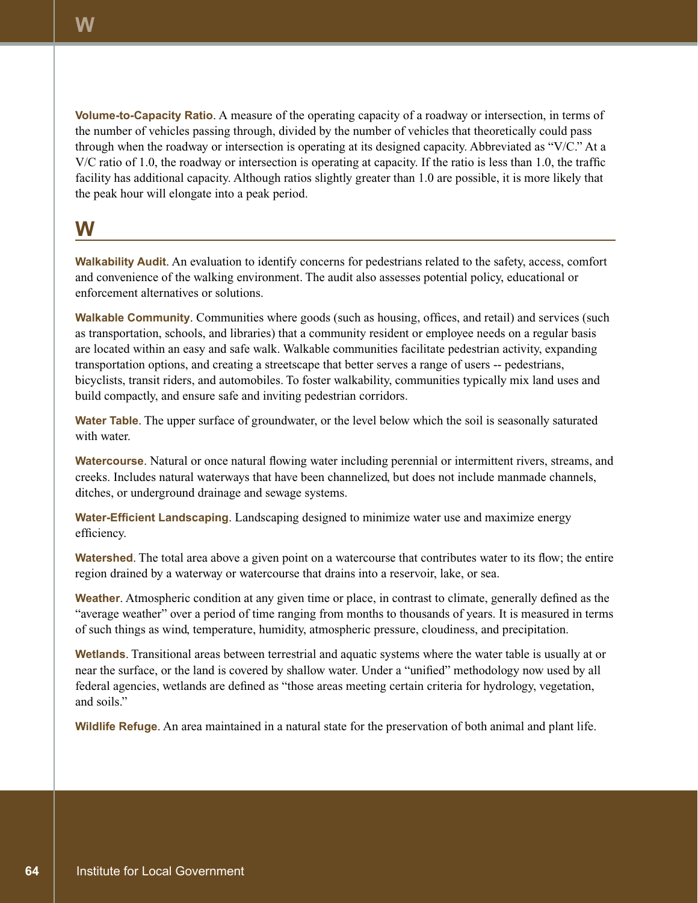**Volume-to-Capacity Ratio**. A measure of the operating capacity of a roadway or intersection, in terms of the number of vehicles passing through, divided by the number of vehicles that theoretically could pass through when the roadway or intersection is operating at its designed capacity. Abbreviated as "V/C." At a V/C ratio of 1.0, the roadway or intersection is operating at capacity. If the ratio is less than 1.0, the traffic facility has additional capacity. Although ratios slightly greater than 1.0 are possible, it is more likely that the peak hour will elongate into a peak period.

## W

**Walkability Audit**. An evaluation to identify concerns for pedestrians related to the safety, access, comfort and convenience of the walking environment. The audit also assesses potential policy, educational or enforcement alternatives or solutions.

**Walkable Community**. Communities where goods (such as housing, offices, and retail) and services (such as transportation, schools, and libraries) that a community resident or employee needs on a regular basis are located within an easy and safe walk. Walkable communities facilitate pedestrian activity, expanding transportation options, and creating a streetscape that better serves a range of users -- pedestrians, bicyclists, transit riders, and automobiles. To foster walkability, communities typically mix land uses and build compactly, and ensure safe and inviting pedestrian corridors.

**Water Table**. The upper surface of groundwater, or the level below which the soil is seasonally saturated with water.

**Watercourse**. Natural or once natural flowing water including perennial or intermittent rivers, streams, and creeks. Includes natural waterways that have been channelized, but does not include manmade channels, ditches, or underground drainage and sewage systems.

**Water-Efficient Landscaping**. Landscaping designed to minimize water use and maximize energy efficiency.

**Watershed**. The total area above a given point on a watercourse that contributes water to its flow; the entire region drained by a waterway or watercourse that drains into a reservoir, lake, or sea.

**Weather**. Atmospheric condition at any given time or place, in contrast to climate, generally defined as the "average weather" over a period of time ranging from months to thousands of years. It is measured in terms of such things as wind, temperature, humidity, atmospheric pressure, cloudiness, and precipitation.

**Wetlands**. Transitional areas between terrestrial and aquatic systems where the water table is usually at or near the surface, or the land is covered by shallow water. Under a "unified" methodology now used by all federal agencies, wetlands are defined as "those areas meeting certain criteria for hydrology, vegetation, and soils."

**Wildlife Refuge**. An area maintained in a natural state for the preservation of both animal and plant life.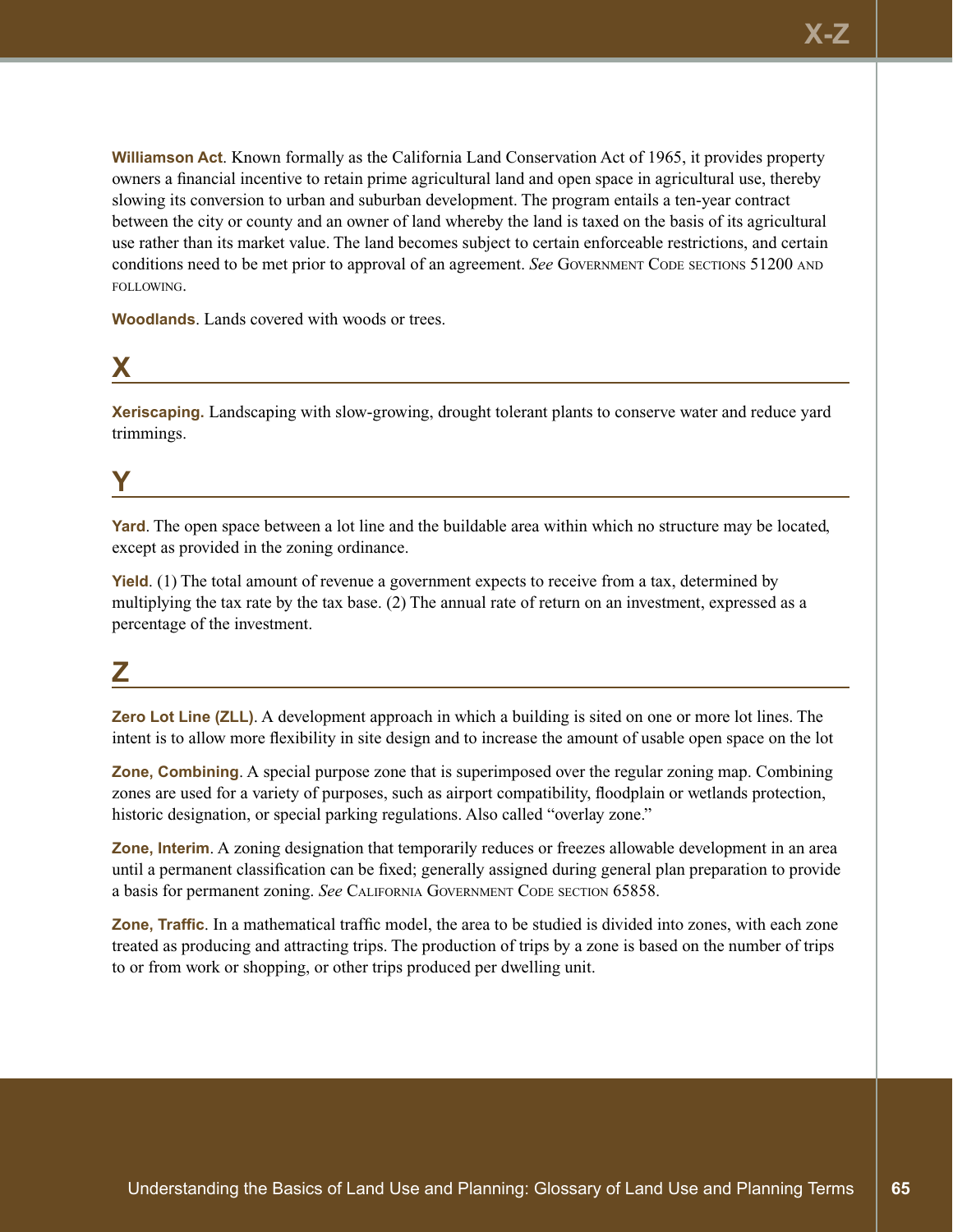**Williamson Act**. Known formally as the California Land Conservation Act of 1965, it provides property owners a financial incentive to retain prime agricultural land and open space in agricultural use, thereby slowing its conversion to urban and suburban development. The program entails a ten-year contract between the city or county and an owner of land whereby the land is taxed on the basis of its agricultural use rather than its market value. The land becomes subject to certain enforceable restrictions, and certain conditions need to be met prior to approval of an agreement. *See* Government Code sections 51200 and following.

**Woodlands**. Lands covered with woods or trees.

## X

**Xeriscaping.** Landscaping with slow-growing, drought tolerant plants to conserve water and reduce yard trimmings.

## Y

**Yard**. The open space between a lot line and the buildable area within which no structure may be located, except as provided in the zoning ordinance.

**Yield**. (1) The total amount of revenue a government expects to receive from a tax, determined by multiplying the tax rate by the tax base. (2) The annual rate of return on an investment, expressed as a percentage of the investment.

## Z

**Zero Lot Line (ZLL)**. A development approach in which a building is sited on one or more lot lines. The intent is to allow more flexibility in site design and to increase the amount of usable open space on the lot

**Zone, Combining**. A special purpose zone that is superimposed over the regular zoning map. Combining zones are used for a variety of purposes, such as airport compatibility, floodplain or wetlands protection, historic designation, or special parking regulations. Also called "overlay zone."

**Zone, Interim**. A zoning designation that temporarily reduces or freezes allowable development in an area until a permanent classification can be fixed; generally assigned during general plan preparation to provide a basis for permanent zoning. *See* California Government Code section 65858.

**Zone, Traffic**. In a mathematical traffic model, the area to be studied is divided into zones, with each zone treated as producing and attracting trips. The production of trips by a zone is based on the number of trips to or from work or shopping, or other trips produced per dwelling unit.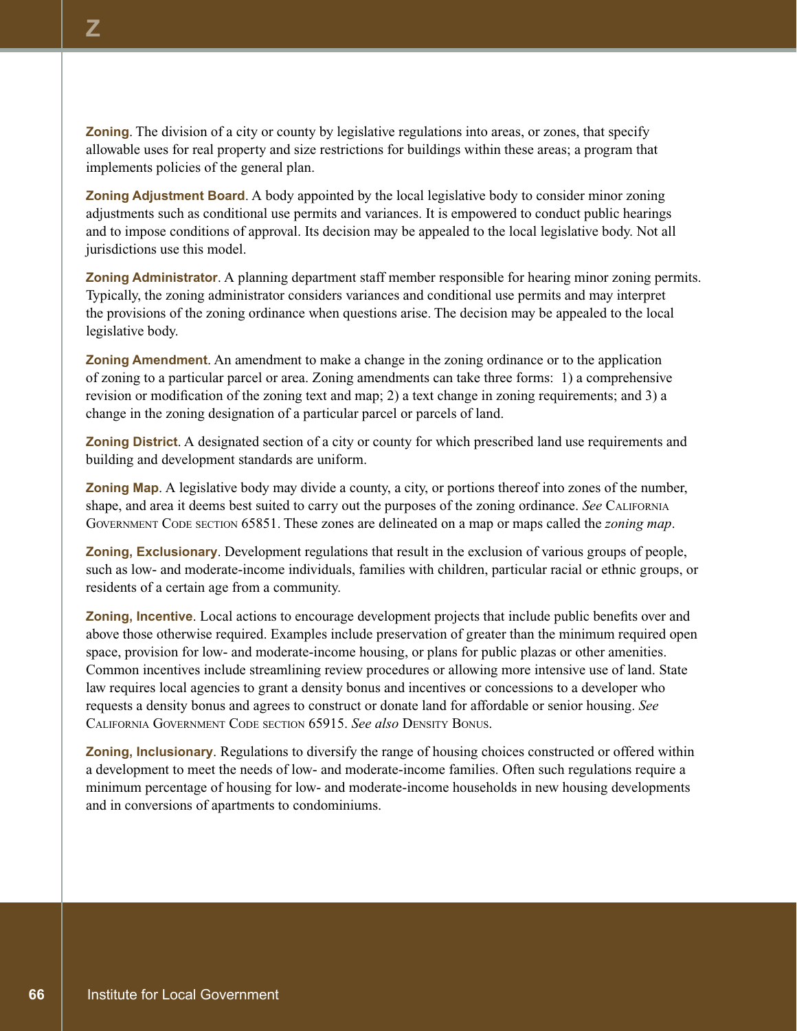**Zoning**. The division of a city or county by legislative regulations into areas, or zones, that specify allowable uses for real property and size restrictions for buildings within these areas; a program that implements policies of the general plan.

**Zoning Adjustment Board**. A body appointed by the local legislative body to consider minor zoning adjustments such as conditional use permits and variances. It is empowered to conduct public hearings and to impose conditions of approval. Its decision may be appealed to the local legislative body. Not all jurisdictions use this model.

**Zoning Administrator**. A planning department staff member responsible for hearing minor zoning permits. Typically, the zoning administrator considers variances and conditional use permits and may interpret the provisions of the zoning ordinance when questions arise. The decision may be appealed to the local legislative body.

**Zoning Amendment**. An amendment to make a change in the zoning ordinance or to the application of zoning to a particular parcel or area. Zoning amendments can take three forms: 1) a comprehensive revision or modification of the zoning text and map; 2) a text change in zoning requirements; and 3) a change in the zoning designation of a particular parcel or parcels of land.

**Zoning District**. A designated section of a city or county for which prescribed land use requirements and building and development standards are uniform.

**Zoning Map**. A legislative body may divide a county, a city, or portions thereof into zones of the number, shape, and area it deems best suited to carry out the purposes of the zoning ordinance. *See* California Government Code section 65851. These zones are delineated on a map or maps called the *zoning map*.

**Zoning, Exclusionary**. Development regulations that result in the exclusion of various groups of people, such as low- and moderate-income individuals, families with children, particular racial or ethnic groups, or residents of a certain age from a community.

**Zoning, Incentive**. Local actions to encourage development projects that include public benefits over and above those otherwise required. Examples include preservation of greater than the minimum required open space, provision for low- and moderate-income housing, or plans for public plazas or other amenities. Common incentives include streamlining review procedures or allowing more intensive use of land. State law requires local agencies to grant a density bonus and incentives or concessions to a developer who requests a density bonus and agrees to construct or donate land for affordable or senior housing. *See* California Government Code section 65915. *See also* Density Bonus.

**Zoning, Inclusionary**. Regulations to diversify the range of housing choices constructed or offered within a development to meet the needs of low- and moderate-income families. Often such regulations require a minimum percentage of housing for low- and moderate-income households in new housing developments and in conversions of apartments to condominiums.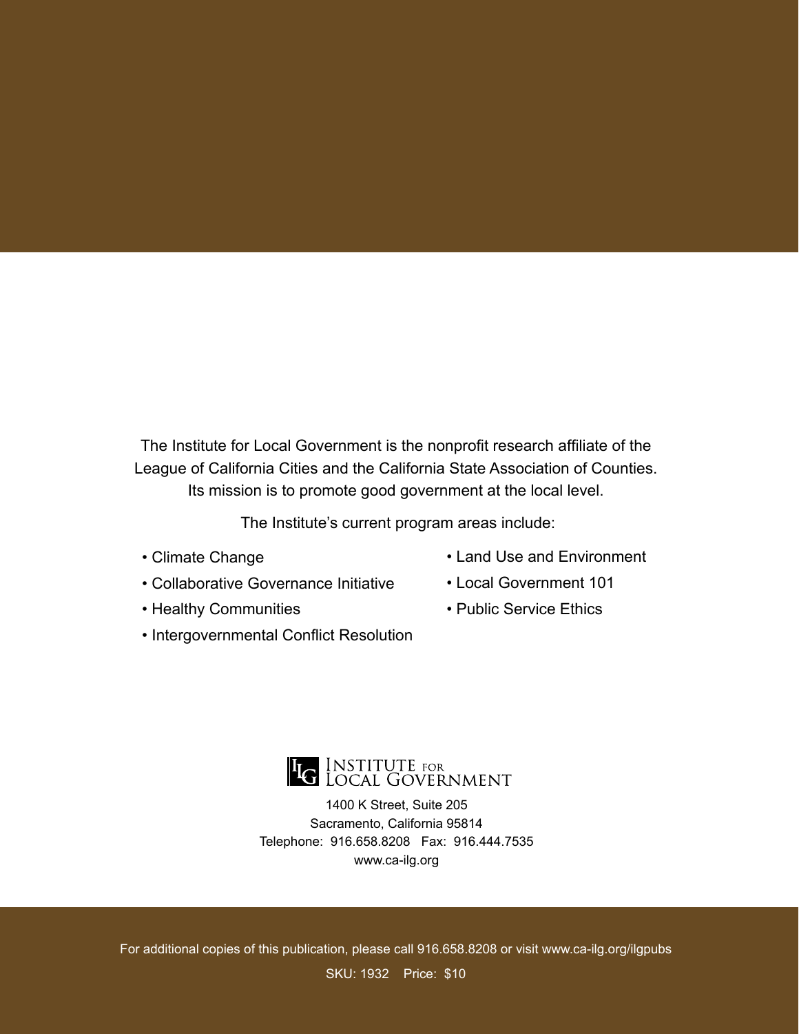The Institute for Local Government is the nonprofit research affiliate of the League of California Cities and the California State Association of Counties. Its mission is to promote good government at the local level.

The Institute's current program areas include:

- Climate Change
- Collaborative Governance Initiative
- Healthy Communities
- Intergovernmental Conflict Resolution
- Land Use and Environment
- Local Government 101
- Public Service Ethics

INSTITUTE FOR LOCAL GOVERNMENT

1400 K Street, Suite 205
Sacramento, California 95814
Telephone: 916.658.8208 Fax: 916.444.7535
www.ca-ilg.org

For additional copies of this publication, please call 916.658.8208 or visit www.ca-ilg.org/ilgpubs

SKU: 1932 Price: $10